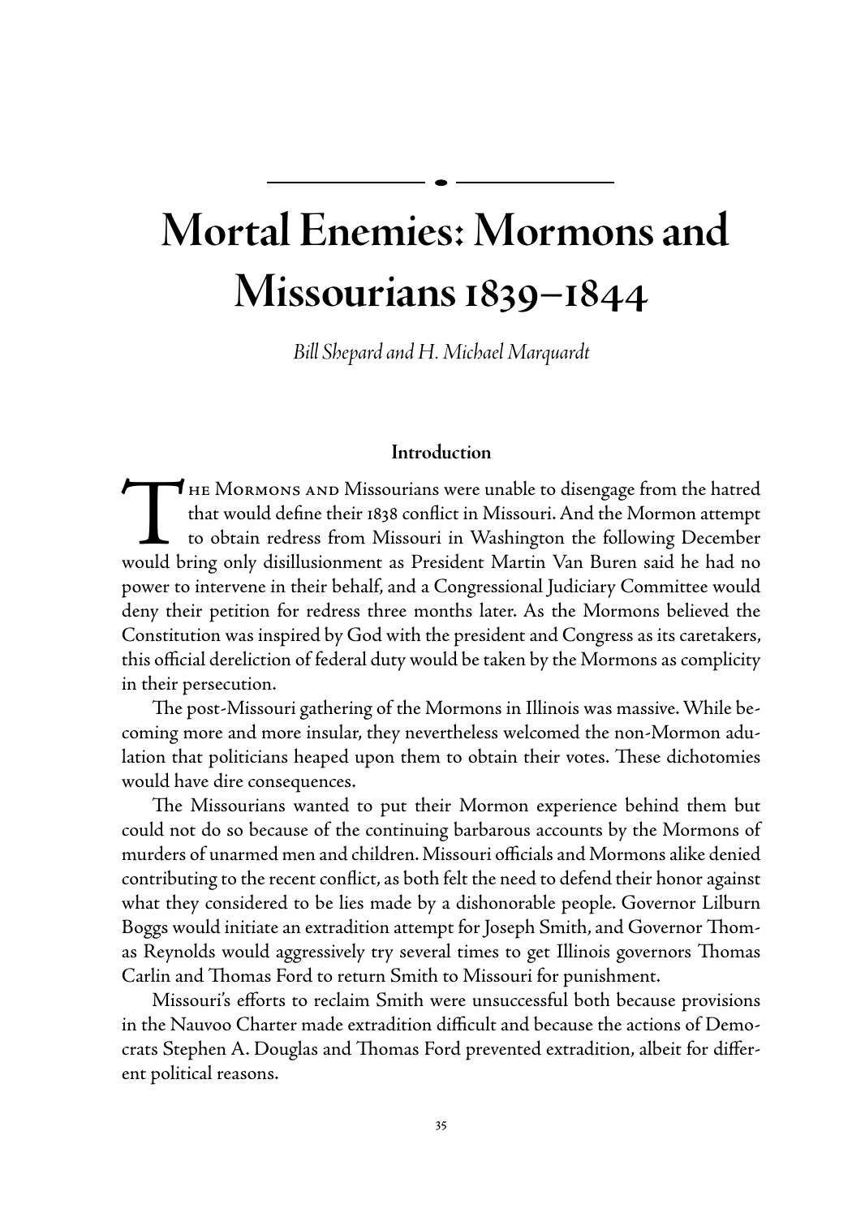# Mortal Enemies: Mormons and Missourians 1839–1844

*Bill Shepard and H. Michael Marquardt*

## Introduction

The Mormons and Missourians were unable to disengage from the hatred that would define their 1838 conflict in Missouri. And the Mormon attempt to obtain redress from Missouri in Washington the following December would bring only disillusionment as President Martin Van Buren said he had no power to intervene in their behalf, and a Congressional Judiciary Committee would deny their petition for redress three months later. As the Mormons believed the Constitution was inspired by God with the president and Congress as its caretakers, this official dereliction of federal duty would be taken by the Mormons as complicity in their persecution.

The post-Missouri gathering of the Mormons in Illinois was massive. While becoming more and more insular, they nevertheless welcomed the non-Mormon adulation that politicians heaped upon them to obtain their votes. These dichotomies would have dire consequences.

The Missourians wanted to put their Mormon experience behind them but could not do so because of the continuing barbarous accounts by the Mormons of murders of unarmed men and children. Missouri officials and Mormons alike denied contributing to the recent conflict, as both felt the need to defend their honor against what they considered to be lies made by a dishonorable people. Governor Lilburn Boggs would initiate an extradition attempt for Joseph Smith, and Governor Thomas Reynolds would aggressively try several times to get Illinois governors Thomas Carlin and Thomas Ford to return Smith to Missouri for punishment.

Missouri's efforts to reclaim Smith were unsuccessful both because provisions in the Nauvoo Charter made extradition difficult and because the actions of Democrats Stephen A. Douglas and Thomas Ford prevented extradition, albeit for different political reasons.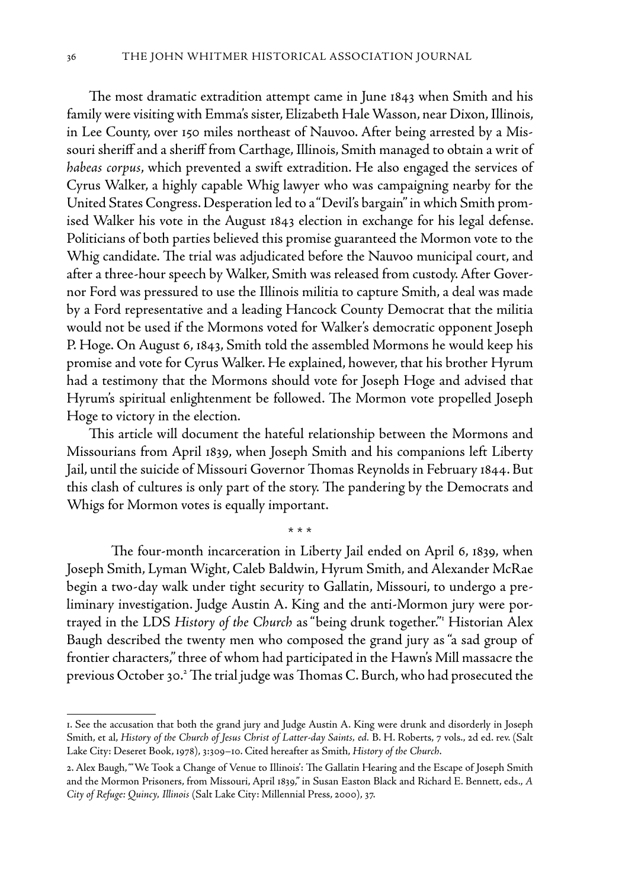The most dramatic extradition attempt came in June 1843 when Smith and his family were visiting with Emma's sister, Elizabeth Hale Wasson, near Dixon, Illinois, in Lee County, over 150 miles northeast of Nauvoo. After being arrested by a Missouri sheriff and a sheriff from Carthage, Illinois, Smith managed to obtain a writ of *habeas corpus*, which prevented a swift extradition. He also engaged the services of Cyrus Walker, a highly capable Whig lawyer who was campaigning nearby for the United States Congress. Desperation led to a "Devil's bargain" in which Smith promised Walker his vote in the August 1843 election in exchange for his legal defense. Politicians of both parties believed this promise guaranteed the Mormon vote to the Whig candidate. The trial was adjudicated before the Nauvoo municipal court, and after a three-hour speech by Walker, Smith was released from custody. After Governor Ford was pressured to use the Illinois militia to capture Smith, a deal was made by a Ford representative and a leading Hancock County Democrat that the militia would not be used if the Mormons voted for Walker's democratic opponent Joseph P. Hoge. On August 6, 1843, Smith told the assembled Mormons he would keep his promise and vote for Cyrus Walker. He explained, however, that his brother Hyrum had a testimony that the Mormons should vote for Joseph Hoge and advised that Hyrum's spiritual enlightenment be followed. The Mormon vote propelled Joseph Hoge to victory in the election.

This article will document the hateful relationship between the Mormons and Missourians from April 1839, when Joseph Smith and his companions left Liberty Jail, until the suicide of Missouri Governor Thomas Reynolds in February 1844. But this clash of cultures is only part of the story. The pandering by the Democrats and Whigs for Mormon votes is equally important.

\* \* \*

The four-month incarceration in Liberty Jail ended on April 6, 1839, when Joseph Smith, Lyman Wight, Caleb Baldwin, Hyrum Smith, and Alexander McRae begin a two-day walk under tight security to Gallatin, Missouri, to undergo a preliminary investigation. Judge Austin A. King and the anti-Mormon jury were portrayed in the LDS *History of the Church* as "being drunk together."[1] Historian Alex Baugh described the twenty men who composed the grand jury as "a sad group of frontier characters," three of whom had participated in the Hawn's Mill massacre the previous October 30.[2] The trial judge was Thomas C. Burch, who had prosecuted the

1. See the accusation that both the grand jury and Judge Austin A. King were drunk and disorderly in Joseph Smith, et al, *History of the Church of Jesus Christ of Latter-day Saints, ed.* B. H. Roberts, 7 vols., 2d ed. rev. (Salt Lake City: Deseret Book, 1978), 3:309–10. Cited hereafter as Smith, *History of the Church*.

2. Alex Baugh, "'We Took a Change of Venue to Illinois': The Gallatin Hearing and the Escape of Joseph Smith and the Mormon Prisoners, from Missouri, April 1839," in Susan Easton Black and Richard E. Bennett, eds., *A City of Refuge: Quincy, Illinois* (Salt Lake City: Millennial Press, 2000), 37.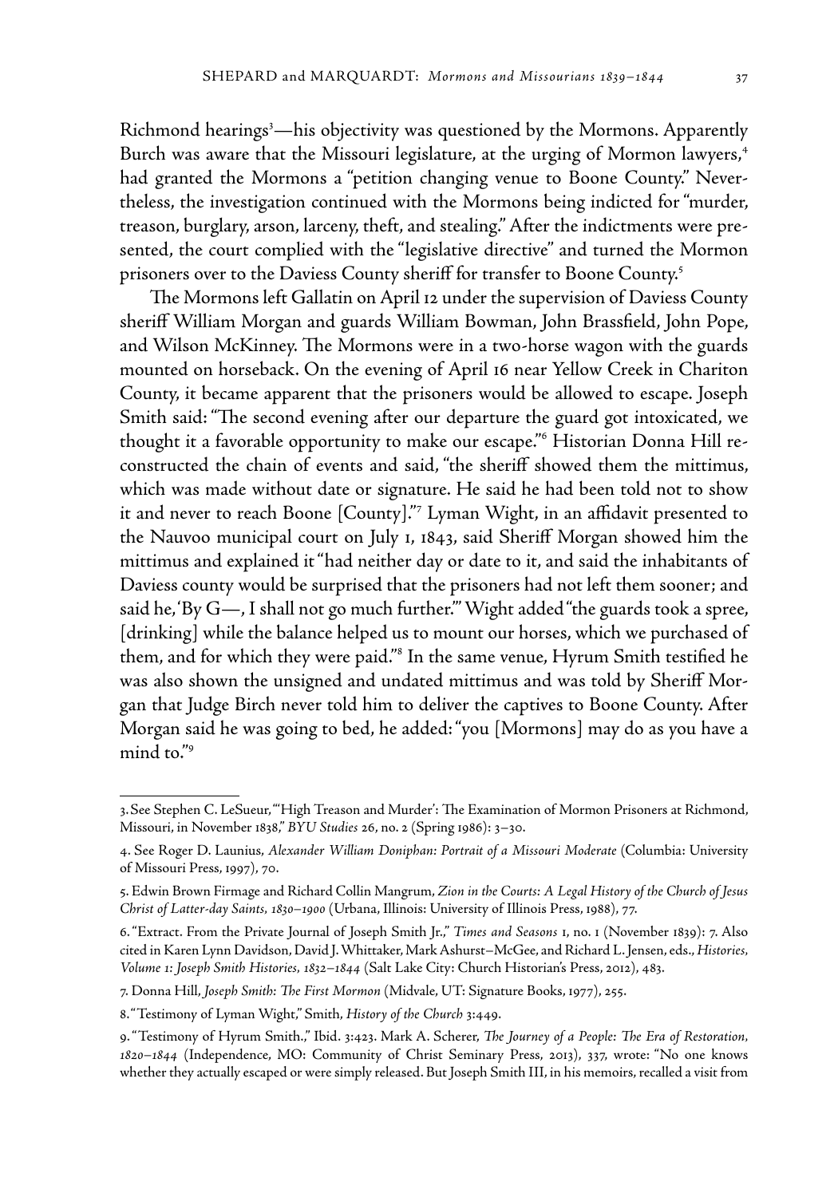Richmond hearings[3]—his objectivity was questioned by the Mormons. Apparently Burch was aware that the Missouri legislature, at the urging of Mormon lawyers,[4] had granted the Mormons a "petition changing venue to Boone County." Nevertheless, the investigation continued with the Mormons being indicted for "murder, treason, burglary, arson, larceny, theft, and stealing." After the indictments were presented, the court complied with the "legislative directive" and turned the Mormon prisoners over to the Daviess County sheriff for transfer to Boone County.[5]

The Mormons left Gallatin on April 12 under the supervision of Daviess County sheriff William Morgan and guards William Bowman, John Brassfield, John Pope, and Wilson McKinney. The Mormons were in a two-horse wagon with the guards mounted on horseback. On the evening of April 16 near Yellow Creek in Chariton County, it became apparent that the prisoners would be allowed to escape. Joseph Smith said: "The second evening after our departure the guard got intoxicated, we thought it a favorable opportunity to make our escape."[6] Historian Donna Hill reconstructed the chain of events and said, "the sheriff showed them the mittimus, which was made without date or signature. He said he had been told not to show it and never to reach Boone [County]."[7] Lyman Wight, in an affidavit presented to the Nauvoo municipal court on July 1, 1843, said Sheriff Morgan showed him the mittimus and explained it "had neither day or date to it, and said the inhabitants of Daviess county would be surprised that the prisoners had not left them sooner; and said he, 'By G—, I shall not go much further.'" Wight added "the guards took a spree, [drinking] while the balance helped us to mount our horses, which we purchased of them, and for which they were paid."[8] In the same venue, Hyrum Smith testified he was also shown the unsigned and undated mittimus and was told by Sheriff Morgan that Judge Birch never told him to deliver the captives to Boone County. After Morgan said he was going to bed, he added: "you [Mormons] may do as you have a mind to."[9]

---

3. See Stephen C. LeSueur, "'High Treason and Murder': The Examination of Mormon Prisoners at Richmond, Missouri, in November 1838," *BYU Studies* 26, no. 2 (Spring 1986): 3–30.

4. See Roger D. Launius, *Alexander William Doniphan: Portrait of a Missouri Moderate* (Columbia: University of Missouri Press, 1997), 70.

5. Edwin Brown Firmage and Richard Collin Mangrum, *Zion in the Courts: A Legal History of the Church of Jesus Christ of Latter-day Saints, 1830–1900* (Urbana, Illinois: University of Illinois Press, 1988), 77.

6. "Extract. From the Private Journal of Joseph Smith Jr.," *Times and Seasons* 1, no. 1 (November 1839): 7. Also cited in Karen Lynn Davidson, David J. Whittaker, Mark Ashurst–McGee, and Richard L. Jensen, eds., *Histories, Volume 1: Joseph Smith Histories, 1832–1844* (Salt Lake City: Church Historian's Press, 2012), 483.

7. Donna Hill, *Joseph Smith: The First Mormon* (Midvale, UT: Signature Books, 1977), 255.

8. "Testimony of Lyman Wight," Smith, *History of the Church* 3:449.

9. "Testimony of Hyrum Smith.," Ibid. 3:423. Mark A. Scherer, *The Journey of a People: The Era of Restoration, 1820–1844* (Independence, MO: Community of Christ Seminary Press, 2013), 337, wrote: "No one knows whether they actually escaped or were simply released. But Joseph Smith III, in his memoirs, recalled a visit from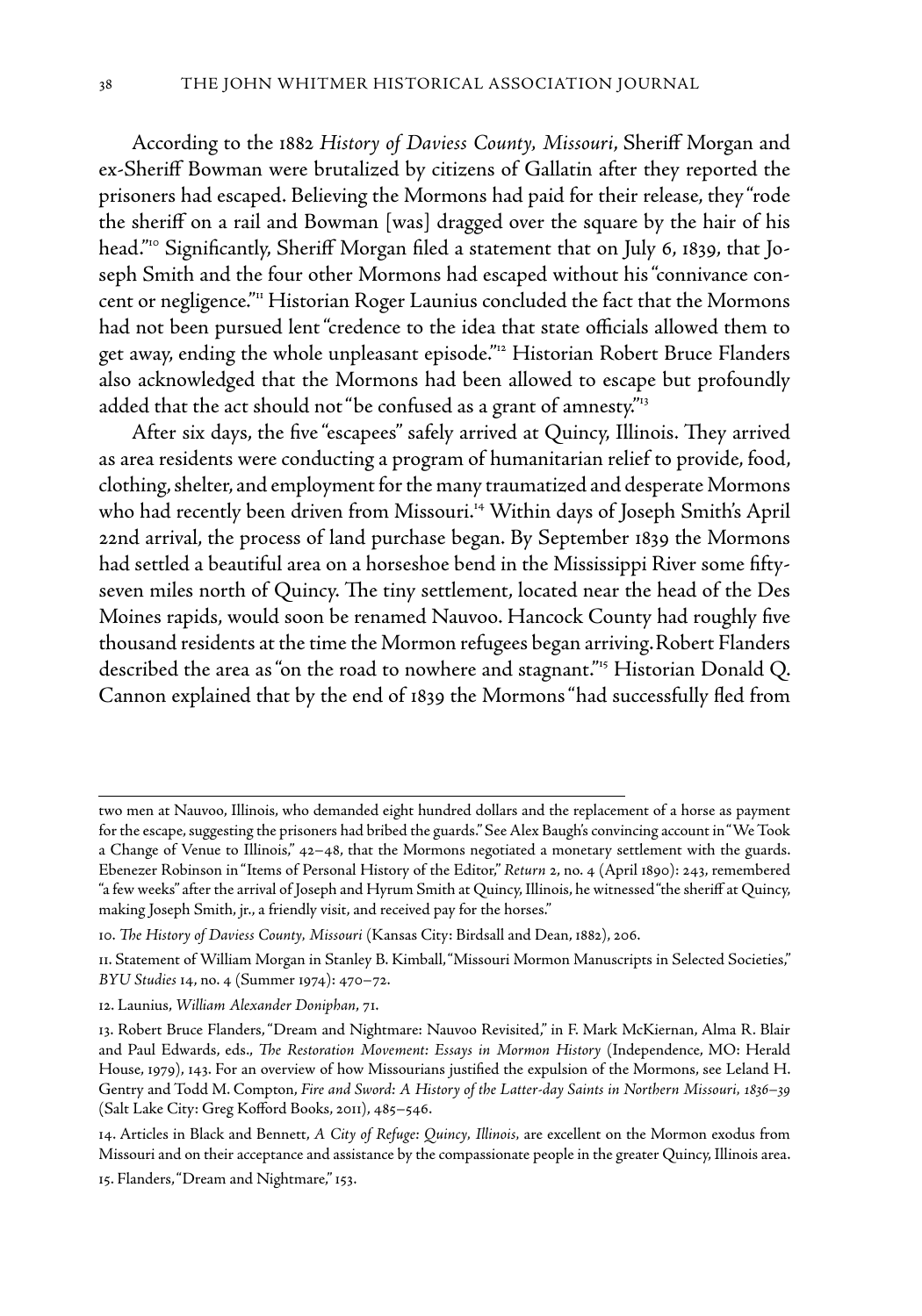According to the 1882 *History of Daviess County, Missouri*, Sheriff Morgan and ex-Sheriff Bowman were brutalized by citizens of Gallatin after they reported the prisoners had escaped. Believing the Mormons had paid for their release, they "rode the sheriff on a rail and Bowman [was] dragged over the square by the hair of his head."[10] Significantly, Sheriff Morgan filed a statement that on July 6, 1839, that Joseph Smith and the four other Mormons had escaped without his "connivance concent or negligence."[11] Historian Roger Launius concluded the fact that the Mormons had not been pursued lent "credence to the idea that state officials allowed them to get away, ending the whole unpleasant episode."[12] Historian Robert Bruce Flanders also acknowledged that the Mormons had been allowed to escape but profoundly added that the act should not "be confused as a grant of amnesty."[13]

After six days, the five "escapees" safely arrived at Quincy, Illinois. They arrived as area residents were conducting a program of humanitarian relief to provide, food, clothing, shelter, and employment for the many traumatized and desperate Mormons who had recently been driven from Missouri.[14] Within days of Joseph Smith's April 22nd arrival, the process of land purchase began. By September 1839 the Mormons had settled a beautiful area on a horseshoe bend in the Mississippi River some fifty-seven miles north of Quincy. The tiny settlement, located near the head of the Des Moines rapids, would soon be renamed Nauvoo. Hancock County had roughly five thousand residents at the time the Mormon refugees began arriving. Robert Flanders described the area as "on the road to nowhere and stagnant."[15] Historian Donald Q. Cannon explained that by the end of 1839 the Mormons "had successfully fled from

---

two men at Nauvoo, Illinois, who demanded eight hundred dollars and the replacement of a horse as payment for the escape, suggesting the prisoners had bribed the guards." See Alex Baugh's convincing account in "We Took a Change of Venue to Illinois," 42–48, that the Mormons negotiated a monetary settlement with the guards. Ebenezer Robinson in "Items of Personal History of the Editor," *Return* 2, no. 4 (April 1890): 243, remembered "a few weeks" after the arrival of Joseph and Hyrum Smith at Quincy, Illinois, he witnessed "the sheriff at Quincy, making Joseph Smith, jr., a friendly visit, and received pay for the horses."

10. *The History of Daviess County, Missouri* (Kansas City: Birdsall and Dean, 1882), 206.

11. Statement of William Morgan in Stanley B. Kimball, "Missouri Mormon Manuscripts in Selected Societies," *BYU Studies* 14, no. 4 (Summer 1974): 470–72.

12. Launius, *William Alexander Doniphan*, 71.

13. Robert Bruce Flanders, "Dream and Nightmare: Nauvoo Revisited," in F. Mark McKiernan, Alma R. Blair and Paul Edwards, eds., *The Restoration Movement: Essays in Mormon History* (Independence, MO: Herald House, 1979), 143. For an overview of how Missourians justified the expulsion of the Mormons, see Leland H. Gentry and Todd M. Compton, *Fire and Sword: A History of the Latter-day Saints in Northern Missouri, 1836–39* (Salt Lake City: Greg Kofford Books, 2011), 485–546.

14. Articles in Black and Bennett, *A City of Refuge: Quincy, Illinois,* are excellent on the Mormon exodus from Missouri and on their acceptance and assistance by the compassionate people in the greater Quincy, Illinois area.

15. Flanders, "Dream and Nightmare," 153.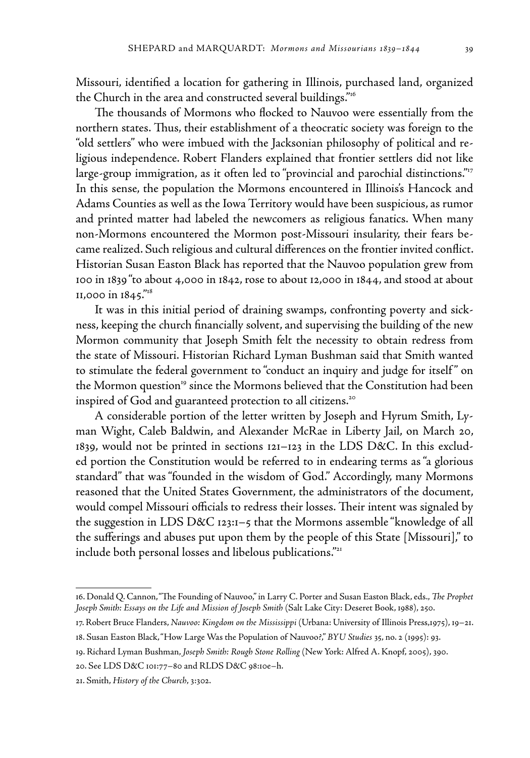Missouri, identified a location for gathering in Illinois, purchased land, organized the Church in the area and constructed several buildings."[16]

The thousands of Mormons who flocked to Nauvoo were essentially from the northern states. Thus, their establishment of a theocratic society was foreign to the "old settlers" who were imbued with the Jacksonian philosophy of political and religious independence. Robert Flanders explained that frontier settlers did not like large-group immigration, as it often led to "provincial and parochial distinctions."[17] In this sense, the population the Mormons encountered in Illinois's Hancock and Adams Counties as well as the Iowa Territory would have been suspicious, as rumor and printed matter had labeled the newcomers as religious fanatics. When many non-Mormons encountered the Mormon post-Missouri insularity, their fears became realized. Such religious and cultural differences on the frontier invited conflict. Historian Susan Easton Black has reported that the Nauvoo population grew from 100 in 1839 "to about 4,000 in 1842, rose to about 12,000 in 1844, and stood at about 11,000 in 1845."[18]

It was in this initial period of draining swamps, confronting poverty and sickness, keeping the church financially solvent, and supervising the building of the new Mormon community that Joseph Smith felt the necessity to obtain redress from the state of Missouri. Historian Richard Lyman Bushman said that Smith wanted to stimulate the federal government to "conduct an inquiry and judge for itself" on the Mormon question[19] since the Mormons believed that the Constitution had been inspired of God and guaranteed protection to all citizens.[20]

A considerable portion of the letter written by Joseph and Hyrum Smith, Lyman Wight, Caleb Baldwin, and Alexander McRae in Liberty Jail, on March 20, 1839, would not be printed in sections 121–123 in the LDS D&C. In this excluded portion the Constitution would be referred to in endearing terms as "a glorious standard" that was "founded in the wisdom of God." Accordingly, many Mormons reasoned that the United States Government, the administrators of the document, would compel Missouri officials to redress their losses. Their intent was signaled by the suggestion in LDS D&C 123:1–5 that the Mormons assemble "knowledge of all the sufferings and abuses put upon them by the people of this State [Missouri]," to include both personal losses and libelous publications."[21]

---

16. Donald Q. Cannon, "The Founding of Nauvoo," in Larry C. Porter and Susan Easton Black, eds., *The Prophet Joseph Smith: Essays on the Life and Mission of Joseph Smith* (Salt Lake City: Deseret Book, 1988), 250.

17. Robert Bruce Flanders, *Nauvoo: Kingdom on the Mississippi* (Urbana: University of Illinois Press,1975), 19–21.

18. Susan Easton Black, "How Large Was the Population of Nauvoo?," *BYU Studies* 35, no. 2 (1995): 93.

19. Richard Lyman Bushman, *Joseph Smith: Rough Stone Rolling* (New York: Alfred A. Knopf, 2005), 390.

20. See LDS D&C 101:77–80 and RLDS D&C 98:10e–h.

21. Smith, *History of the Church*, 3:302.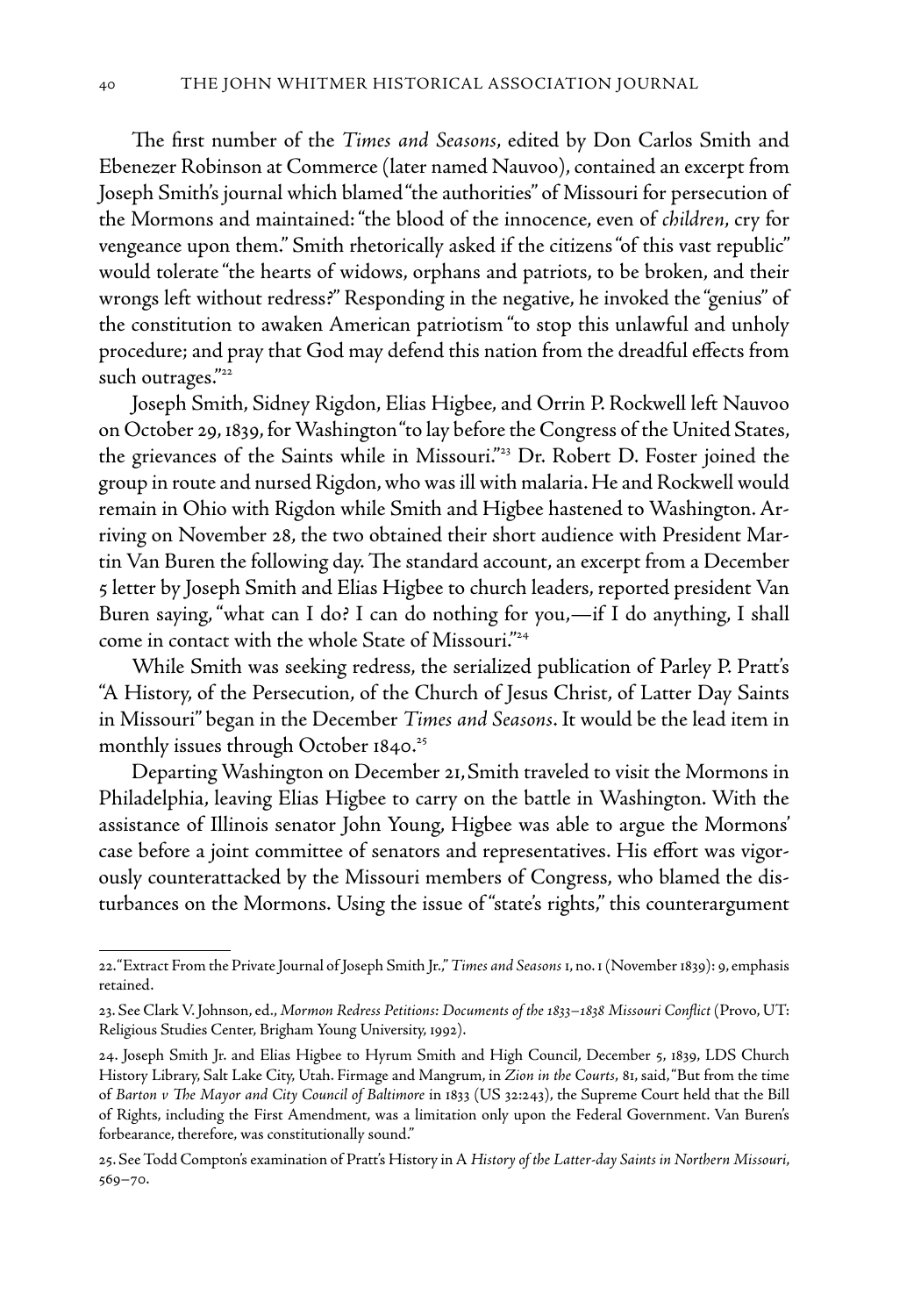The first number of the *Times and Seasons*, edited by Don Carlos Smith and Ebenezer Robinson at Commerce (later named Nauvoo), contained an excerpt from Joseph Smith's journal which blamed "the authorities" of Missouri for persecution of the Mormons and maintained: "the blood of the innocence, even of *children*, cry for vengeance upon them." Smith rhetorically asked if the citizens "of this vast republic" would tolerate "the hearts of widows, orphans and patriots, to be broken, and their wrongs left without redress?" Responding in the negative, he invoked the "genius" of the constitution to awaken American patriotism "to stop this unlawful and unholy procedure; and pray that God may defend this nation from the dreadful effects from such outrages."[22]

Joseph Smith, Sidney Rigdon, Elias Higbee, and Orrin P. Rockwell left Nauvoo on October 29, 1839, for Washington "to lay before the Congress of the United States, the grievances of the Saints while in Missouri."[23] Dr. Robert D. Foster joined the group in route and nursed Rigdon, who was ill with malaria. He and Rockwell would remain in Ohio with Rigdon while Smith and Higbee hastened to Washington. Arriving on November 28, the two obtained their short audience with President Martin Van Buren the following day. The standard account, an excerpt from a December 5 letter by Joseph Smith and Elias Higbee to church leaders, reported president Van Buren saying, "what can I do? I can do nothing for you,—if I do anything, I shall come in contact with the whole State of Missouri."[24]

While Smith was seeking redress, the serialized publication of Parley P. Pratt's "A History, of the Persecution, of the Church of Jesus Christ, of Latter Day Saints in Missouri" began in the December *Times and Seasons*. It would be the lead item in monthly issues through October 1840.[25]

Departing Washington on December 21, Smith traveled to visit the Mormons in Philadelphia, leaving Elias Higbee to carry on the battle in Washington. With the assistance of Illinois senator John Young, Higbee was able to argue the Mormons' case before a joint committee of senators and representatives. His effort was vigorously counterattacked by the Missouri members of Congress, who blamed the disturbances on the Mormons. Using the issue of "state's rights," this counterargument

---

22. "Extract From the Private Journal of Joseph Smith Jr.," *Times and Seasons* 1, no. 1 (November 1839): 9, emphasis retained.

23. See Clark V. Johnson, ed., *Mormon Redress Petitions: Documents of the 1833–1838 Missouri Conflict* (Provo, UT: Religious Studies Center, Brigham Young University, 1992).

24. Joseph Smith Jr. and Elias Higbee to Hyrum Smith and High Council, December 5, 1839, LDS Church History Library, Salt Lake City, Utah. Firmage and Mangrum, in *Zion in the Courts*, 81, said, "But from the time of *Barton v The Mayor and City Council of Baltimore* in 1833 (US 32:243), the Supreme Court held that the Bill of Rights, including the First Amendment, was a limitation only upon the Federal Government. Van Buren's forbearance, therefore, was constitutionally sound."

25. See Todd Compton's examination of Pratt's History in A *History of the Latter-day Saints in Northern Missouri*, 569–70.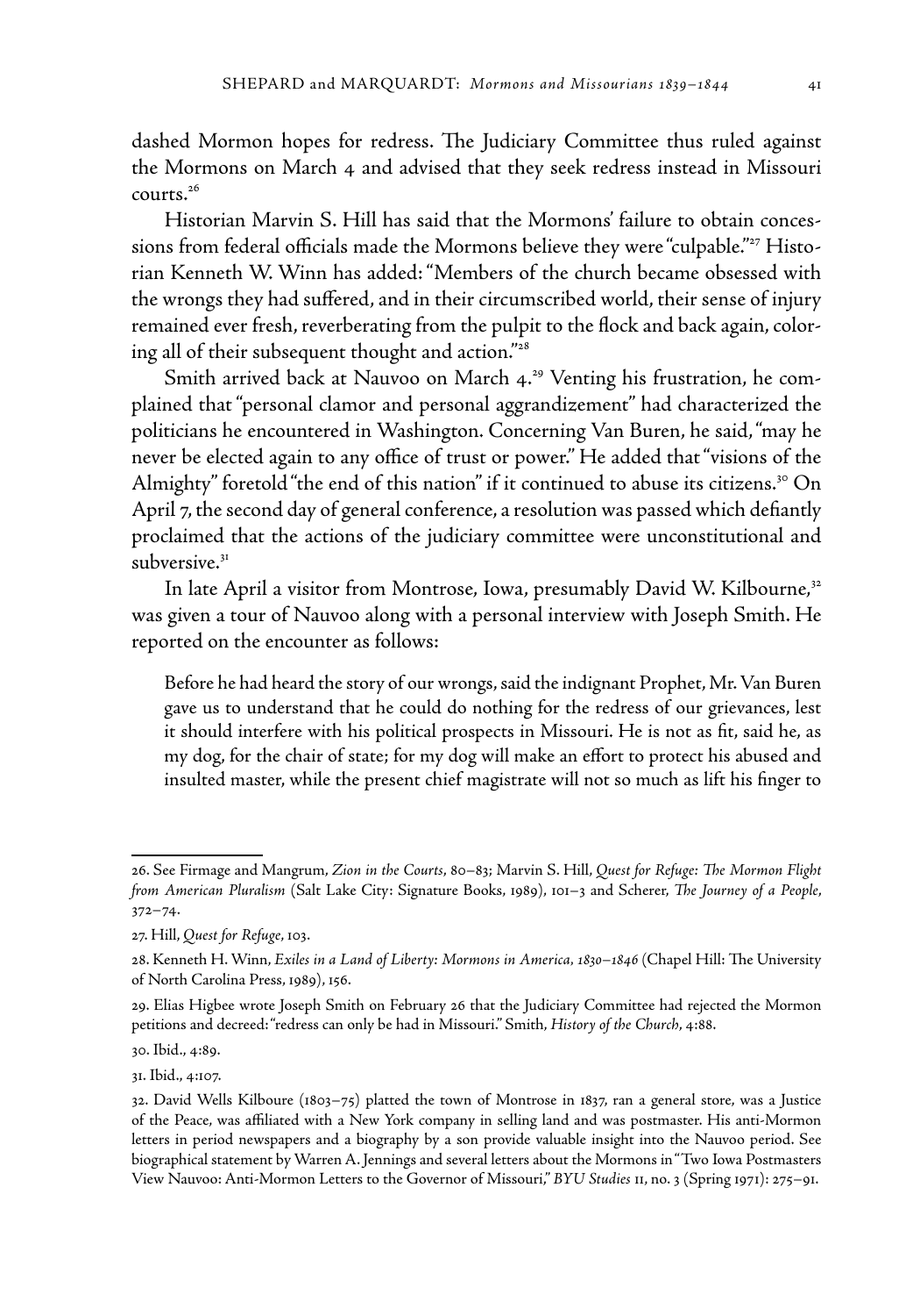dashed Mormon hopes for redress. The Judiciary Committee thus ruled against the Mormons on March 4 and advised that they seek redress instead in Missouri courts.[26]

Historian Marvin S. Hill has said that the Mormons' failure to obtain concessions from federal officials made the Mormons believe they were "culpable."[27] Historian Kenneth W. Winn has added: "Members of the church became obsessed with the wrongs they had suffered, and in their circumscribed world, their sense of injury remained ever fresh, reverberating from the pulpit to the flock and back again, coloring all of their subsequent thought and action."[28]

Smith arrived back at Nauvoo on March 4.[29] Venting his frustration, he complained that "personal clamor and personal aggrandizement" had characterized the politicians he encountered in Washington. Concerning Van Buren, he said, "may he never be elected again to any office of trust or power." He added that "visions of the Almighty" foretold "the end of this nation" if it continued to abuse its citizens.[30] On April 7, the second day of general conference, a resolution was passed which defiantly proclaimed that the actions of the judiciary committee were unconstitutional and subversive.[31]

In late April a visitor from Montrose, Iowa, presumably David W. Kilbourne,[32] was given a tour of Nauvoo along with a personal interview with Joseph Smith. He reported on the encounter as follows:

> Before he had heard the story of our wrongs, said the indignant Prophet, Mr. Van Buren gave us to understand that he could do nothing for the redress of our grievances, lest it should interfere with his political prospects in Missouri. He is not as fit, said he, as my dog, for the chair of state; for my dog will make an effort to protect his abused and insulted master, while the present chief magistrate will not so much as lift his finger to

---

26. See Firmage and Mangrum, *Zion in the Courts*, 80–83; Marvin S. Hill, *Quest for Refuge: The Mormon Flight from American Pluralism* (Salt Lake City: Signature Books, 1989), 101–3 and Scherer, *The Journey of a People*, 372–74.

27. Hill, *Quest for Refuge*, 103.

28. Kenneth H. Winn, *Exiles in a Land of Liberty: Mormons in America, 1830–1846* (Chapel Hill: The University of North Carolina Press, 1989), 156.

29. Elias Higbee wrote Joseph Smith on February 26 that the Judiciary Committee had rejected the Mormon petitions and decreed: "redress can only be had in Missouri." Smith, *History of the Church*, 4:88.

30. Ibid., 4:89.

31. Ibid., 4:107.

32. David Wells Kilboure (1803–75) platted the town of Montrose in 1837, ran a general store, was a Justice of the Peace, was affiliated with a New York company in selling land and was postmaster. His anti-Mormon letters in period newspapers and a biography by a son provide valuable insight into the Nauvoo period. See biographical statement by Warren A. Jennings and several letters about the Mormons in "Two Iowa Postmasters View Nauvoo: Anti-Mormon Letters to the Governor of Missouri," *BYU Studies* 11, no. 3 (Spring 1971): 275–91.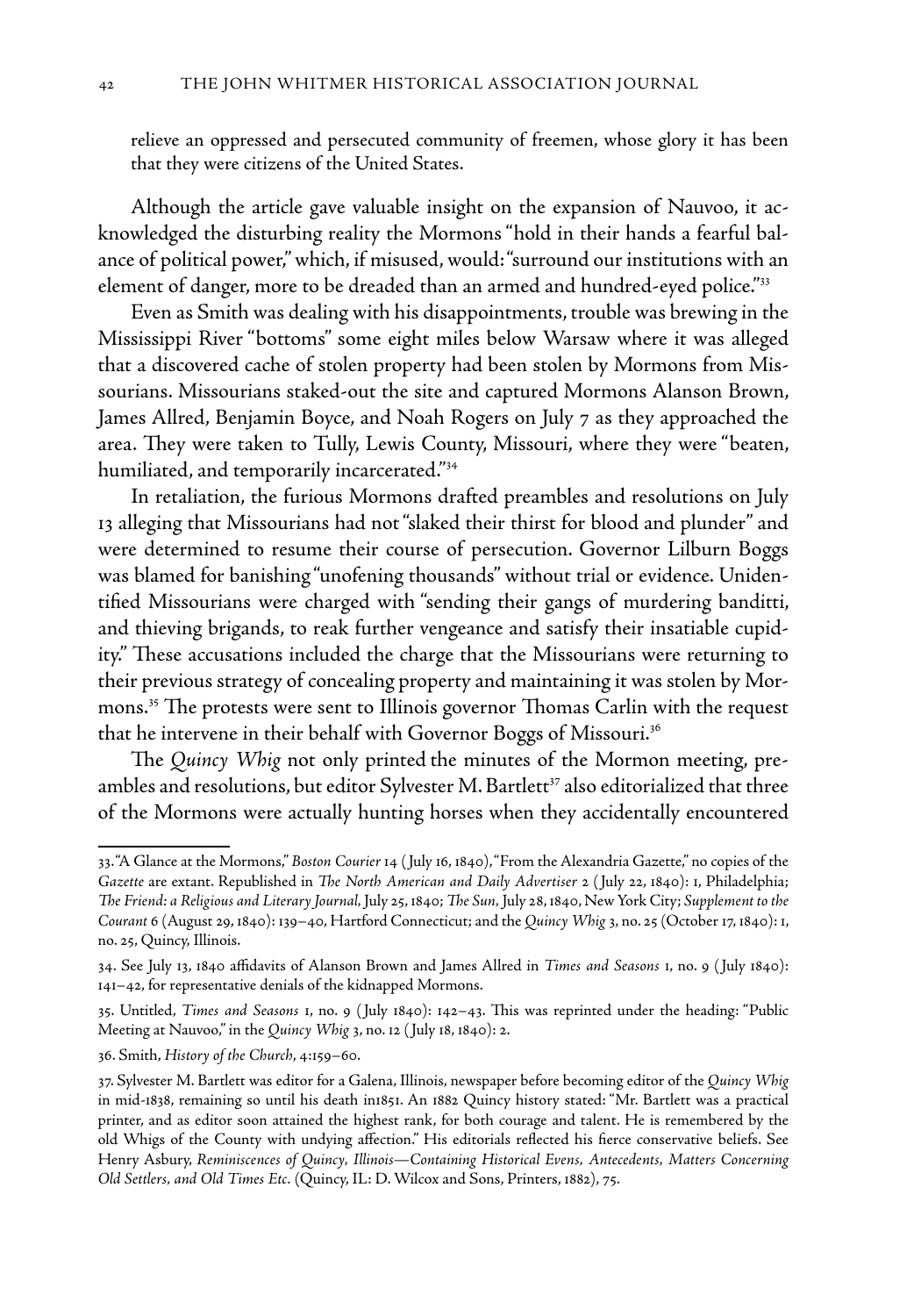relieve an oppressed and persecuted community of freemen, whose glory it has been that they were citizens of the United States.

Although the article gave valuable insight on the expansion of Nauvoo, it acknowledged the disturbing reality the Mormons "hold in their hands a fearful balance of political power," which, if misused, would: "surround our institutions with an element of danger, more to be dreaded than an armed and hundred-eyed police."[33]

Even as Smith was dealing with his disappointments, trouble was brewing in the Mississippi River "bottoms" some eight miles below Warsaw where it was alleged that a discovered cache of stolen property had been stolen by Mormons from Missourians. Missourians staked-out the site and captured Mormons Alanson Brown, James Allred, Benjamin Boyce, and Noah Rogers on July 7 as they approached the area. They were taken to Tully, Lewis County, Missouri, where they were "beaten, humiliated, and temporarily incarcerated."[34]

In retaliation, the furious Mormons drafted preambles and resolutions on July 13 alleging that Missourians had not "slaked their thirst for blood and plunder" and were determined to resume their course of persecution. Governor Lilburn Boggs was blamed for banishing "unofening thousands" without trial or evidence. Unidentified Missourians were charged with "sending their gangs of murdering banditti, and thieving brigands, to reak further vengeance and satisfy their insatiable cupidity." These accusations included the charge that the Missourians were returning to their previous strategy of concealing property and maintaining it was stolen by Mormons.[35] The protests were sent to Illinois governor Thomas Carlin with the request that he intervene in their behalf with Governor Boggs of Missouri.[36]

The *Quincy Whig* not only printed the minutes of the Mormon meeting, preambles and resolutions, but editor Sylvester M. Bartlett[37] also editorialized that three of the Mormons were actually hunting horses when they accidentally encountered

---

33. "A Glance at the Mormons," *Boston Courier* 14 (July 16, 1840), "From the Alexandria Gazette," no copies of the *Gazette* are extant. Republished in *The North American and Daily Advertiser* 2 (July 22, 1840): 1, Philadelphia; *The Friend: a Religious and Literary Journal*, July 25, 1840; *The Sun*, July 28, 1840, New York City; *Supplement to the Courant* 6 (August 29, 1840): 139–40, Hartford Connecticut; and the *Quincy Whig* 3, no. 25 (October 17, 1840): 1, no. 25, Quincy, Illinois.

34. See July 13, 1840 affidavits of Alanson Brown and James Allred in *Times and Seasons* 1, no. 9 (July 1840): 141–42, for representative denials of the kidnapped Mormons.

35. Untitled, *Times and Seasons* 1, no. 9 (July 1840): 142–43. This was reprinted under the heading: "Public Meeting at Nauvoo," in the *Quincy Whig* 3, no. 12 (July 18, 1840): 2.

36. Smith, *History of the Church*, 4:159–60.

37. Sylvester M. Bartlett was editor for a Galena, Illinois, newspaper before becoming editor of the *Quincy Whig* in mid-1838, remaining so until his death in1851. An 1882 Quincy history stated: "Mr. Bartlett was a practical printer, and as editor soon attained the highest rank, for both courage and talent. He is remembered by the old Whigs of the County with undying affection." His editorials reflected his fierce conservative beliefs. See Henry Asbury, *Reminiscences of Quincy, Illinois—Containing Historical Evens, Antecedents, Matters Concerning Old Settlers, and Old Times Etc.* (Quincy, IL: D. Wilcox and Sons, Printers, 1882), 75.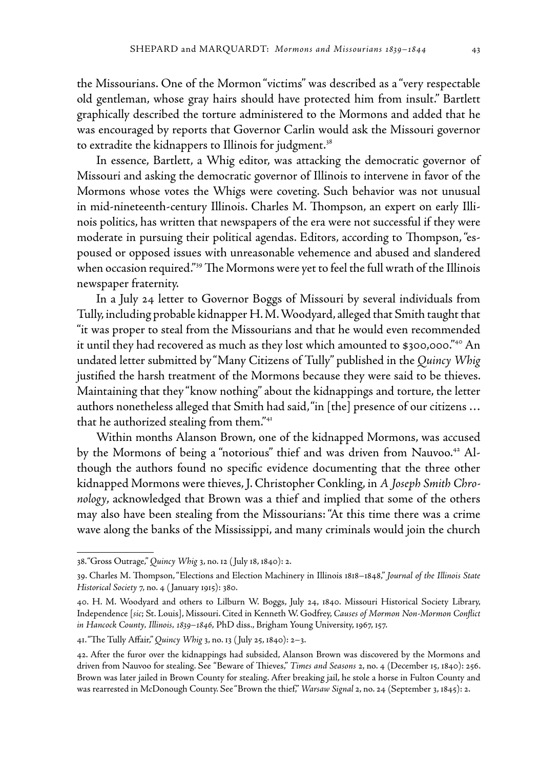the Missourians. One of the Mormon "victims" was described as a "very respectable old gentleman, whose gray hairs should have protected him from insult." Bartlett graphically described the torture administered to the Mormons and added that he was encouraged by reports that Governor Carlin would ask the Missouri governor to extradite the kidnappers to Illinois for judgment.[38]

In essence, Bartlett, a Whig editor, was attacking the democratic governor of Missouri and asking the democratic governor of Illinois to intervene in favor of the Mormons whose votes the Whigs were coveting. Such behavior was not unusual in mid-nineteenth-century Illinois. Charles M. Thompson, an expert on early Illinois politics, has written that newspapers of the era were not successful if they were moderate in pursuing their political agendas. Editors, according to Thompson, "espoused or opposed issues with unreasonable vehemence and abused and slandered when occasion required."[39] The Mormons were yet to feel the full wrath of the Illinois newspaper fraternity.

In a July 24 letter to Governor Boggs of Missouri by several individuals from Tully, including probable kidnapper H. M. Woodyard, alleged that Smith taught that "it was proper to steal from the Missourians and that he would even recommended it until they had recovered as much as they lost which amounted to $300,000."[40] An undated letter submitted by "Many Citizens of Tully" published in the *Quincy Whig* justified the harsh treatment of the Mormons because they were said to be thieves. Maintaining that they "know nothing" about the kidnappings and torture, the letter authors nonetheless alleged that Smith had said, "in [the] presence of our citizens … that he authorized stealing from them."[41]

Within months Alanson Brown, one of the kidnapped Mormons, was accused by the Mormons of being a "notorious" thief and was driven from Nauvoo.[42] Although the authors found no specific evidence documenting that the three other kidnapped Mormons were thieves, J. Christopher Conkling, in *A Joseph Smith Chronology*, acknowledged that Brown was a thief and implied that some of the others may also have been stealing from the Missourians: "At this time there was a crime wave along the banks of the Mississippi, and many criminals would join the church

---

38. "Gross Outrage," *Quincy Whig* 3, no. 12 (July 18, 1840): 2.

39. Charles M. Thompson, "Elections and Election Machinery in Illinois 1818–1848," *Journal of the Illinois State Historical Society* 7, no. 4 (January 1915): 380.

40. H. M. Woodyard and others to Lilburn W. Boggs, July 24, 1840. Missouri Historical Society Library, Independence [*sic*; St. Louis], Missouri. Cited in Kenneth W. Godfrey, *Causes of Mormon Non-Mormon Conflict in Hancock County, Illinois, 1839–1846*, PhD diss., Brigham Young University, 1967, 157.

41. "The Tully Affair," *Quincy Whig* 3, no. 13 (July 25, 1840): 2–3.

42. After the furor over the kidnappings had subsided, Alanson Brown was discovered by the Mormons and driven from Nauvoo for stealing. See "Beware of Thieves," *Times and Seasons* 2, no. 4 (December 15, 1840): 256. Brown was later jailed in Brown County for stealing. After breaking jail, he stole a horse in Fulton County and was rearrested in McDonough County. See "Brown the thief," *Warsaw Signal* 2, no. 24 (September 3, 1845): 2.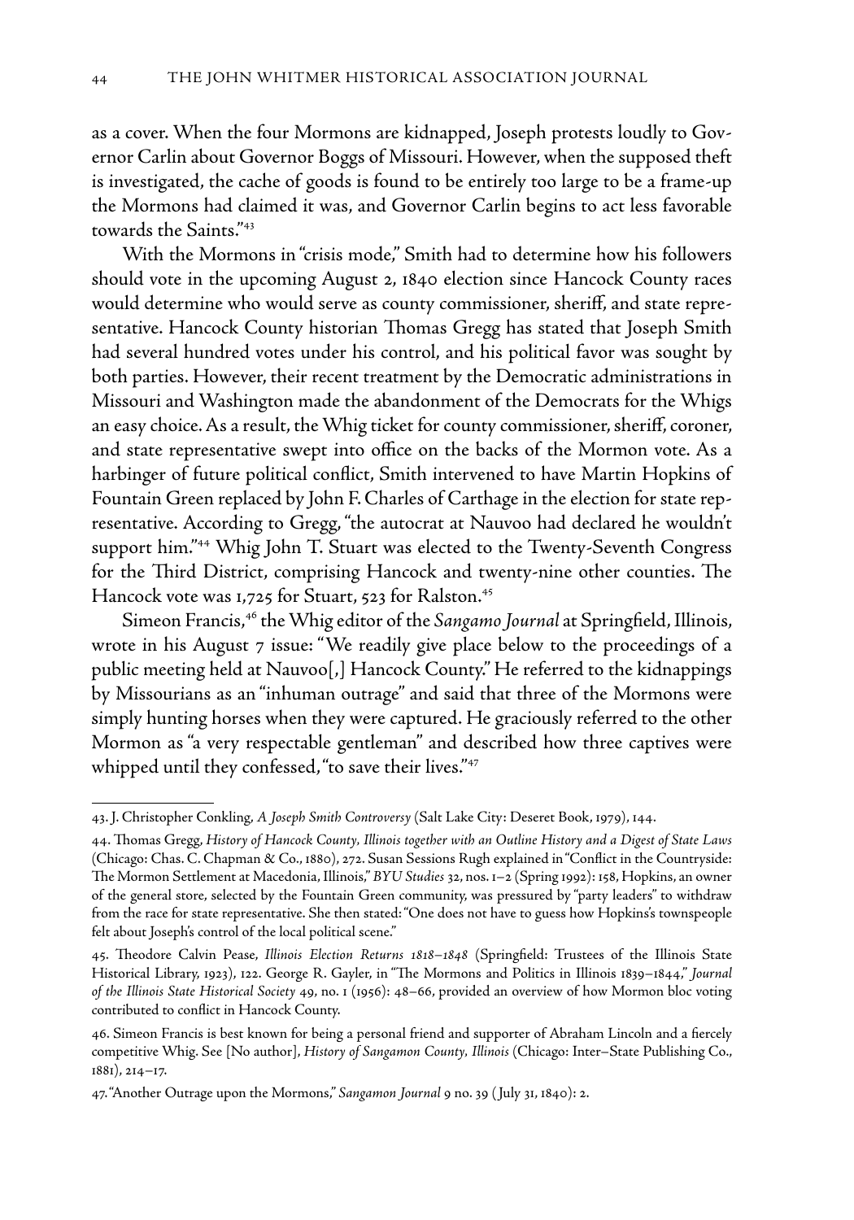as a cover. When the four Mormons are kidnapped, Joseph protests loudly to Governor Carlin about Governor Boggs of Missouri. However, when the supposed theft is investigated, the cache of goods is found to be entirely too large to be a frame-up the Mormons had claimed it was, and Governor Carlin begins to act less favorable towards the Saints."[43]

With the Mormons in "crisis mode," Smith had to determine how his followers should vote in the upcoming August 2, 1840 election since Hancock County races would determine who would serve as county commissioner, sheriff, and state representative. Hancock County historian Thomas Gregg has stated that Joseph Smith had several hundred votes under his control, and his political favor was sought by both parties. However, their recent treatment by the Democratic administrations in Missouri and Washington made the abandonment of the Democrats for the Whigs an easy choice. As a result, the Whig ticket for county commissioner, sheriff, coroner, and state representative swept into office on the backs of the Mormon vote. As a harbinger of future political conflict, Smith intervened to have Martin Hopkins of Fountain Green replaced by John F. Charles of Carthage in the election for state representative. According to Gregg, "the autocrat at Nauvoo had declared he wouldn't support him."[44] Whig John T. Stuart was elected to the Twenty-Seventh Congress for the Third District, comprising Hancock and twenty-nine other counties. The Hancock vote was 1,725 for Stuart, 523 for Ralston.[45]

Simeon Francis,[46] the Whig editor of the *Sangamo Journal* at Springfield, Illinois, wrote in his August 7 issue: "We readily give place below to the proceedings of a public meeting held at Nauvoo[,] Hancock County." He referred to the kidnappings by Missourians as an "inhuman outrage" and said that three of the Mormons were simply hunting horses when they were captured. He graciously referred to the other Mormon as "a very respectable gentleman" and described how three captives were whipped until they confessed, "to save their lives."[47]

---

43. J. Christopher Conkling, *A Joseph Smith Controversy* (Salt Lake City: Deseret Book, 1979), 144.

44. Thomas Gregg, *History of Hancock County, Illinois together with an Outline History and a Digest of State Laws* (Chicago: Chas. C. Chapman & Co., 1880), 272. Susan Sessions Rugh explained in "Conflict in the Countryside: The Mormon Settlement at Macedonia, Illinois," *BYU Studies* 32, nos. 1–2 (Spring 1992): 158, Hopkins, an owner of the general store, selected by the Fountain Green community, was pressured by "party leaders" to withdraw from the race for state representative. She then stated: "One does not have to guess how Hopkins's townspeople felt about Joseph's control of the local political scene."

45. Theodore Calvin Pease, *Illinois Election Returns 1818–1848* (Springfield: Trustees of the Illinois State Historical Library, 1923), 122. George R. Gayler, in "The Mormons and Politics in Illinois 1839–1844," *Journal of the Illinois State Historical Society* 49, no. 1 (1956): 48–66, provided an overview of how Mormon bloc voting contributed to conflict in Hancock County.

46. Simeon Francis is best known for being a personal friend and supporter of Abraham Lincoln and a fiercely competitive Whig. See [No author], *History of Sangamon County, Illinois* (Chicago: Inter–State Publishing Co., 1881), 214–17.

47. "Another Outrage upon the Mormons," *Sangamon Journal* 9 no. 39 (July 31, 1840): 2.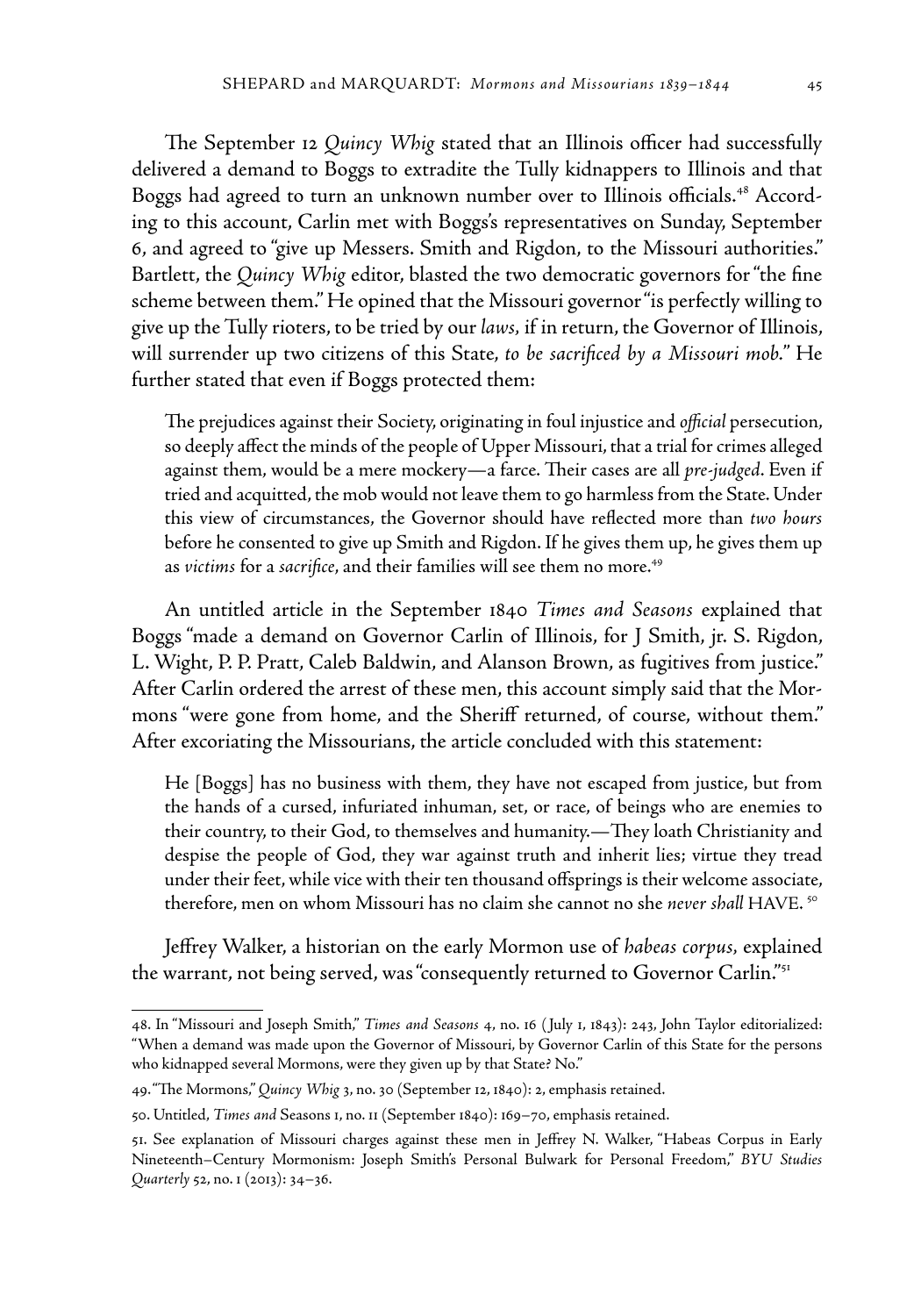The September 12 *Quincy Whig* stated that an Illinois officer had successfully delivered a demand to Boggs to extradite the Tully kidnappers to Illinois and that Boggs had agreed to turn an unknown number over to Illinois officials.[48] According to this account, Carlin met with Boggs's representatives on Sunday, September 6, and agreed to "give up Messers. Smith and Rigdon, to the Missouri authorities." Bartlett, the *Quincy Whig* editor, blasted the two democratic governors for "the fine scheme between them." He opined that the Missouri governor "is perfectly willing to give up the Tully rioters, to be tried by our *laws*, if in return, the Governor of Illinois, will surrender up two citizens of this State, *to be sacrificed by a Missouri mob*." He further stated that even if Boggs protected them:

> The prejudices against their Society, originating in foul injustice and *official* persecution, so deeply affect the minds of the people of Upper Missouri, that a trial for crimes alleged against them, would be a mere mockery—a farce. Their cases are all *pre-judged*. Even if tried and acquitted, the mob would not leave them to go harmless from the State. Under this view of circumstances, the Governor should have reflected more than *two hours* before he consented to give up Smith and Rigdon. If he gives them up, he gives them up as *victims* for a *sacrifice*, and their families will see them no more.[49]

An untitled article in the September 1840 *Times and Seasons* explained that Boggs "made a demand on Governor Carlin of Illinois, for J Smith, jr. S. Rigdon, L. Wight, P. P. Pratt, Caleb Baldwin, and Alanson Brown, as fugitives from justice." After Carlin ordered the arrest of these men, this account simply said that the Mormons "were gone from home, and the Sheriff returned, of course, without them." After excoriating the Missourians, the article concluded with this statement:

> He [Boggs] has no business with them, they have not escaped from justice, but from the hands of a cursed, infuriated inhuman, set, or race, of beings who are enemies to their country, to their God, to themselves and humanity.—They loath Christianity and despise the people of God, they war against truth and inherit lies; virtue they tread under their feet, while vice with their ten thousand offsprings is their welcome associate, therefore, men on whom Missouri has no claim she cannot no she *never shall* HAVE.[50]

Jeffrey Walker, a historian on the early Mormon use of *habeas corpus*, explained the warrant, not being served, was "consequently returned to Governor Carlin."[51]

---

48. In "Missouri and Joseph Smith," *Times and Seasons* 4, no. 16 (July 1, 1843): 243, John Taylor editorialized: "When a demand was made upon the Governor of Missouri, by Governor Carlin of this State for the persons who kidnapped several Mormons, were they given up by that State? No."

49. "The Mormons," *Quincy Whig* 3, no. 30 (September 12, 1840): 2, emphasis retained.

50. Untitled, *Times and* Seasons 1, no. 11 (September 1840): 169–70, emphasis retained.

51. See explanation of Missouri charges against these men in Jeffrey N. Walker, "Habeas Corpus in Early Nineteenth–Century Mormonism: Joseph Smith's Personal Bulwark for Personal Freedom," *BYU Studies Quarterly* 52, no. 1 (2013): 34–36.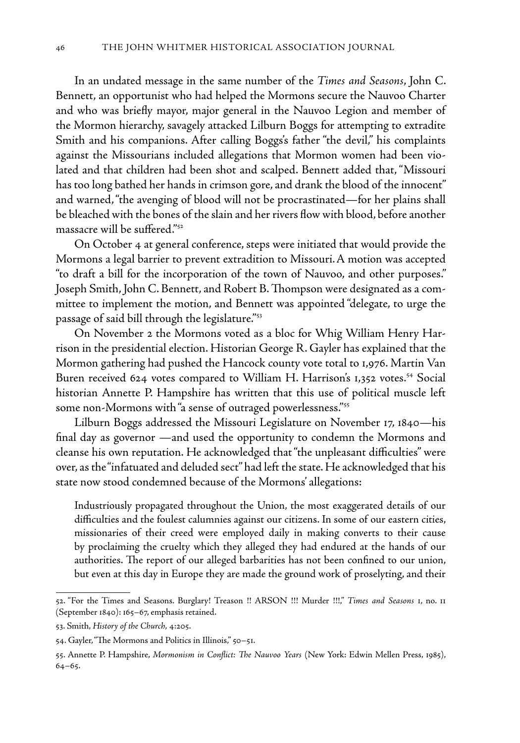In an undated message in the same number of the *Times and Seasons*, John C. Bennett, an opportunist who had helped the Mormons secure the Nauvoo Charter and who was briefly mayor, major general in the Nauvoo Legion and member of the Mormon hierarchy, savagely attacked Lilburn Boggs for attempting to extradite Smith and his companions. After calling Boggs's father "the devil," his complaints against the Missourians included allegations that Mormon women had been violated and that children had been shot and scalped. Bennett added that, "Missouri has too long bathed her hands in crimson gore, and drank the blood of the innocent" and warned, "the avenging of blood will not be procrastinated—for her plains shall be bleached with the bones of the slain and her rivers flow with blood, before another massacre will be suffered."[52]

On October 4 at general conference, steps were initiated that would provide the Mormons a legal barrier to prevent extradition to Missouri. A motion was accepted "to draft a bill for the incorporation of the town of Nauvoo, and other purposes." Joseph Smith, John C. Bennett, and Robert B. Thompson were designated as a committee to implement the motion, and Bennett was appointed "delegate, to urge the passage of said bill through the legislature."[53]

On November 2 the Mormons voted as a bloc for Whig William Henry Harrison in the presidential election. Historian George R. Gayler has explained that the Mormon gathering had pushed the Hancock county vote total to 1,976. Martin Van Buren received 624 votes compared to William H. Harrison's 1,352 votes.[54] Social historian Annette P. Hampshire has written that this use of political muscle left some non-Mormons with "a sense of outraged powerlessness."[55]

Lilburn Boggs addressed the Missouri Legislature on November 17, 1840—his final day as governor —and used the opportunity to condemn the Mormons and cleanse his own reputation. He acknowledged that "the unpleasant difficulties" were over, as the "infatuated and deluded sect" had left the state. He acknowledged that his state now stood condemned because of the Mormons' allegations:

> Industriously propagated throughout the Union, the most exaggerated details of our difficulties and the foulest calumnies against our citizens. In some of our eastern cities, missionaries of their creed were employed daily in making converts to their cause by proclaiming the cruelty which they alleged they had endured at the hands of our authorities. The report of our alleged barbarities has not been confined to our union, but even at this day in Europe they are made the ground work of proselyting, and their

---

52. "For the Times and Seasons. Burglary! Treason !! ARSON !!! Murder !!!," *Times and Seasons* 1, no. 11 (September 1840): 165–67, emphasis retained.

53. Smith, *History of the Church,* 4:205.

54. Gayler, "The Mormons and Politics in Illinois," 50–51.

55. Annette P. Hampshire, *Mormonism in Conflict: The Nauvoo Years* (New York: Edwin Mellen Press, 1985), 64–65.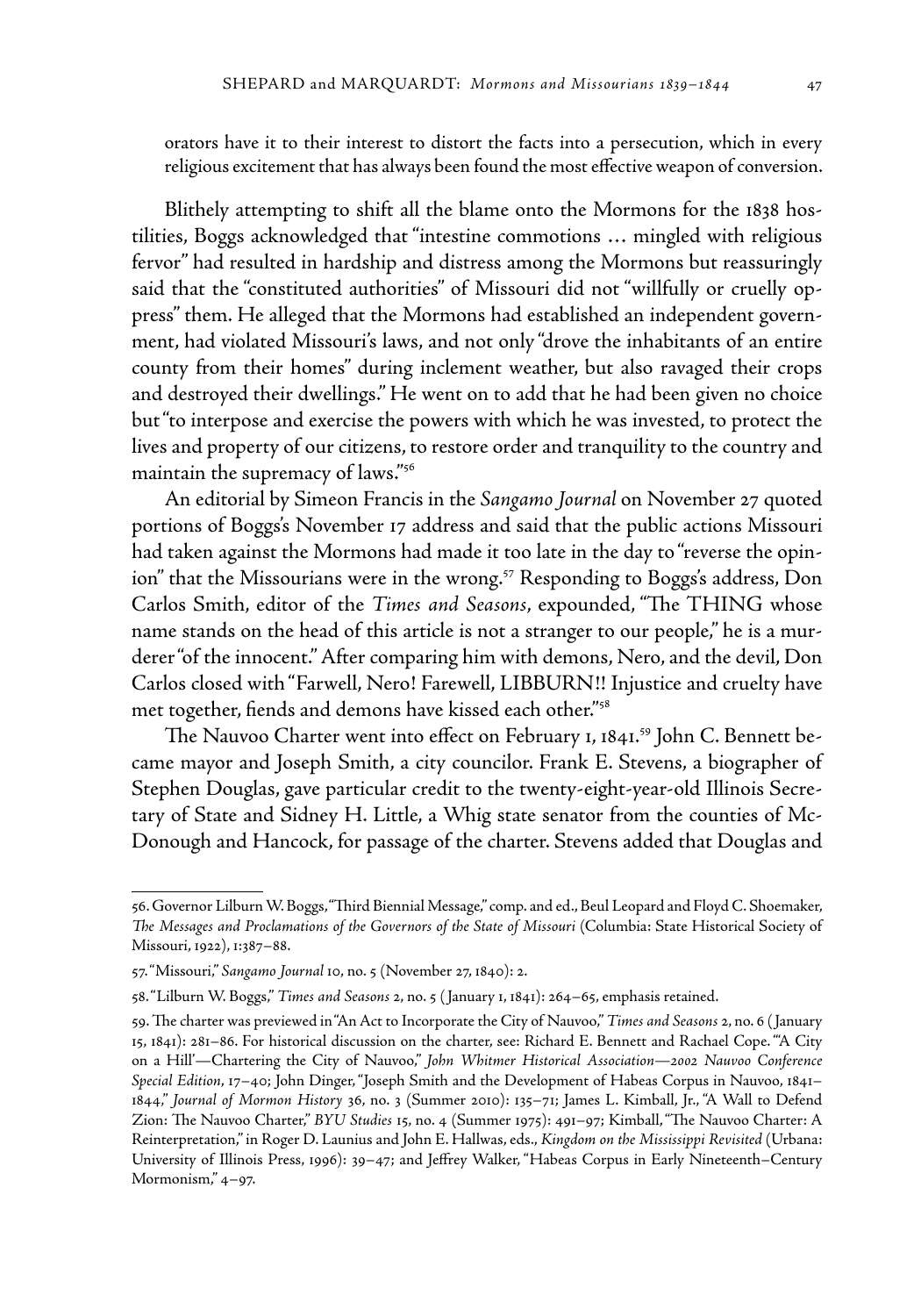orators have it to their interest to distort the facts into a persecution, which in every religious excitement that has always been found the most effective weapon of conversion.

Blithely attempting to shift all the blame onto the Mormons for the 1838 hostilities, Boggs acknowledged that "intestine commotions … mingled with religious fervor" had resulted in hardship and distress among the Mormons but reassuringly said that the "constituted authorities" of Missouri did not "willfully or cruelly oppress" them. He alleged that the Mormons had established an independent government, had violated Missouri's laws, and not only "drove the inhabitants of an entire county from their homes" during inclement weather, but also ravaged their crops and destroyed their dwellings." He went on to add that he had been given no choice but "to interpose and exercise the powers with which he was invested, to protect the lives and property of our citizens, to restore order and tranquility to the country and maintain the supremacy of laws."[56]

An editorial by Simeon Francis in the *Sangamo Journal* on November 27 quoted portions of Boggs's November 17 address and said that the public actions Missouri had taken against the Mormons had made it too late in the day to "reverse the opinion" that the Missourians were in the wrong.[57] Responding to Boggs's address, Don Carlos Smith, editor of the *Times and Seasons*, expounded, "The THING whose name stands on the head of this article is not a stranger to our people," he is a murderer "of the innocent." After comparing him with demons, Nero, and the devil, Don Carlos closed with "Farwell, Nero! Farewell, LIBBURN!! Injustice and cruelty have met together, fiends and demons have kissed each other."[58]

The Nauvoo Charter went into effect on February 1, 1841.[59] John C. Bennett became mayor and Joseph Smith, a city councilor. Frank E. Stevens, a biographer of Stephen Douglas, gave particular credit to the twenty-eight-year-old Illinois Secretary of State and Sidney H. Little, a Whig state senator from the counties of McDonough and Hancock, for passage of the charter. Stevens added that Douglas and

---

56. Governor Lilburn W. Boggs, "Third Biennial Message," comp. and ed., Beul Leopard and Floyd C. Shoemaker, *The Messages and Proclamations of the Governors of the State of Missouri* (Columbia: State Historical Society of Missouri, 1922), 1:387–88.

57. "Missouri," *Sangamo Journal* 10, no. 5 (November 27, 1840): 2.

58. "Lilburn W. Boggs," *Times and Seasons* 2, no. 5 (January 1, 1841): 264–65, emphasis retained.

59. The charter was previewed in "An Act to Incorporate the City of Nauvoo," *Times and Seasons* 2, no. 6 (January 15, 1841): 281–86. For historical discussion on the charter, see: Richard E. Bennett and Rachael Cope. "'A City on a Hill'—Chartering the City of Nauvoo," *John Whitmer Historical Association—2002 Nauvoo Conference Special Edition*, 17–40; John Dinger, "Joseph Smith and the Development of Habeas Corpus in Nauvoo, 1841–1844," *Journal of Mormon History* 36, no. 3 (Summer 2010): 135–71; James L. Kimball, Jr., "A Wall to Defend Zion: The Nauvoo Charter," *BYU Studies* 15, no. 4 (Summer 1975): 491–97; Kimball, "The Nauvoo Charter: A Reinterpretation," in Roger D. Launius and John E. Hallwas, eds., *Kingdom on the Mississippi Revisited* (Urbana: University of Illinois Press, 1996): 39–47; and Jeffrey Walker, "Habeas Corpus in Early Nineteenth–Century Mormonism," 4–97.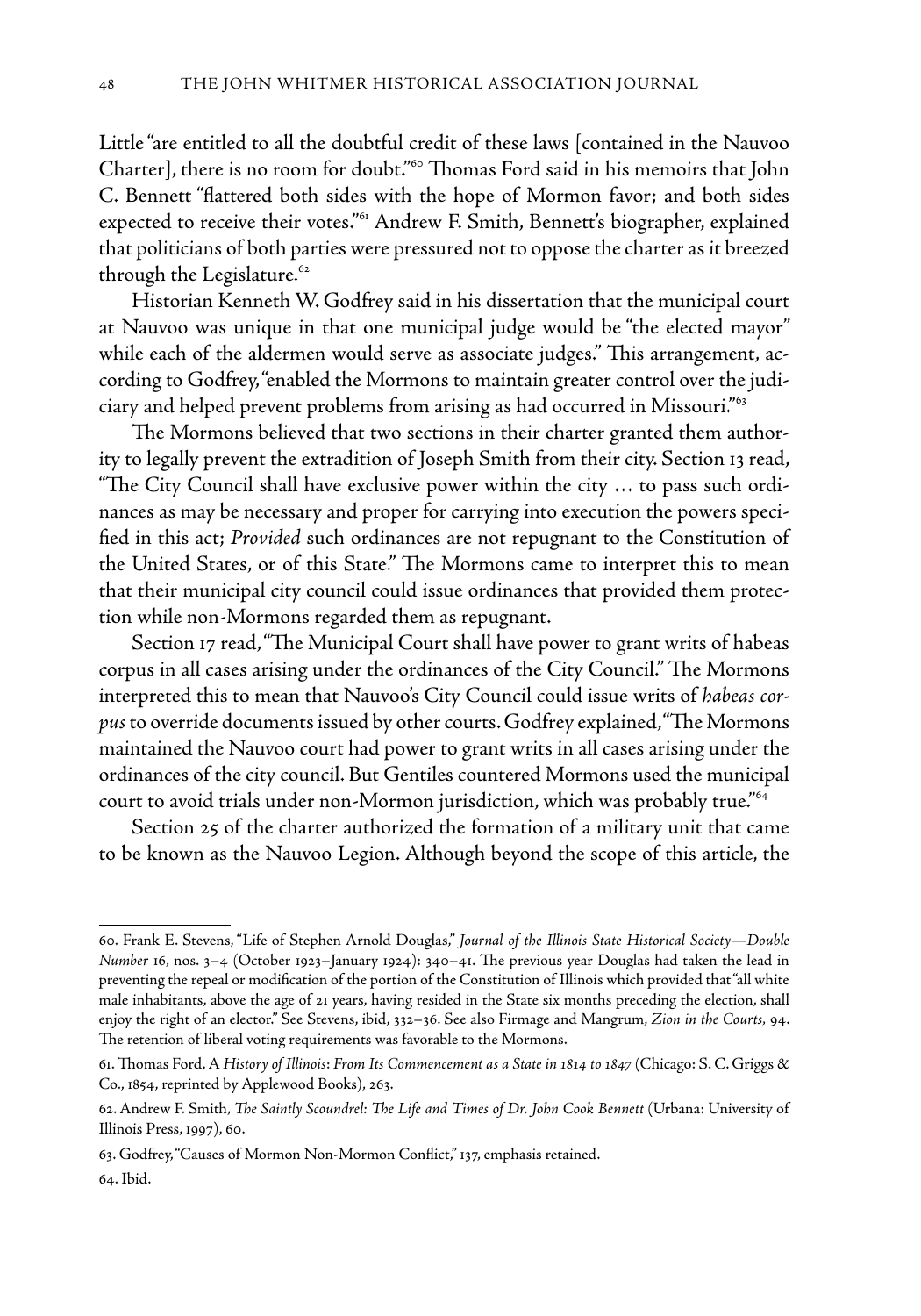Little "are entitled to all the doubtful credit of these laws [contained in the Nauvoo Charter], there is no room for doubt."[60] Thomas Ford said in his memoirs that John C. Bennett "flattered both sides with the hope of Mormon favor; and both sides expected to receive their votes."[61] Andrew F. Smith, Bennett's biographer, explained that politicians of both parties were pressured not to oppose the charter as it breezed through the Legislature.[62]

Historian Kenneth W. Godfrey said in his dissertation that the municipal court at Nauvoo was unique in that one municipal judge would be "the elected mayor" while each of the aldermen would serve as associate judges." This arrangement, according to Godfrey, "enabled the Mormons to maintain greater control over the judiciary and helped prevent problems from arising as had occurred in Missouri."[63]

The Mormons believed that two sections in their charter granted them authority to legally prevent the extradition of Joseph Smith from their city. Section 13 read, "The City Council shall have exclusive power within the city … to pass such ordinances as may be necessary and proper for carrying into execution the powers specified in this act; *Provided* such ordinances are not repugnant to the Constitution of the United States, or of this State." The Mormons came to interpret this to mean that their municipal city council could issue ordinances that provided them protection while non-Mormons regarded them as repugnant.

Section 17 read, "The Municipal Court shall have power to grant writs of habeas corpus in all cases arising under the ordinances of the City Council." The Mormons interpreted this to mean that Nauvoo's City Council could issue writs of *habeas corpus* to override documents issued by other courts. Godfrey explained, "The Mormons maintained the Nauvoo court had power to grant writs in all cases arising under the ordinances of the city council. But Gentiles countered Mormons used the municipal court to avoid trials under non-Mormon jurisdiction, which was probably true."[64]

Section 25 of the charter authorized the formation of a military unit that came to be known as the Nauvoo Legion. Although beyond the scope of this article, the

---

60. Frank E. Stevens, "Life of Stephen Arnold Douglas," *Journal of the Illinois State Historical Society—Double Number* 16, nos. 3–4 (October 1923–January 1924): 340–41. The previous year Douglas had taken the lead in preventing the repeal or modification of the portion of the Constitution of Illinois which provided that "all white male inhabitants, above the age of 21 years, having resided in the State six months preceding the election, shall enjoy the right of an elector." See Stevens, ibid, 332–36. See also Firmage and Mangrum, *Zion in the Courts,* 94. The retention of liberal voting requirements was favorable to the Mormons.

61. Thomas Ford, A *History of Illinois*: *From Its Commencement as a State in 1814 to 1847* (Chicago: S. C. Griggs & Co., 1854, reprinted by Applewood Books), 263.

62. Andrew F. Smith, *The Saintly Scoundrel: The Life and Times of Dr. John Cook Bennett* (Urbana: University of Illinois Press, 1997), 60.

63. Godfrey, "Causes of Mormon Non-Mormon Conflict," 137, emphasis retained.

64. Ibid.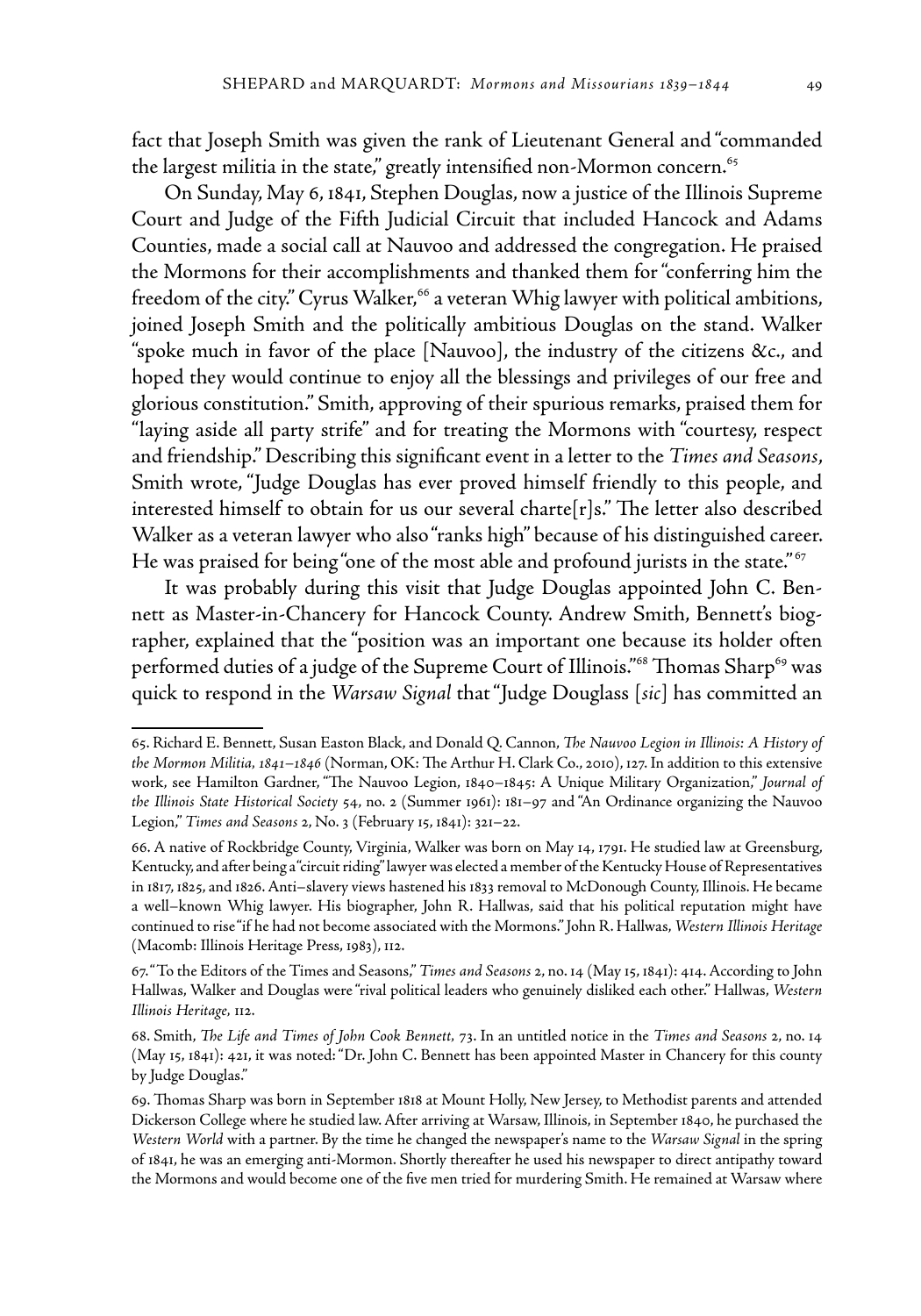fact that Joseph Smith was given the rank of Lieutenant General and "commanded the largest militia in the state," greatly intensified non-Mormon concern.[65]

On Sunday, May 6, 1841, Stephen Douglas, now a justice of the Illinois Supreme Court and Judge of the Fifth Judicial Circuit that included Hancock and Adams Counties, made a social call at Nauvoo and addressed the congregation. He praised the Mormons for their accomplishments and thanked them for "conferring him the freedom of the city." Cyrus Walker,[66] a veteran Whig lawyer with political ambitions, joined Joseph Smith and the politically ambitious Douglas on the stand. Walker "spoke much in favor of the place [Nauvoo], the industry of the citizens &c., and hoped they would continue to enjoy all the blessings and privileges of our free and glorious constitution." Smith, approving of their spurious remarks, praised them for "laying aside all party strife" and for treating the Mormons with "courtesy, respect and friendship." Describing this significant event in a letter to the *Times and Seasons*, Smith wrote, "Judge Douglas has ever proved himself friendly to this people, and interested himself to obtain for us our several charte[r]s." The letter also described Walker as a veteran lawyer who also "ranks high" because of his distinguished career. He was praised for being "one of the most able and profound jurists in the state."[67]

It was probably during this visit that Judge Douglas appointed John C. Bennett as Master-in-Chancery for Hancock County. Andrew Smith, Bennett's biographer, explained that the "position was an important one because its holder often performed duties of a judge of the Supreme Court of Illinois."[68] Thomas Sharp[69] was quick to respond in the *Warsaw Signal* that "Judge Douglass [*sic*] has committed an

---

65. Richard E. Bennett, Susan Easton Black, and Donald Q. Cannon, *The Nauvoo Legion in Illinois: A History of the Mormon Militia, 1841–1846* (Norman, OK: The Arthur H. Clark Co., 2010), 127. In addition to this extensive work, see Hamilton Gardner, "The Nauvoo Legion, 1840–1845: A Unique Military Organization," *Journal of the Illinois State Historical Society* 54, no. 2 (Summer 1961): 181–97 and "An Ordinance organizing the Nauvoo Legion," *Times and Seasons* 2, No. 3 (February 15, 1841): 321–22.

66. A native of Rockbridge County, Virginia, Walker was born on May 14, 1791. He studied law at Greensburg, Kentucky, and after being a "circuit riding" lawyer was elected a member of the Kentucky House of Representatives in 1817, 1825, and 1826. Anti–slavery views hastened his 1833 removal to McDonough County, Illinois. He became a well–known Whig lawyer. His biographer, John R. Hallwas, said that his political reputation might have continued to rise "if he had not become associated with the Mormons." John R. Hallwas, *Western Illinois Heritage* (Macomb: Illinois Heritage Press, 1983), 112.

67. "To the Editors of the Times and Seasons," *Times and Seasons* 2, no. 14 (May 15, 1841): 414. According to John Hallwas, Walker and Douglas were "rival political leaders who genuinely disliked each other." Hallwas, *Western Illinois Heritage,* 112.

68. Smith, *The Life and Times of John Cook Bennett,* 73. In an untitled notice in the *Times and Seasons* 2, no. 14 (May 15, 1841): 421, it was noted: "Dr. John C. Bennett has been appointed Master in Chancery for this county by Judge Douglas."

69. Thomas Sharp was born in September 1818 at Mount Holly, New Jersey, to Methodist parents and attended Dickerson College where he studied law. After arriving at Warsaw, Illinois, in September 1840, he purchased the *Western World* with a partner. By the time he changed the newspaper's name to the *Warsaw Signal* in the spring of 1841, he was an emerging anti-Mormon. Shortly thereafter he used his newspaper to direct antipathy toward the Mormons and would become one of the five men tried for murdering Smith. He remained at Warsaw where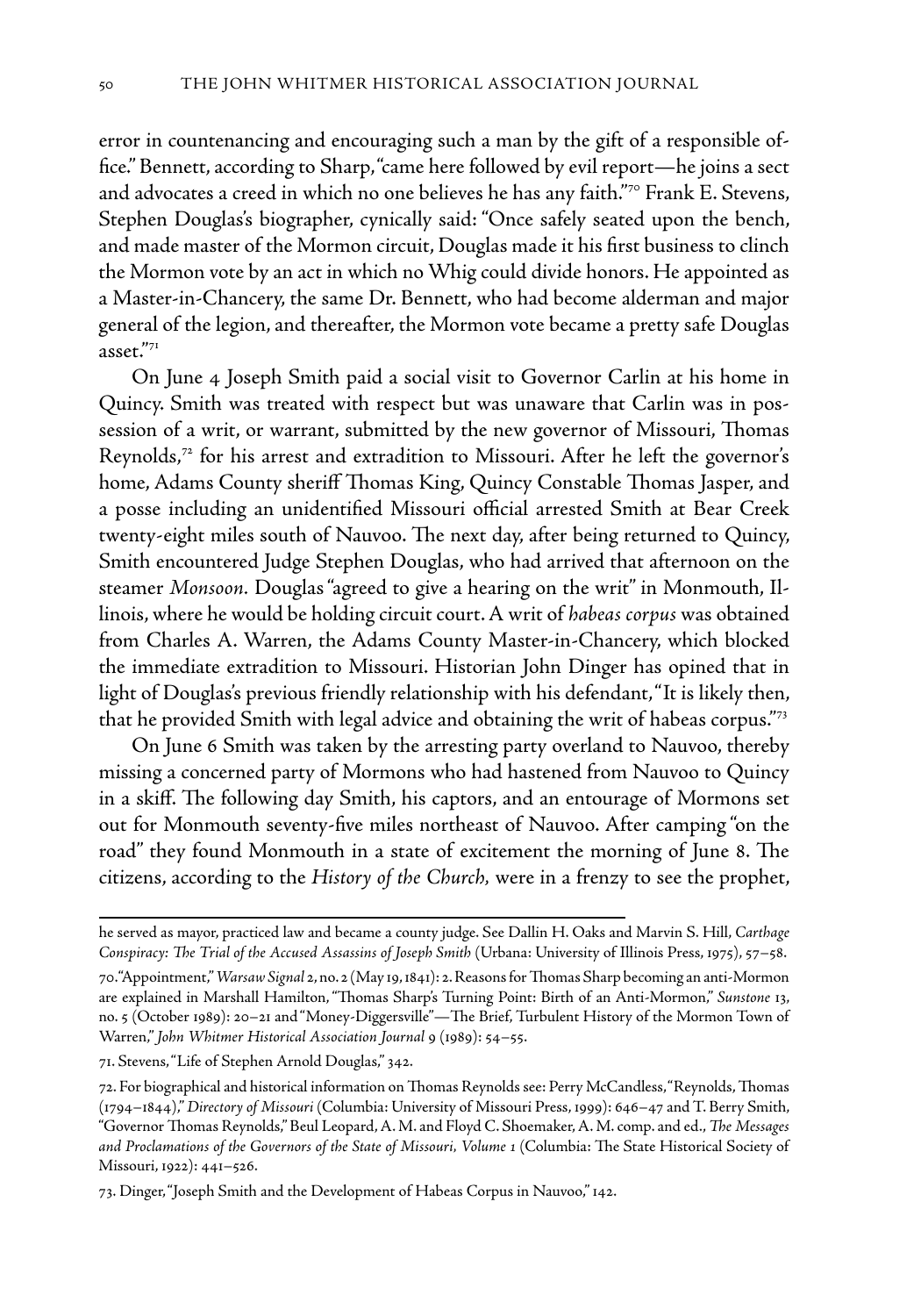error in countenancing and encouraging such a man by the gift of a responsible office." Bennett, according to Sharp, "came here followed by evil report—he joins a sect and advocates a creed in which no one believes he has any faith."[70] Frank E. Stevens, Stephen Douglas's biographer, cynically said: "Once safely seated upon the bench, and made master of the Mormon circuit, Douglas made it his first business to clinch the Mormon vote by an act in which no Whig could divide honors. He appointed as a Master-in-Chancery, the same Dr. Bennett, who had become alderman and major general of the legion, and thereafter, the Mormon vote became a pretty safe Douglas asset."[71]

On June 4 Joseph Smith paid a social visit to Governor Carlin at his home in Quincy. Smith was treated with respect but was unaware that Carlin was in possession of a writ, or warrant, submitted by the new governor of Missouri, Thomas Reynolds,[72] for his arrest and extradition to Missouri. After he left the governor's home, Adams County sheriff Thomas King, Quincy Constable Thomas Jasper, and a posse including an unidentified Missouri official arrested Smith at Bear Creek twenty-eight miles south of Nauvoo. The next day, after being returned to Quincy, Smith encountered Judge Stephen Douglas, who had arrived that afternoon on the steamer *Monsoon*. Douglas "agreed to give a hearing on the writ" in Monmouth, Illinois, where he would be holding circuit court. A writ of *habeas corpus* was obtained from Charles A. Warren, the Adams County Master-in-Chancery, which blocked the immediate extradition to Missouri. Historian John Dinger has opined that in light of Douglas's previous friendly relationship with his defendant, "It is likely then, that he provided Smith with legal advice and obtaining the writ of habeas corpus."[73]

On June 6 Smith was taken by the arresting party overland to Nauvoo, thereby missing a concerned party of Mormons who had hastened from Nauvoo to Quincy in a skiff. The following day Smith, his captors, and an entourage of Mormons set out for Monmouth seventy-five miles northeast of Nauvoo. After camping "on the road" they found Monmouth in a state of excitement the morning of June 8. The citizens, according to the *History of the Church*, were in a frenzy to see the prophet,

---

he served as mayor, practiced law and became a county judge. See Dallin H. Oaks and Marvin S. Hill, *Carthage Conspiracy: The Trial of the Accused Assassins of Joseph Smith* (Urbana: University of Illinois Press, 1975), 57–58.

70. "Appointment," *Warsaw Signal* 2, no. 2 (May 19, 1841): 2. Reasons for Thomas Sharp becoming an anti-Mormon are explained in Marshall Hamilton, "Thomas Sharp's Turning Point: Birth of an Anti-Mormon," *Sunstone* 13, no. 5 (October 1989): 20–21 and "Money-Diggersville"—The Brief, Turbulent History of the Mormon Town of Warren," *John Whitmer Historical Association Journal* 9 (1989): 54–55.

71. Stevens, "Life of Stephen Arnold Douglas," 342.

72. For biographical and historical information on Thomas Reynolds see: Perry McCandless, "Reynolds, Thomas (1794–1844)," *Directory of Missouri* (Columbia: University of Missouri Press, 1999): 646–47 and T. Berry Smith, "Governor Thomas Reynolds," Beul Leopard, A. M. and Floyd C. Shoemaker, A. M. comp. and ed., *The Messages and Proclamations of the Governors of the State of Missouri, Volume 1* (Columbia: The State Historical Society of Missouri, 1922): 441–526.

73. Dinger, "Joseph Smith and the Development of Habeas Corpus in Nauvoo," 142.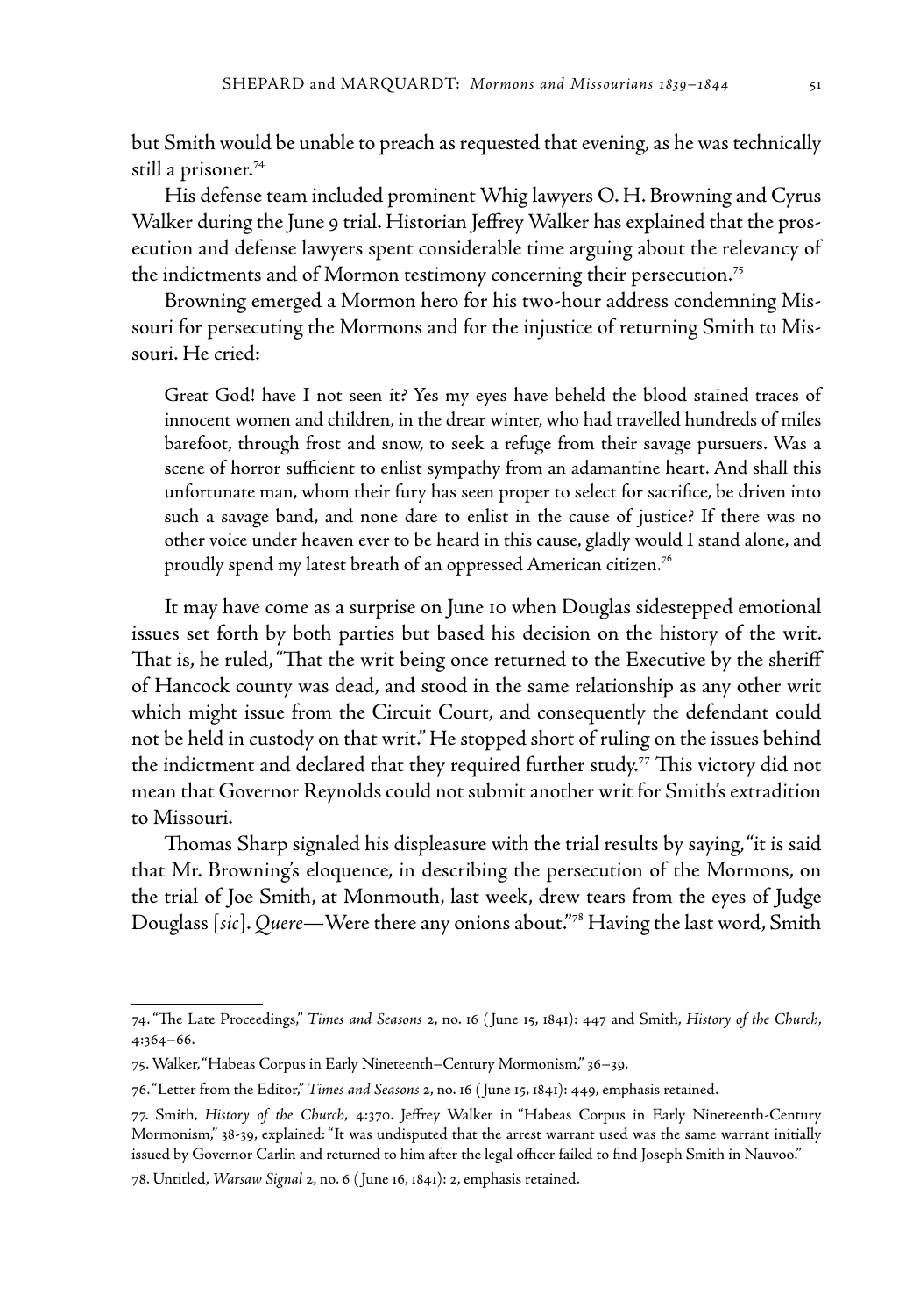but Smith would be unable to preach as requested that evening, as he was technically still a prisoner.[74]

His defense team included prominent Whig lawyers O. H. Browning and Cyrus Walker during the June 9 trial. Historian Jeffrey Walker has explained that the prosecution and defense lawyers spent considerable time arguing about the relevancy of the indictments and of Mormon testimony concerning their persecution.[75]

Browning emerged a Mormon hero for his two-hour address condemning Missouri for persecuting the Mormons and for the injustice of returning Smith to Missouri. He cried:

> Great God! have I not seen it? Yes my eyes have beheld the blood stained traces of innocent women and children, in the drear winter, who had travelled hundreds of miles barefoot, through frost and snow, to seek a refuge from their savage pursuers. Was a scene of horror sufficient to enlist sympathy from an adamantine heart. And shall this unfortunate man, whom their fury has seen proper to select for sacrifice, be driven into such a savage band, and none dare to enlist in the cause of justice? If there was no other voice under heaven ever to be heard in this cause, gladly would I stand alone, and proudly spend my latest breath of an oppressed American citizen.[76]

It may have come as a surprise on June 10 when Douglas sidestepped emotional issues set forth by both parties but based his decision on the history of the writ. That is, he ruled, "That the writ being once returned to the Executive by the sheriff of Hancock county was dead, and stood in the same relationship as any other writ which might issue from the Circuit Court, and consequently the defendant could not be held in custody on that writ." He stopped short of ruling on the issues behind the indictment and declared that they required further study.[77] This victory did not mean that Governor Reynolds could not submit another writ for Smith's extradition to Missouri.

Thomas Sharp signaled his displeasure with the trial results by saying, "it is said that Mr. Browning's eloquence, in describing the persecution of the Mormons, on the trial of Joe Smith, at Monmouth, last week, drew tears from the eyes of Judge Douglass [*sic*]. *Quere*—Were there any onions about."[78] Having the last word, Smith

---

74. "The Late Proceedings," *Times and Seasons* 2, no. 16 (June 15, 1841): 447 and Smith, *History of the Church*, 4:364–66.

75. Walker, "Habeas Corpus in Early Nineteenth–Century Mormonism," 36–39.

76. "Letter from the Editor," *Times and Seasons* 2, no. 16 (June 15, 1841): 449, emphasis retained.

77. Smith, *History of the Church*, 4:370. Jeffrey Walker in "Habeas Corpus in Early Nineteenth-Century Mormonism," 38-39, explained: "It was undisputed that the arrest warrant used was the same warrant initially issued by Governor Carlin and returned to him after the legal officer failed to find Joseph Smith in Nauvoo."

78. Untitled, *Warsaw Signal* 2, no. 6 (June 16, 1841): 2, emphasis retained.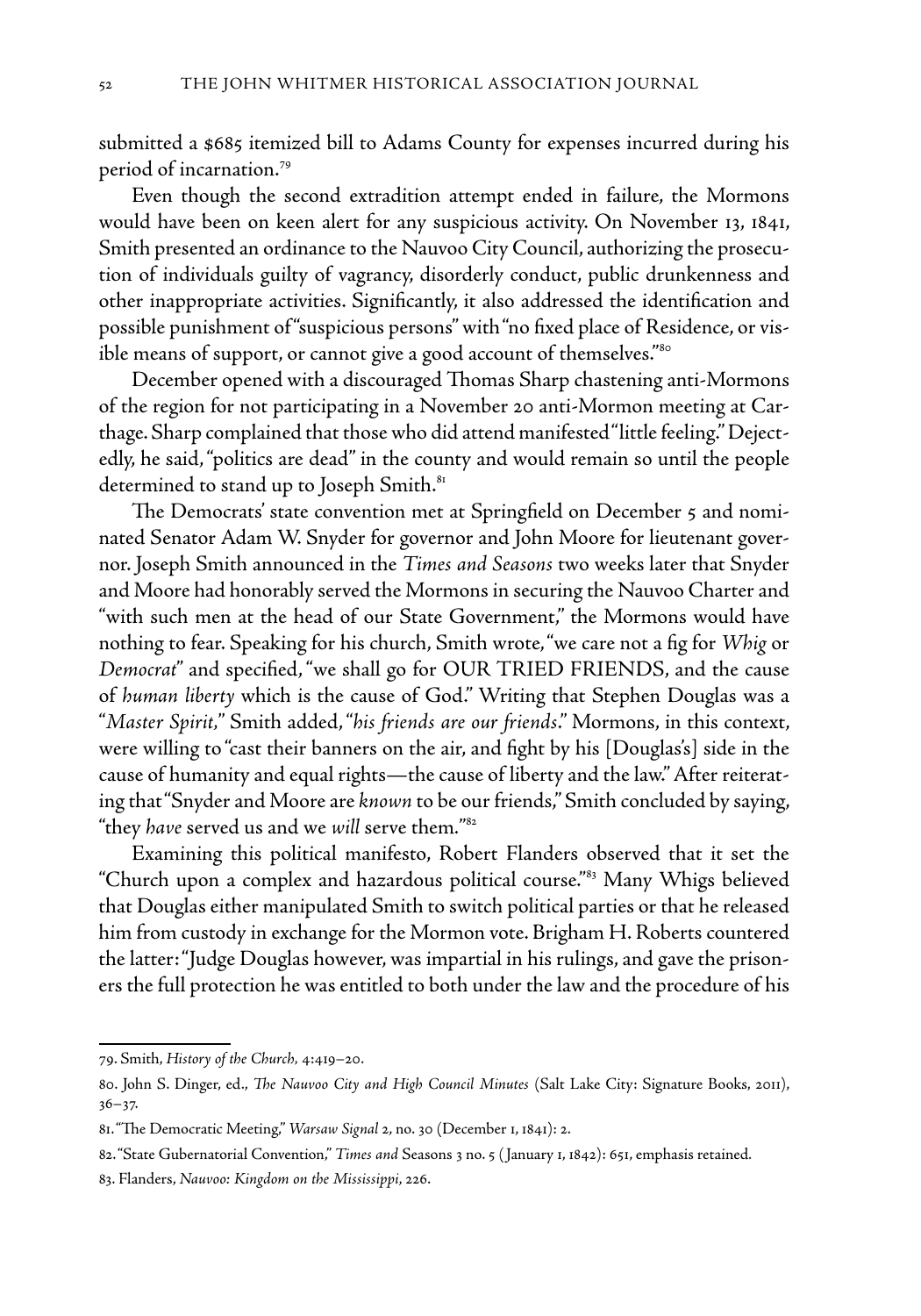submitted a $685 itemized bill to Adams County for expenses incurred during his period of incarnation.[79]

Even though the second extradition attempt ended in failure, the Mormons would have been on keen alert for any suspicious activity. On November 13, 1841, Smith presented an ordinance to the Nauvoo City Council, authorizing the prosecution of individuals guilty of vagrancy, disorderly conduct, public drunkenness and other inappropriate activities. Significantly, it also addressed the identification and possible punishment of "suspicious persons" with "no fixed place of Residence, or visible means of support, or cannot give a good account of themselves."[80]

December opened with a discouraged Thomas Sharp chastening anti-Mormons of the region for not participating in a November 20 anti-Mormon meeting at Carthage. Sharp complained that those who did attend manifested "little feeling." Dejectedly, he said, "politics are dead" in the county and would remain so until the people determined to stand up to Joseph Smith.[81]

The Democrats' state convention met at Springfield on December 5 and nominated Senator Adam W. Snyder for governor and John Moore for lieutenant governor. Joseph Smith announced in the *Times and Seasons* two weeks later that Snyder and Moore had honorably served the Mormons in securing the Nauvoo Charter and "with such men at the head of our State Government," the Mormons would have nothing to fear. Speaking for his church, Smith wrote, "we care not a fig for *Whig* or *Democrat*" and specified, "we shall go for OUR TRIED FRIENDS, and the cause of *human liberty* which is the cause of God." Writing that Stephen Douglas was a "*Master Spirit*," Smith added, "*his friends are our friends*." Mormons, in this context, were willing to "cast their banners on the air, and fight by his [Douglas's] side in the cause of humanity and equal rights—the cause of liberty and the law." After reiterating that "Snyder and Moore are *known* to be our friends," Smith concluded by saying, "they *have* served us and we *will* serve them."[82]

Examining this political manifesto, Robert Flanders observed that it set the "Church upon a complex and hazardous political course."[83] Many Whigs believed that Douglas either manipulated Smith to switch political parties or that he released him from custody in exchange for the Mormon vote. Brigham H. Roberts countered the latter: "Judge Douglas however, was impartial in his rulings, and gave the prisoners the full protection he was entitled to both under the law and the procedure of his

79. Smith, *History of the Church*, 4:419–20.

80. John S. Dinger, ed., *The Nauvoo City and High Council Minutes* (Salt Lake City: Signature Books, 2011), 36–37.

81. "The Democratic Meeting," *Warsaw Signal* 2, no. 30 (December 1, 1841): 2.

82. "State Gubernatorial Convention," *Times and* Seasons 3 no. 5 (January 1, 1842): 651, emphasis retained.

83. Flanders, *Nauvoo: Kingdom on the Mississippi*, 226.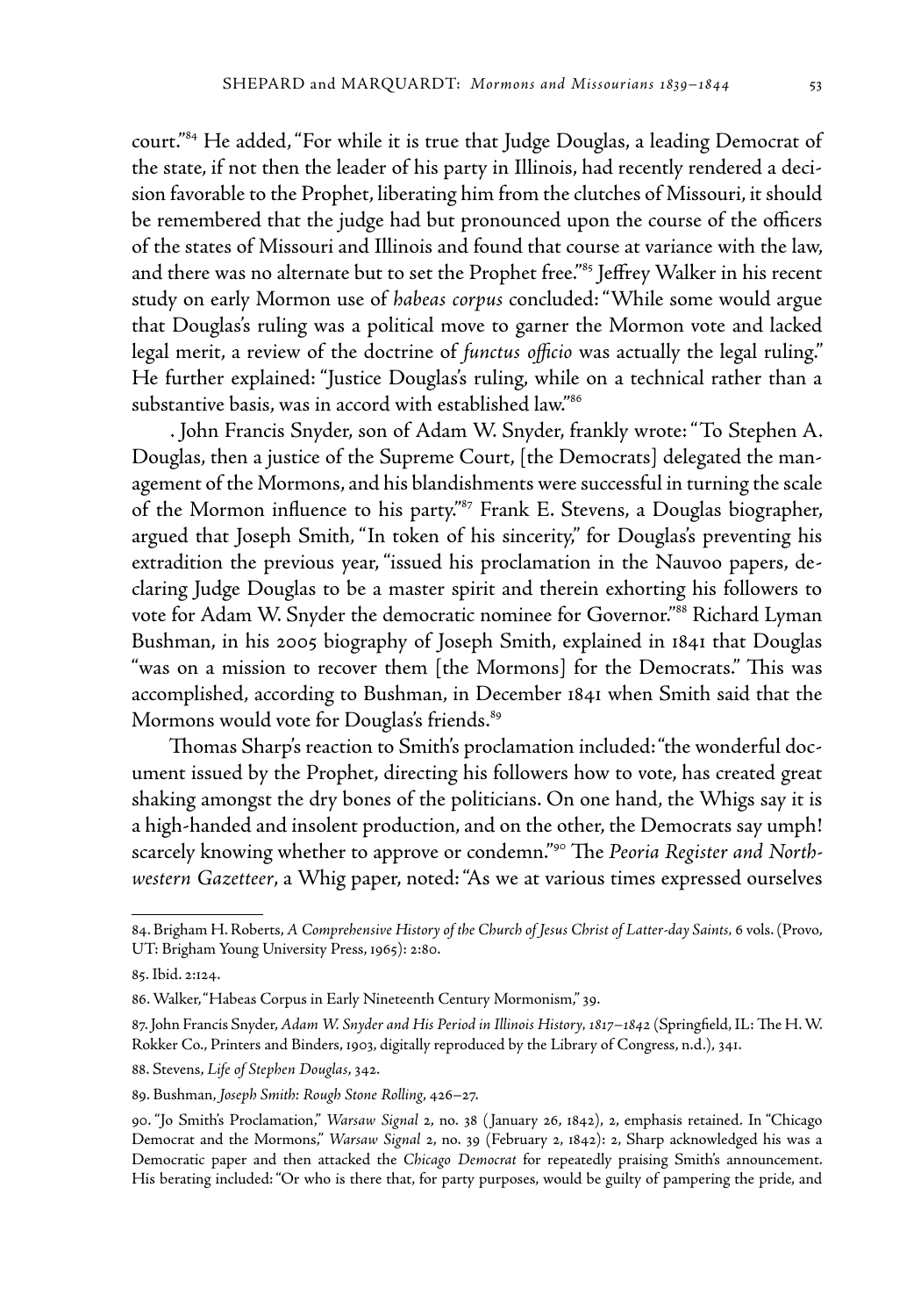court."[84] He added, "For while it is true that Judge Douglas, a leading Democrat of the state, if not then the leader of his party in Illinois, had recently rendered a decision favorable to the Prophet, liberating him from the clutches of Missouri, it should be remembered that the judge had but pronounced upon the course of the officers of the states of Missouri and Illinois and found that course at variance with the law, and there was no alternate but to set the Prophet free."[85] Jeffrey Walker in his recent study on early Mormon use of *habeas corpus* concluded: "While some would argue that Douglas's ruling was a political move to garner the Mormon vote and lacked legal merit, a review of the doctrine of *functus officio* was actually the legal ruling." He further explained: "Justice Douglas's ruling, while on a technical rather than a substantive basis, was in accord with established law."[86]

. John Francis Snyder, son of Adam W. Snyder, frankly wrote: "To Stephen A. Douglas, then a justice of the Supreme Court, [the Democrats] delegated the management of the Mormons, and his blandishments were successful in turning the scale of the Mormon influence to his party."[87] Frank E. Stevens, a Douglas biographer, argued that Joseph Smith, "In token of his sincerity," for Douglas's preventing his extradition the previous year, "issued his proclamation in the Nauvoo papers, declaring Judge Douglas to be a master spirit and therein exhorting his followers to vote for Adam W. Snyder the democratic nominee for Governor."[88] Richard Lyman Bushman, in his 2005 biography of Joseph Smith, explained in 1841 that Douglas "was on a mission to recover them [the Mormons] for the Democrats." This was accomplished, according to Bushman, in December 1841 when Smith said that the Mormons would vote for Douglas's friends.[89]

Thomas Sharp's reaction to Smith's proclamation included: "the wonderful document issued by the Prophet, directing his followers how to vote, has created great shaking amongst the dry bones of the politicians. On one hand, the Whigs say it is a high-handed and insolent production, and on the other, the Democrats say umph! scarcely knowing whether to approve or condemn."[90] The *Peoria Register and Northwestern Gazetteer*, a Whig paper, noted: "As we at various times expressed ourselves

---

84. Brigham H. Roberts, *A Comprehensive History of the Church of Jesus Christ of Latter-day Saints,* 6 vols. (Provo, UT: Brigham Young University Press, 1965): 2:80.

85. Ibid. 2:124.

86. Walker, "Habeas Corpus in Early Nineteenth Century Mormonism," 39.

87. John Francis Snyder, *Adam W. Snyder and His Period in Illinois History, 1817–1842* (Springfield, IL: The H. W. Rokker Co., Printers and Binders, 1903, digitally reproduced by the Library of Congress, n.d.), 341.

88. Stevens, *Life of Stephen Douglas*, 342.

89. Bushman, *Joseph Smith: Rough Stone Rolling*, 426–27.

90. "Jo Smith's Proclamation," *Warsaw Signal* 2, no. 38 (January 26, 1842), 2, emphasis retained. In "Chicago Democrat and the Mormons," *Warsaw Signal* 2, no. 39 (February 2, 1842): 2, Sharp acknowledged his was a Democratic paper and then attacked the *Chicago Democrat* for repeatedly praising Smith's announcement. His berating included: "Or who is there that, for party purposes, would be guilty of pampering the pride, and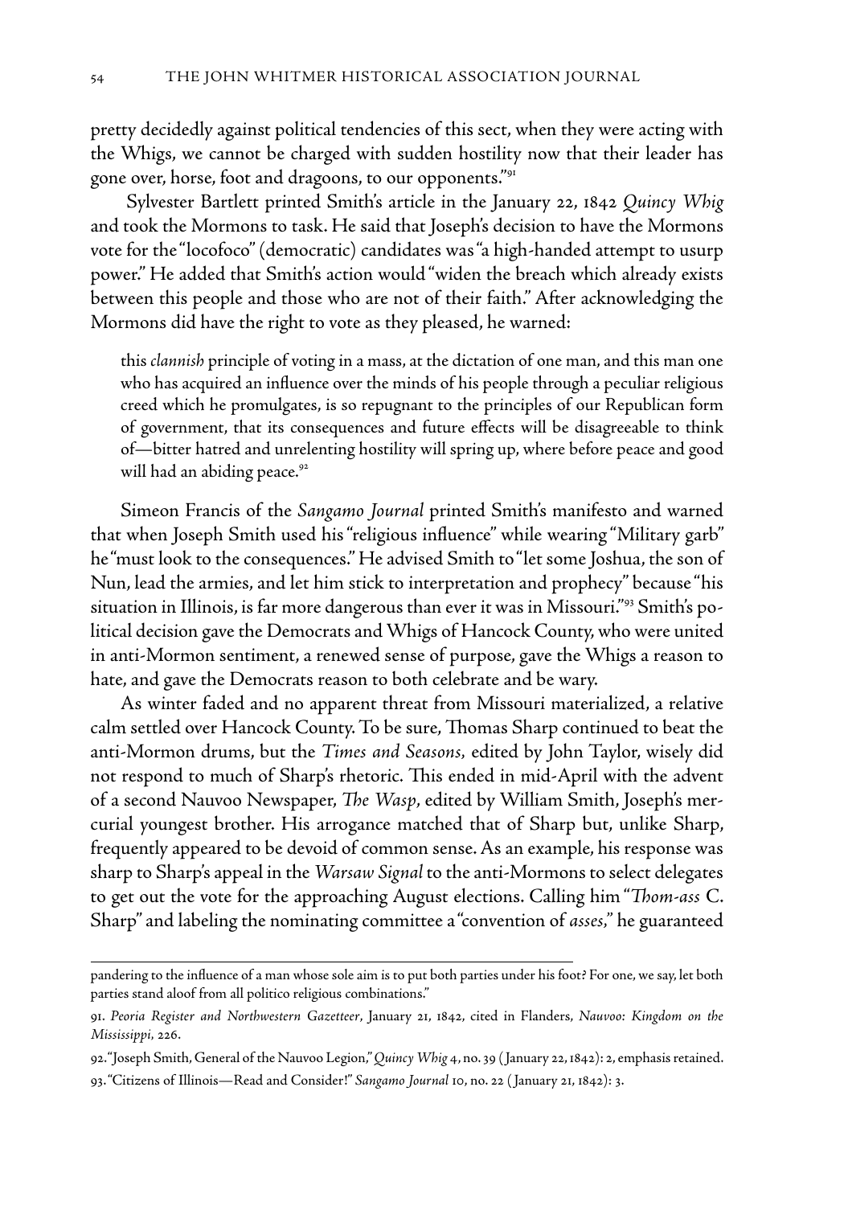pretty decidedly against political tendencies of this sect, when they were acting with the Whigs, we cannot be charged with sudden hostility now that their leader has gone over, horse, foot and dragoons, to our opponents."[91]

Sylvester Bartlett printed Smith's article in the January 22, 1842 *Quincy Whig* and took the Mormons to task. He said that Joseph's decision to have the Mormons vote for the "locofoco" (democratic) candidates was "a high-handed attempt to usurp power." He added that Smith's action would "widen the breach which already exists between this people and those who are not of their faith." After acknowledging the Mormons did have the right to vote as they pleased, he warned:

> this *clannish* principle of voting in a mass, at the dictation of one man, and this man one who has acquired an influence over the minds of his people through a peculiar religious creed which he promulgates, is so repugnant to the principles of our Republican form of government, that its consequences and future effects will be disagreeable to think of—bitter hatred and unrelenting hostility will spring up, where before peace and good will had an abiding peace.[92]

Simeon Francis of the *Sangamo Journal* printed Smith's manifesto and warned that when Joseph Smith used his "religious influence" while wearing "Military garb" he "must look to the consequences." He advised Smith to "let some Joshua, the son of Nun, lead the armies, and let him stick to interpretation and prophecy" because "his situation in Illinois, is far more dangerous than ever it was in Missouri."[93] Smith's political decision gave the Democrats and Whigs of Hancock County, who were united in anti-Mormon sentiment, a renewed sense of purpose, gave the Whigs a reason to hate, and gave the Democrats reason to both celebrate and be wary.

As winter faded and no apparent threat from Missouri materialized, a relative calm settled over Hancock County. To be sure, Thomas Sharp continued to beat the anti-Mormon drums, but the *Times and Seasons,* edited by John Taylor, wisely did not respond to much of Sharp's rhetoric. This ended in mid-April with the advent of a second Nauvoo Newspaper, *The Wasp*, edited by William Smith, Joseph's mercurial youngest brother. His arrogance matched that of Sharp but, unlike Sharp, frequently appeared to be devoid of common sense. As an example, his response was sharp to Sharp's appeal in the *Warsaw Signal* to the anti-Mormons to select delegates to get out the vote for the approaching August elections. Calling him "*Thom-ass* C. Sharp" and labeling the nominating committee a "convention of *asses*," he guaranteed

---

pandering to the influence of a man whose sole aim is to put both parties under his foot? For one, we say, let both parties stand aloof from all politico religious combinations."

91. *Peoria Register and Northwestern Gazetteer*, January 21, 1842, cited in Flanders, *Nauvoo: Kingdom on the Mississippi*, 226.

92. "Joseph Smith, General of the Nauvoo Legion," *Quincy Whig* 4, no. 39 (January 22, 1842): 2, emphasis retained.

93. "Citizens of Illinois—Read and Consider!" *Sangamo Journal* 10, no. 22 (January 21, 1842): 3.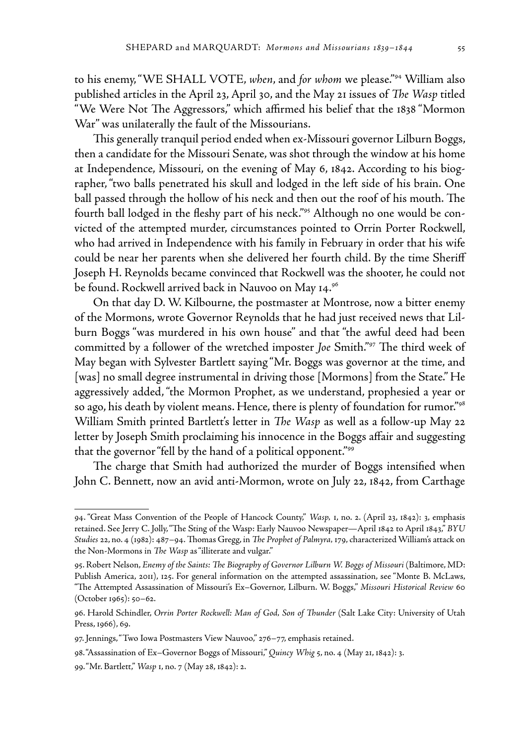to his enemy, "WE SHALL VOTE, *when*, and *for whom* we please."[94] William also published articles in the April 23, April 30, and the May 21 issues of *The Wasp* titled "We Were Not The Aggressors," which affirmed his belief that the 1838 "Mormon War" was unilaterally the fault of the Missourians.

This generally tranquil period ended when ex-Missouri governor Lilburn Boggs, then a candidate for the Missouri Senate, was shot through the window at his home at Independence, Missouri, on the evening of May 6, 1842. According to his biographer, "two balls penetrated his skull and lodged in the left side of his brain. One ball passed through the hollow of his neck and then out the roof of his mouth. The fourth ball lodged in the fleshy part of his neck."[95] Although no one would be convicted of the attempted murder, circumstances pointed to Orrin Porter Rockwell, who had arrived in Independence with his family in February in order that his wife could be near her parents when she delivered her fourth child. By the time Sheriff Joseph H. Reynolds became convinced that Rockwell was the shooter, he could not be found. Rockwell arrived back in Nauvoo on May 14.[96]

On that day D. W. Kilbourne, the postmaster at Montrose, now a bitter enemy of the Mormons, wrote Governor Reynolds that he had just received news that Lilburn Boggs "was murdered in his own house" and that "the awful deed had been committed by a follower of the wretched imposter *Joe* Smith."[97] The third week of May began with Sylvester Bartlett saying "Mr. Boggs was governor at the time, and [was] no small degree instrumental in driving those [Mormons] from the State." He aggressively added, "the Mormon Prophet, as we understand, prophesied a year or so ago, his death by violent means. Hence, there is plenty of foundation for rumor."[98] William Smith printed Bartlett's letter in *The Wasp* as well as a follow-up May 22 letter by Joseph Smith proclaiming his innocence in the Boggs affair and suggesting that the governor "fell by the hand of a political opponent."[99]

The charge that Smith had authorized the murder of Boggs intensified when John C. Bennett, now an avid anti-Mormon, wrote on July 22, 1842, from Carthage

---

94. "Great Mass Convention of the People of Hancock County," *Wasp*, 1, no. 2. (April 23, 1842): 3, emphasis retained. See Jerry C. Jolly, "The Sting of the Wasp: Early Nauvoo Newspaper—April 1842 to April 1843," *BYU Studies* 22, no. 4 (1982): 487–94. Thomas Gregg, in *The Prophet of Palmyra*, 179, characterized William's attack on the Non-Mormons in *The Wasp* as "illiterate and vulgar."

95. Robert Nelson, *Enemy of the Saints: The Biography of Governor Lilburn W. Boggs of Missouri* (Baltimore, MD: Publish America, 2011), 125. For general information on the attempted assassination, see "Monte B. McLaws, "The Attempted Assassination of Missouri's Ex–Governor, Lilburn. W. Boggs," *Missouri Historical Review* 60 (October 1965): 50–62.

96. Harold Schindler, *Orrin Porter Rockwell: Man of God, Son of Thunder* (Salt Lake City: University of Utah Press, 1966), 69.

97. Jennings, "Two Iowa Postmasters View Nauvoo," 276–77, emphasis retained.

98. "Assassination of Ex–Governor Boggs of Missouri," *Quincy Whig* 5, no. 4 (May 21, 1842): 3.

99. "Mr. Bartlett," *Wasp* 1, no. 7 (May 28, 1842): 2.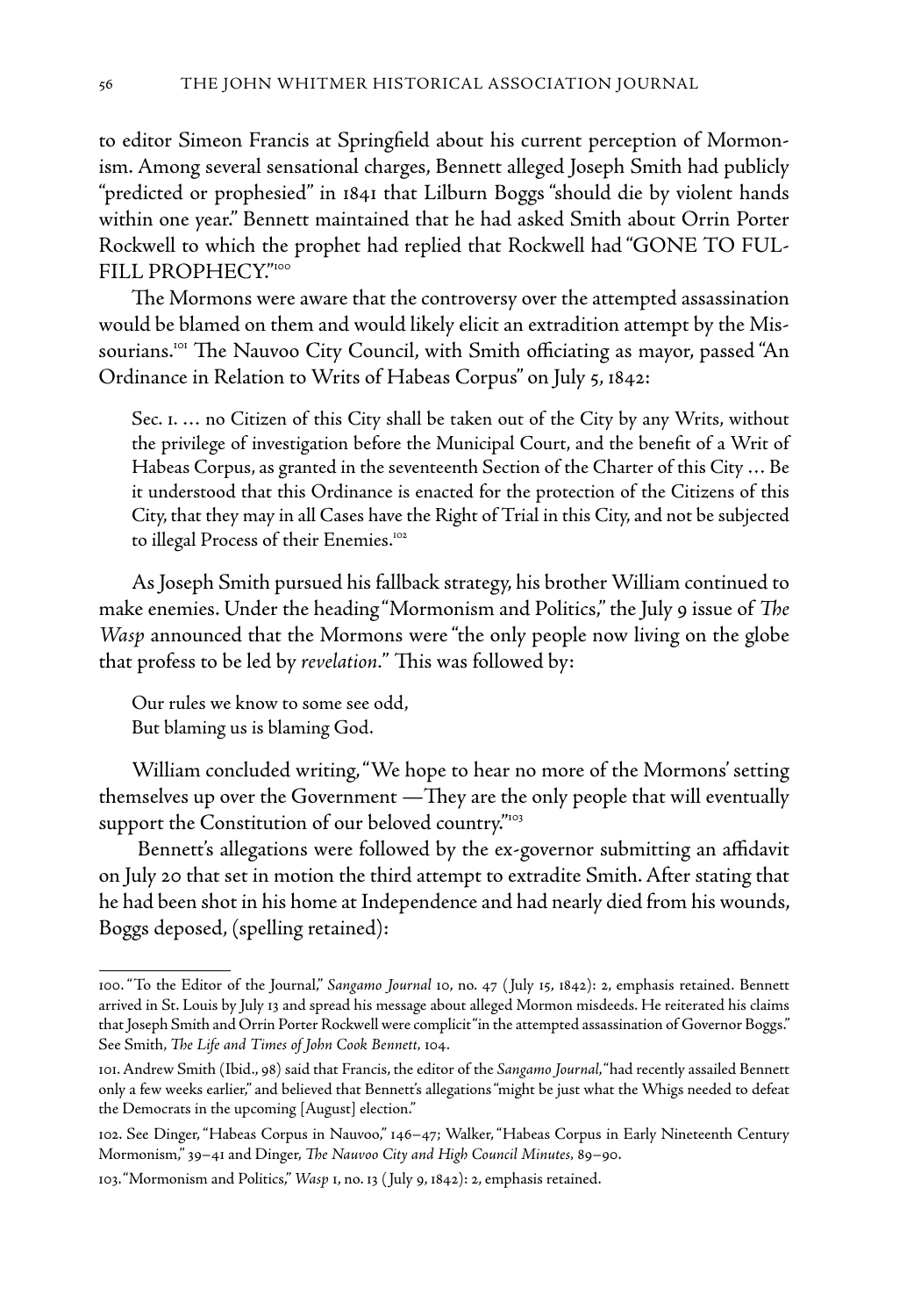to editor Simeon Francis at Springfield about his current perception of Mormonism. Among several sensational charges, Bennett alleged Joseph Smith had publicly "predicted or prophesied" in 1841 that Lilburn Boggs "should die by violent hands within one year." Bennett maintained that he had asked Smith about Orrin Porter Rockwell to which the prophet had replied that Rockwell had "GONE TO FULFILL PROPHECY."[100]

The Mormons were aware that the controversy over the attempted assassination would be blamed on them and would likely elicit an extradition attempt by the Missourians.[101] The Nauvoo City Council, with Smith officiating as mayor, passed "An Ordinance in Relation to Writs of Habeas Corpus" on July 5, 1842:

> Sec. 1. … no Citizen of this City shall be taken out of the City by any Writs, without the privilege of investigation before the Municipal Court, and the benefit of a Writ of Habeas Corpus, as granted in the seventeenth Section of the Charter of this City … Be it understood that this Ordinance is enacted for the protection of the Citizens of this City, that they may in all Cases have the Right of Trial in this City, and not be subjected to illegal Process of their Enemies.[102]

As Joseph Smith pursued his fallback strategy, his brother William continued to make enemies. Under the heading "Mormonism and Politics," the July 9 issue of *The Wasp* announced that the Mormons were "the only people now living on the globe that profess to be led by *revelation.*" This was followed by:

> Our rules we know to some see odd,
> But blaming us is blaming God.

William concluded writing, "We hope to hear no more of the Mormons' setting themselves up over the Government —They are the only people that will eventually support the Constitution of our beloved country."[103]

Bennett's allegations were followed by the ex-governor submitting an affidavit on July 20 that set in motion the third attempt to extradite Smith. After stating that he had been shot in his home at Independence and had nearly died from his wounds, Boggs deposed, (spelling retained):

---

100. "To the Editor of the Journal," *Sangamo Journal* 10, no. 47 (July 15, 1842): 2, emphasis retained. Bennett arrived in St. Louis by July 13 and spread his message about alleged Mormon misdeeds. He reiterated his claims that Joseph Smith and Orrin Porter Rockwell were complicit "in the attempted assassination of Governor Boggs." See Smith, *The Life and Times of John Cook Bennett*, 104.

101. Andrew Smith (Ibid., 98) said that Francis, the editor of the *Sangamo Journal*, "had recently assailed Bennett only a few weeks earlier," and believed that Bennett's allegations "might be just what the Whigs needed to defeat the Democrats in the upcoming [August] election."

102. See Dinger, "Habeas Corpus in Nauvoo," 146–47; Walker, "Habeas Corpus in Early Nineteenth Century Mormonism," 39–41 and Dinger, *The Nauvoo City and High Council Minutes*, 89–90.

103. "Mormonism and Politics," *Wasp* 1, no. 13 (July 9, 1842): 2, emphasis retained.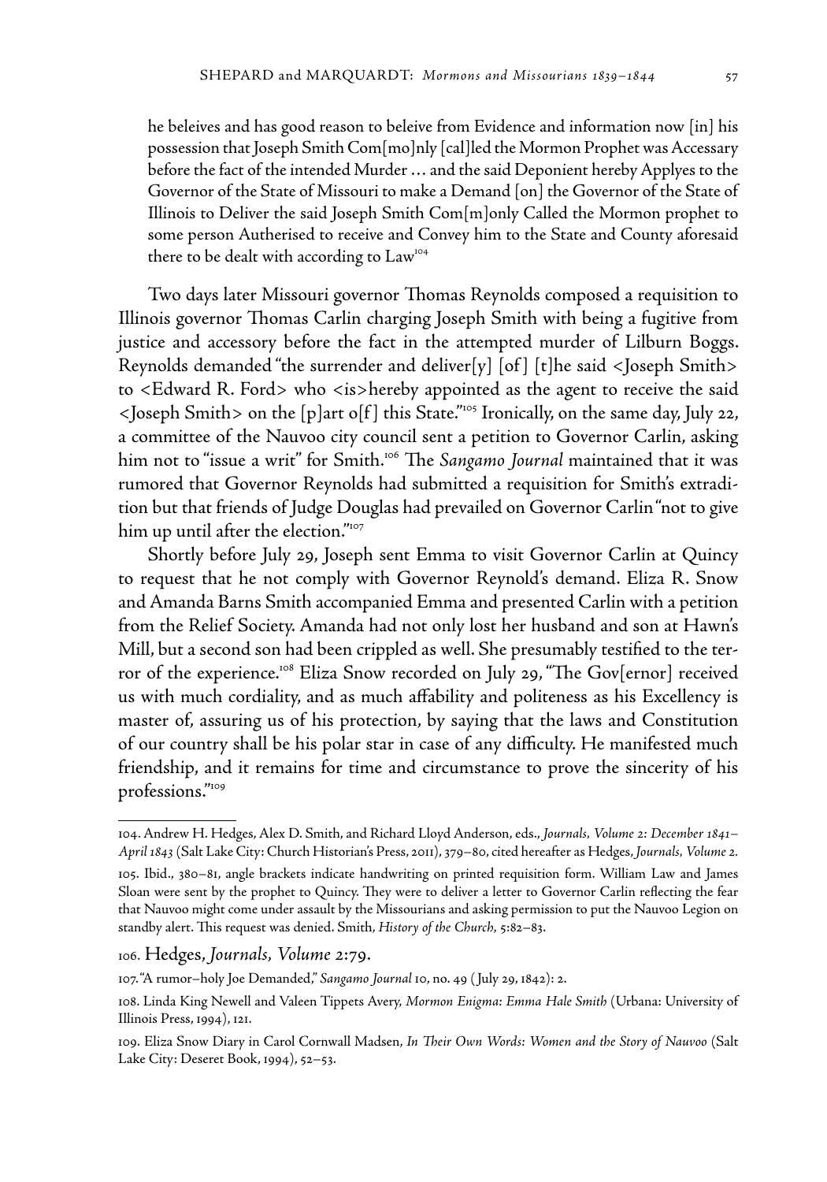> he beleives and has good reason to beleive from Evidence and information now [in] his possession that Joseph Smith Com[mo]nly [cal]led the Mormon Prophet was Accessary before the fact of the intended Murder … and the said Deponient hereby Applyes to the Governor of the State of Missouri to make a Demand [on] the Governor of the State of Illinois to Deliver the said Joseph Smith Com[m]only Called the Mormon prophet to some person Autherised to receive and Convey him to the State and County aforesaid there to be dealt with according to Law[104]

Two days later Missouri governor Thomas Reynolds composed a requisition to Illinois governor Thomas Carlin charging Joseph Smith with being a fugitive from justice and accessory before the fact in the attempted murder of Lilburn Boggs. Reynolds demanded "the surrender and deliver[y] [of] [t]he said <Joseph Smith> to <Edward R. Ford> who <is>hereby appointed as the agent to receive the said <Joseph Smith> on the [p]art o[f] this State."[105] Ironically, on the same day, July 22, a committee of the Nauvoo city council sent a petition to Governor Carlin, asking him not to "issue a writ" for Smith.[106] The *Sangamo Journal* maintained that it was rumored that Governor Reynolds had submitted a requisition for Smith's extradition but that friends of Judge Douglas had prevailed on Governor Carlin "not to give him up until after the election."[107]

Shortly before July 29, Joseph sent Emma to visit Governor Carlin at Quincy to request that he not comply with Governor Reynold's demand. Eliza R. Snow and Amanda Barns Smith accompanied Emma and presented Carlin with a petition from the Relief Society. Amanda had not only lost her husband and son at Hawn's Mill, but a second son had been crippled as well. She presumably testified to the terror of the experience.[108] Eliza Snow recorded on July 29, "The Gov[ernor] received us with much cordiality, and as much affability and politeness as his Excellency is master of, assuring us of his protection, by saying that the laws and Constitution of our country shall be his polar star in case of any difficulty. He manifested much friendship, and it remains for time and circumstance to prove the sincerity of his professions."[109]

---

104. Andrew H. Hedges, Alex D. Smith, and Richard Lloyd Anderson, eds., *Journals, Volume 2: December 1841–April 1843* (Salt Lake City: Church Historian's Press, 2011), 379–80, cited hereafter as Hedges, *Journals, Volume 2*.

105. Ibid., 380–81, angle brackets indicate handwriting on printed requisition form. William Law and James Sloan were sent by the prophet to Quincy. They were to deliver a letter to Governor Carlin reflecting the fear that Nauvoo might come under assault by the Missourians and asking permission to put the Nauvoo Legion on standby alert. This request was denied. Smith, *History of the Church*, 5:82–83.

106. Hedges, *Journals, Volume 2*:79.

107. "A rumor–holy Joe Demanded," *Sangamo Journal* 10, no. 49 (July 29, 1842): 2.

108. Linda King Newell and Valeen Tippets Avery, *Mormon Enigma: Emma Hale Smith* (Urbana: University of Illinois Press, 1994), 121.

109. Eliza Snow Diary in Carol Cornwall Madsen, *In Their Own Words: Women and the Story of Nauvoo* (Salt Lake City: Deseret Book, 1994), 52–53.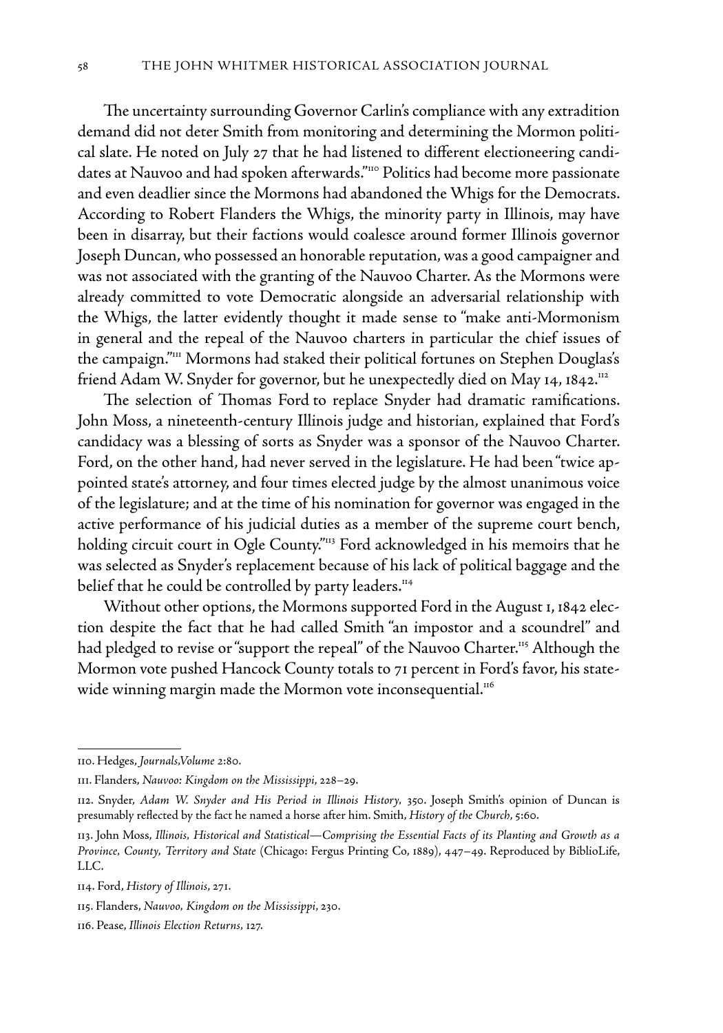The uncertainty surrounding Governor Carlin's compliance with any extradition demand did not deter Smith from monitoring and determining the Mormon political slate. He noted on July 27 that he had listened to different electioneering candidates at Nauvoo and had spoken afterwards."[110] Politics had become more passionate and even deadlier since the Mormons had abandoned the Whigs for the Democrats. According to Robert Flanders the Whigs, the minority party in Illinois, may have been in disarray, but their factions would coalesce around former Illinois governor Joseph Duncan, who possessed an honorable reputation, was a good campaigner and was not associated with the granting of the Nauvoo Charter. As the Mormons were already committed to vote Democratic alongside an adversarial relationship with the Whigs, the latter evidently thought it made sense to "make anti-Mormonism in general and the repeal of the Nauvoo charters in particular the chief issues of the campaign."[111] Mormons had staked their political fortunes on Stephen Douglas's friend Adam W. Snyder for governor, but he unexpectedly died on May 14, 1842.[112]

The selection of Thomas Ford to replace Snyder had dramatic ramifications. John Moss, a nineteenth-century Illinois judge and historian, explained that Ford's candidacy was a blessing of sorts as Snyder was a sponsor of the Nauvoo Charter. Ford, on the other hand, had never served in the legislature. He had been "twice appointed state's attorney, and four times elected judge by the almost unanimous voice of the legislature; and at the time of his nomination for governor was engaged in the active performance of his judicial duties as a member of the supreme court bench, holding circuit court in Ogle County."[113] Ford acknowledged in his memoirs that he was selected as Snyder's replacement because of his lack of political baggage and the belief that he could be controlled by party leaders.[114]

Without other options, the Mormons supported Ford in the August 1, 1842 election despite the fact that he had called Smith "an impostor and a scoundrel" and had pledged to revise or "support the repeal" of the Nauvoo Charter.[115] Although the Mormon vote pushed Hancock County totals to 71 percent in Ford's favor, his statewide winning margin made the Mormon vote inconsequential.[116]

---

110. Hedges, *Journals,Volume 2*:80.

111. Flanders, *Nauvoo: Kingdom on the Mississippi*, 228–29.

112. Snyder, *Adam W. Snyder and His Period in Illinois History*, 350. Joseph Smith's opinion of Duncan is presumably reflected by the fact he named a horse after him. Smith, *History of the Church*, 5:60.

113. John Moss, *Illinois, Historical and Statistical—Comprising the Essential Facts of its Planting and Growth as a Province, County, Territory and State* (Chicago: Fergus Printing Co, 1889), 447–49. Reproduced by BiblioLife, LLC.

114. Ford, *History of Illinois*, 271.

115. Flanders, *Nauvoo, Kingdom on the Mississippi*, 230.

116. Pease, *Illinois Election Returns*, 127.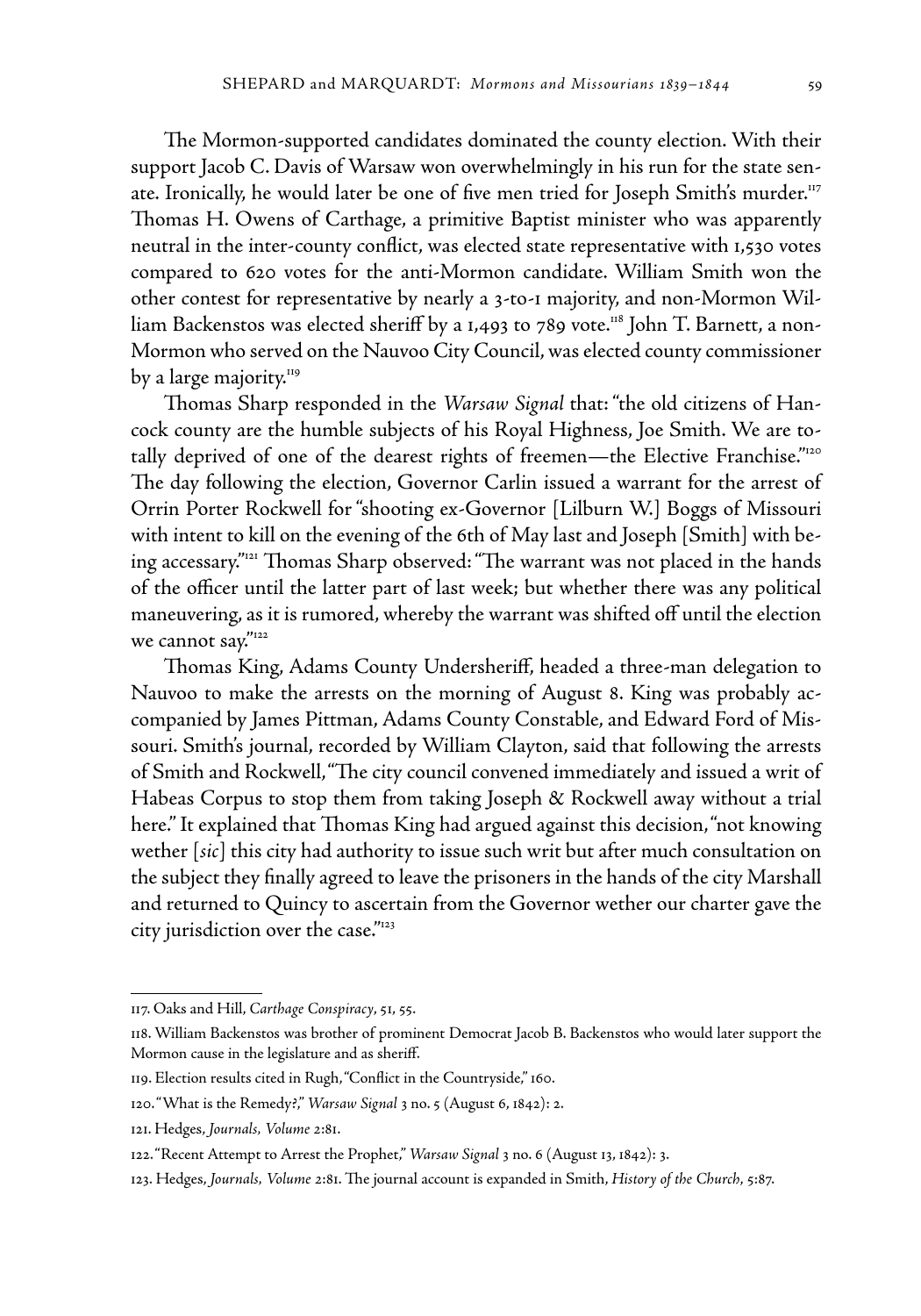The Mormon-supported candidates dominated the county election. With their support Jacob C. Davis of Warsaw won overwhelmingly in his run for the state senate. Ironically, he would later be one of five men tried for Joseph Smith's murder.[117] Thomas H. Owens of Carthage, a primitive Baptist minister who was apparently neutral in the inter-county conflict, was elected state representative with 1,530 votes compared to 620 votes for the anti-Mormon candidate. William Smith won the other contest for representative by nearly a 3-to-1 majority, and non-Mormon William Backenstos was elected sheriff by a 1,493 to 789 vote.[118] John T. Barnett, a non-Mormon who served on the Nauvoo City Council, was elected county commissioner by a large majority.[119]

Thomas Sharp responded in the *Warsaw Signal* that: "the old citizens of Hancock county are the humble subjects of his Royal Highness, Joe Smith. We are totally deprived of one of the dearest rights of freemen—the Elective Franchise."[120] The day following the election, Governor Carlin issued a warrant for the arrest of Orrin Porter Rockwell for "shooting ex-Governor [Lilburn W.] Boggs of Missouri with intent to kill on the evening of the 6th of May last and Joseph [Smith] with being accessary."[121] Thomas Sharp observed: "The warrant was not placed in the hands of the officer until the latter part of last week; but whether there was any political maneuvering, as it is rumored, whereby the warrant was shifted off until the election we cannot say."[122]

Thomas King, Adams County Undersheriff, headed a three-man delegation to Nauvoo to make the arrests on the morning of August 8. King was probably accompanied by James Pittman, Adams County Constable, and Edward Ford of Missouri. Smith's journal, recorded by William Clayton, said that following the arrests of Smith and Rockwell, "The city council convened immediately and issued a writ of Habeas Corpus to stop them from taking Joseph & Rockwell away without a trial here." It explained that Thomas King had argued against this decision, "not knowing wether [*sic*] this city had authority to issue such writ but after much consultation on the subject they finally agreed to leave the prisoners in the hands of the city Marshall and returned to Quincy to ascertain from the Governor wether our charter gave the city jurisdiction over the case."[123]

---

117. Oaks and Hill, *Carthage Conspiracy*, 51, 55.

118. William Backenstos was brother of prominent Democrat Jacob B. Backenstos who would later support the Mormon cause in the legislature and as sheriff.

119. Election results cited in Rugh, "Conflict in the Countryside," 160.

120. "What is the Remedy?," *Warsaw Signal* 3 no. 5 (August 6, 1842): 2.

121. Hedges, *Journals, Volume 2*:81.

122. "Recent Attempt to Arrest the Prophet," *Warsaw Signal* 3 no. 6 (August 13, 1842): 3.

123. Hedges, *Journals, Volume 2*:81. The journal account is expanded in Smith, *History of the Church*, 5:87.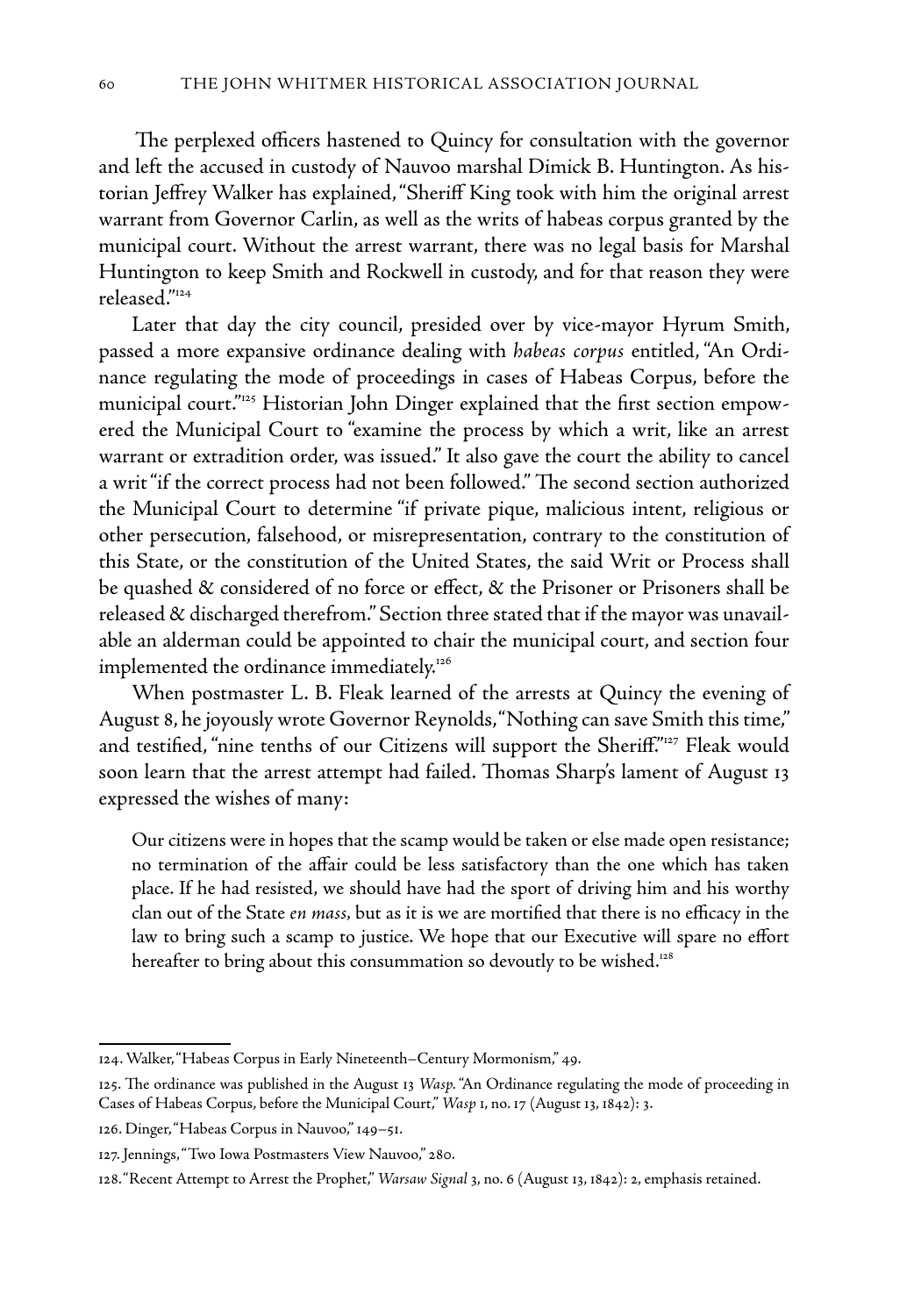The perplexed officers hastened to Quincy for consultation with the governor and left the accused in custody of Nauvoo marshal Dimick B. Huntington. As historian Jeffrey Walker has explained, "Sheriff King took with him the original arrest warrant from Governor Carlin, as well as the writs of habeas corpus granted by the municipal court. Without the arrest warrant, there was no legal basis for Marshal Huntington to keep Smith and Rockwell in custody, and for that reason they were released."[124]

Later that day the city council, presided over by vice-mayor Hyrum Smith, passed a more expansive ordinance dealing with *habeas corpus* entitled, "An Ordinance regulating the mode of proceedings in cases of Habeas Corpus, before the municipal court."[125] Historian John Dinger explained that the first section empowered the Municipal Court to "examine the process by which a writ, like an arrest warrant or extradition order, was issued." It also gave the court the ability to cancel a writ "if the correct process had not been followed." The second section authorized the Municipal Court to determine "if private pique, malicious intent, religious or other persecution, falsehood, or misrepresentation, contrary to the constitution of this State, or the constitution of the United States, the said Writ or Process shall be quashed & considered of no force or effect, & the Prisoner or Prisoners shall be released & discharged therefrom." Section three stated that if the mayor was unavailable an alderman could be appointed to chair the municipal court, and section four implemented the ordinance immediately.[126]

When postmaster L. B. Fleak learned of the arrests at Quincy the evening of August 8, he joyously wrote Governor Reynolds, "Nothing can save Smith this time," and testified, "nine tenths of our Citizens will support the Sheriff."[127] Fleak would soon learn that the arrest attempt had failed. Thomas Sharp's lament of August 13 expressed the wishes of many:

> Our citizens were in hopes that the scamp would be taken or else made open resistance; no termination of the affair could be less satisfactory than the one which has taken place. If he had resisted, we should have had the sport of driving him and his worthy clan out of the State *en mass*, but as it is we are mortified that there is no efficacy in the law to bring such a scamp to justice. We hope that our Executive will spare no effort hereafter to bring about this consummation so devoutly to be wished.[128]

---

124. Walker, "Habeas Corpus in Early Nineteenth–Century Mormonism," 49.

125. The ordinance was published in the August 13 *Wasp*. "An Ordinance regulating the mode of proceeding in Cases of Habeas Corpus, before the Municipal Court," *Wasp* 1, no. 17 (August 13, 1842): 3.

126. Dinger, "Habeas Corpus in Nauvoo," 149–51.

127. Jennings, "Two Iowa Postmasters View Nauvoo," 280.

128. "Recent Attempt to Arrest the Prophet," *Warsaw Signal* 3, no. 6 (August 13, 1842): 2, emphasis retained.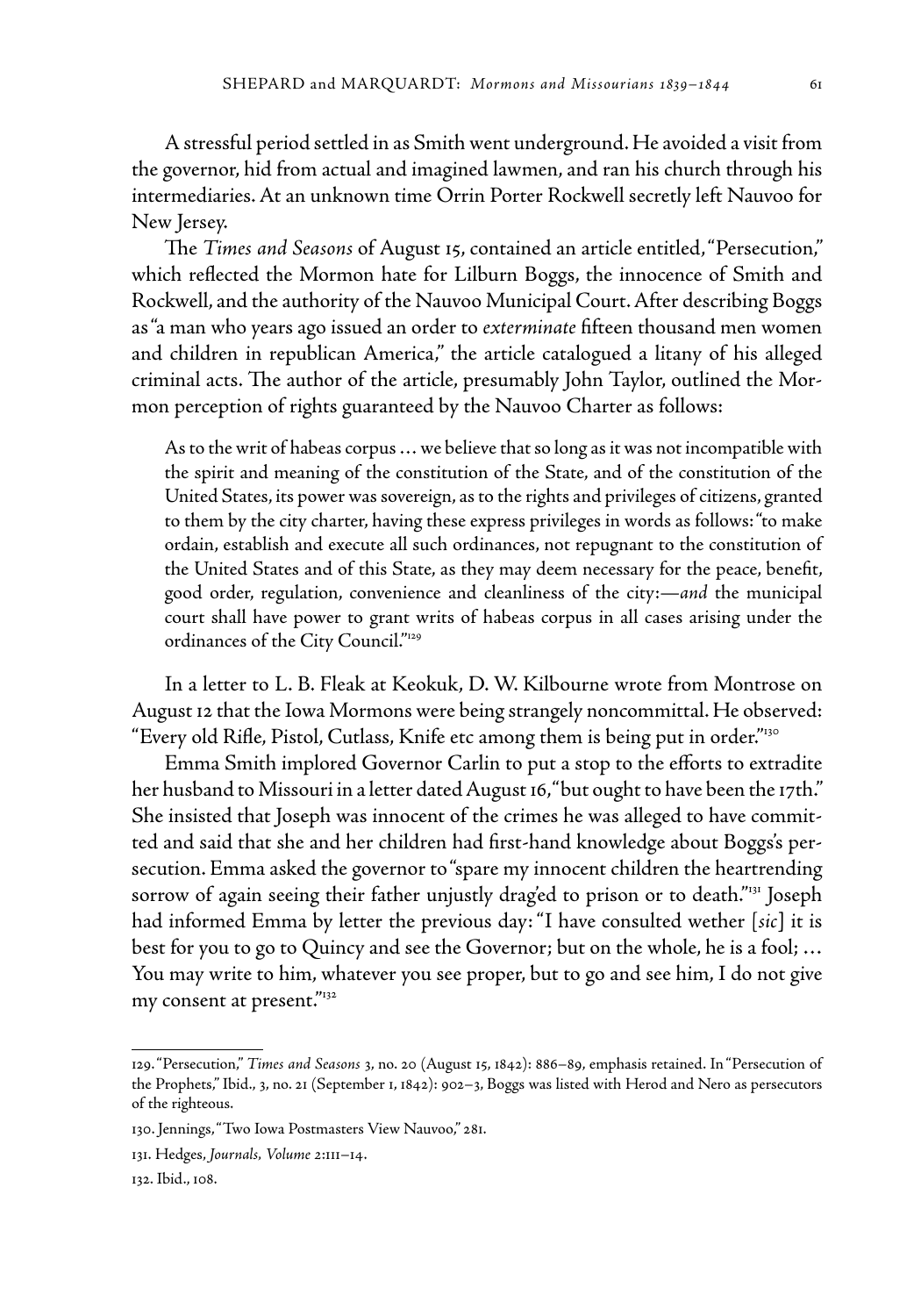A stressful period settled in as Smith went underground. He avoided a visit from the governor, hid from actual and imagined lawmen, and ran his church through his intermediaries. At an unknown time Orrin Porter Rockwell secretly left Nauvoo for New Jersey.

The *Times and Seasons* of August 15, contained an article entitled, "Persecution," which reflected the Mormon hate for Lilburn Boggs, the innocence of Smith and Rockwell, and the authority of the Nauvoo Municipal Court. After describing Boggs as "a man who years ago issued an order to *exterminate* fifteen thousand men women and children in republican America," the article catalogued a litany of his alleged criminal acts. The author of the article, presumably John Taylor, outlined the Mormon perception of rights guaranteed by the Nauvoo Charter as follows:

> As to the writ of habeas corpus … we believe that so long as it was not incompatible with the spirit and meaning of the constitution of the State, and of the constitution of the United States, its power was sovereign, as to the rights and privileges of citizens, granted to them by the city charter, having these express privileges in words as follows: "to make ordain, establish and execute all such ordinances, not repugnant to the constitution of the United States and of this State, as they may deem necessary for the peace, benefit, good order, regulation, convenience and cleanliness of the city:—*and* the municipal court shall have power to grant writs of habeas corpus in all cases arising under the ordinances of the City Council."[129]

In a letter to L. B. Fleak at Keokuk, D. W. Kilbourne wrote from Montrose on August 12 that the Iowa Mormons were being strangely noncommittal. He observed: "Every old Rifle, Pistol, Cutlass, Knife etc among them is being put in order."[130]

Emma Smith implored Governor Carlin to put a stop to the efforts to extradite her husband to Missouri in a letter dated August 16, "but ought to have been the 17th." She insisted that Joseph was innocent of the crimes he was alleged to have committed and said that she and her children had first-hand knowledge about Boggs's persecution. Emma asked the governor to "spare my innocent children the heartrending sorrow of again seeing their father unjustly drag'ed to prison or to death."[131] Joseph had informed Emma by letter the previous day: "I have consulted wether [*sic*] it is best for you to go to Quincy and see the Governor; but on the whole, he is a fool; … You may write to him, whatever you see proper, but to go and see him, I do not give my consent at present."[132]

---

129. "Persecution," *Times and Seasons* 3, no. 20 (August 15, 1842): 886–89, emphasis retained. In "Persecution of the Prophets," Ibid., 3, no. 21 (September 1, 1842): 902–3, Boggs was listed with Herod and Nero as persecutors of the righteous.

130. Jennings, "Two Iowa Postmasters View Nauvoo," 281.

131. Hedges, *Journals, Volume* 2:111–14.

132. Ibid., 108.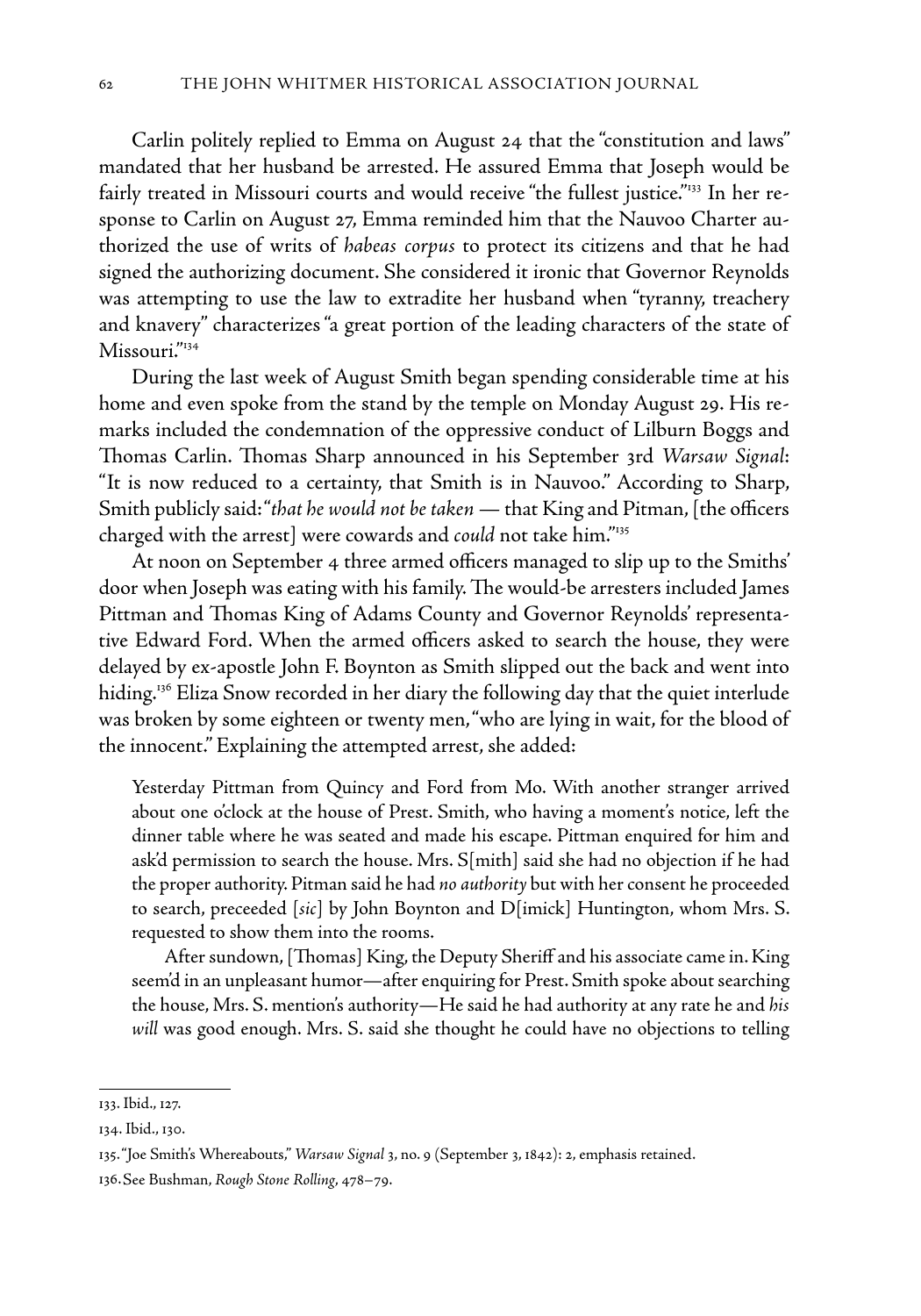Carlin politely replied to Emma on August 24 that the "constitution and laws" mandated that her husband be arrested. He assured Emma that Joseph would be fairly treated in Missouri courts and would receive "the fullest justice."[133] In her response to Carlin on August 27, Emma reminded him that the Nauvoo Charter authorized the use of writs of *habeas corpus* to protect its citizens and that he had signed the authorizing document. She considered it ironic that Governor Reynolds was attempting to use the law to extradite her husband when "tyranny, treachery and knavery" characterizes "a great portion of the leading characters of the state of Missouri."[134]

During the last week of August Smith began spending considerable time at his home and even spoke from the stand by the temple on Monday August 29. His remarks included the condemnation of the oppressive conduct of Lilburn Boggs and Thomas Carlin. Thomas Sharp announced in his September 3rd *Warsaw Signal*: "It is now reduced to a certainty, that Smith is in Nauvoo." According to Sharp, Smith publicly said: "*that he would not be taken* — that King and Pitman, [the officers charged with the arrest] were cowards and *could* not take him."[135]

At noon on September 4 three armed officers managed to slip up to the Smiths' door when Joseph was eating with his family. The would-be arresters included James Pittman and Thomas King of Adams County and Governor Reynolds' representative Edward Ford. When the armed officers asked to search the house, they were delayed by ex-apostle John F. Boynton as Smith slipped out the back and went into hiding.[136] Eliza Snow recorded in her diary the following day that the quiet interlude was broken by some eighteen or twenty men, "who are lying in wait, for the blood of the innocent." Explaining the attempted arrest, she added:

> Yesterday Pittman from Quincy and Ford from Mo. With another stranger arrived about one o'clock at the house of Prest. Smith, who having a moment's notice, left the dinner table where he was seated and made his escape. Pittman enquired for him and ask'd permission to search the house. Mrs. S[mith] said she had no objection if he had the proper authority. Pitman said he had *no authority* but with her consent he proceeded to search, preceeded [*sic*] by John Boynton and D[imick] Huntington, whom Mrs. S. requested to show them into the rooms.
>
> After sundown, [Thomas] King, the Deputy Sheriff and his associate came in. King seem'd in an unpleasant humor—after enquiring for Prest. Smith spoke about searching the house, Mrs. S. mention's authority—He said he had authority at any rate he and *his will* was good enough. Mrs. S. said she thought he could have no objections to telling

---

133. Ibid., 127.

134. Ibid., 130.

135. "Joe Smith's Whereabouts," *Warsaw Signal* 3, no. 9 (September 3, 1842): 2, emphasis retained.

136. See Bushman, *Rough Stone Rolling*, 478–79.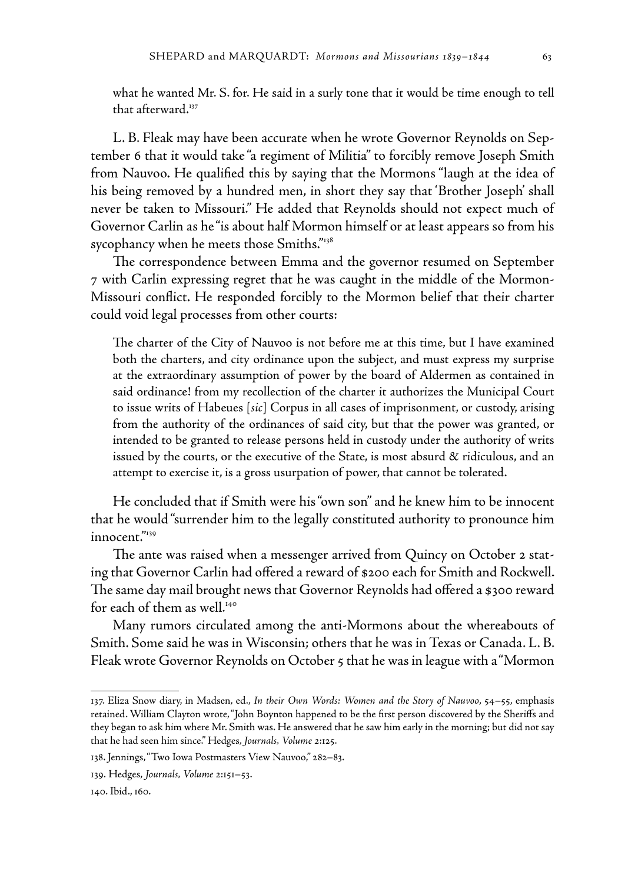what he wanted Mr. S. for. He said in a surly tone that it would be time enough to tell that afterward.[137]

L. B. Fleak may have been accurate when he wrote Governor Reynolds on September 6 that it would take "a regiment of Militia" to forcibly remove Joseph Smith from Nauvoo. He qualified this by saying that the Mormons "laugh at the idea of his being removed by a hundred men, in short they say that 'Brother Joseph' shall never be taken to Missouri." He added that Reynolds should not expect much of Governor Carlin as he "is about half Mormon himself or at least appears so from his sycophancy when he meets those Smiths."[138]

The correspondence between Emma and the governor resumed on September 7 with Carlin expressing regret that he was caught in the middle of the Mormon-Missouri conflict. He responded forcibly to the Mormon belief that their charter could void legal processes from other courts:

> The charter of the City of Nauvoo is not before me at this time, but I have examined both the charters, and city ordinance upon the subject, and must express my surprise at the extraordinary assumption of power by the board of Aldermen as contained in said ordinance! from my recollection of the charter it authorizes the Municipal Court to issue writs of Habeues [*sic*] Corpus in all cases of imprisonment, or custody, arising from the authority of the ordinances of said city, but that the power was granted, or intended to be granted to release persons held in custody under the authority of writs issued by the courts, or the executive of the State, is most absurd & ridiculous, and an attempt to exercise it, is a gross usurpation of power, that cannot be tolerated.

He concluded that if Smith were his "own son" and he knew him to be innocent that he would "surrender him to the legally constituted authority to pronounce him innocent."[139]

The ante was raised when a messenger arrived from Quincy on October 2 stating that Governor Carlin had offered a reward of $200 each for Smith and Rockwell. The same day mail brought news that Governor Reynolds had offered a $300 reward for each of them as well.[140]

Many rumors circulated among the anti-Mormons about the whereabouts of Smith. Some said he was in Wisconsin; others that he was in Texas or Canada. L. B. Fleak wrote Governor Reynolds on October 5 that he was in league with a "Mormon

---

137. Eliza Snow diary, in Madsen, ed., *In their Own Words: Women and the Story of Nauvoo*, 54–55, emphasis retained. William Clayton wrote, "John Boynton happened to be the first person discovered by the Sheriffs and they began to ask him where Mr. Smith was. He answered that he saw him early in the morning; but did not say that he had seen him since." Hedges, *Journals, Volume 2*:125.

138. Jennings, "Two Iowa Postmasters View Nauvoo," 282–83.

139. Hedges, *Journals, Volume 2*:151–53.

140. Ibid., 160.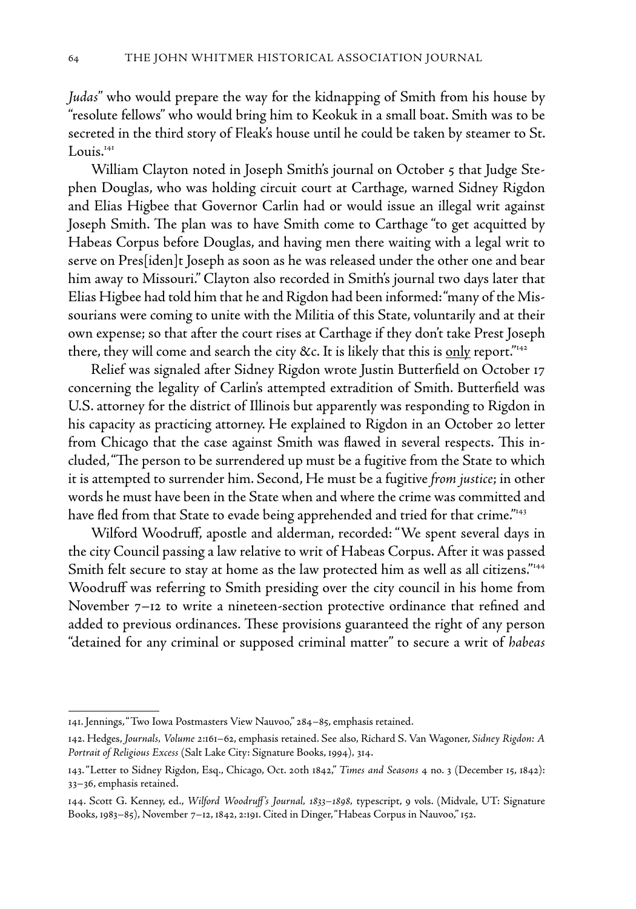*Judas*" who would prepare the way for the kidnapping of Smith from his house by "resolute fellows" who would bring him to Keokuk in a small boat. Smith was to be secreted in the third story of Fleak's house until he could be taken by steamer to St. Louis.[141]

William Clayton noted in Joseph Smith's journal on October 5 that Judge Stephen Douglas, who was holding circuit court at Carthage, warned Sidney Rigdon and Elias Higbee that Governor Carlin had or would issue an illegal writ against Joseph Smith. The plan was to have Smith come to Carthage "to get acquitted by Habeas Corpus before Douglas, and having men there waiting with a legal writ to serve on Pres[iden]t Joseph as soon as he was released under the other one and bear him away to Missouri." Clayton also recorded in Smith's journal two days later that Elias Higbee had told him that he and Rigdon had been informed: "many of the Missourians were coming to unite with the Militia of this State, voluntarily and at their own expense; so that after the court rises at Carthage if they don't take Prest Joseph there, they will come and search the city &c. It is likely that this is <u>only</u> report."[142]

Relief was signaled after Sidney Rigdon wrote Justin Butterfield on October 17 concerning the legality of Carlin's attempted extradition of Smith. Butterfield was U.S. attorney for the district of Illinois but apparently was responding to Rigdon in his capacity as practicing attorney. He explained to Rigdon in an October 20 letter from Chicago that the case against Smith was flawed in several respects. This included, "The person to be surrendered up must be a fugitive from the State to which it is attempted to surrender him. Second, He must be a fugitive *from justice*; in other words he must have been in the State when and where the crime was committed and have fled from that State to evade being apprehended and tried for that crime."[143]

Wilford Woodruff, apostle and alderman, recorded: "We spent several days in the city Council passing a law relative to writ of Habeas Corpus. After it was passed Smith felt secure to stay at home as the law protected him as well as all citizens."[144] Woodruff was referring to Smith presiding over the city council in his home from November 7–12 to write a nineteen-section protective ordinance that refined and added to previous ordinances. These provisions guaranteed the right of any person "detained for any criminal or supposed criminal matter" to secure a writ of *habeas*

---

141. Jennings, "Two Iowa Postmasters View Nauvoo," 284–85, emphasis retained.

142. Hedges, *Journals, Volume* 2:161–62, emphasis retained. See also, Richard S. Van Wagoner, *Sidney Rigdon: A Portrait of Religious Excess* (Salt Lake City: Signature Books, 1994), 314.

143. "Letter to Sidney Rigdon, Esq., Chicago, Oct. 20th 1842," *Times and Seasons* 4 no. 3 (December 15, 1842): 33–36, emphasis retained.

144. Scott G. Kenney, ed., *Wilford Woodruff's Journal, 1833–1898*, typescript, 9 vols. (Midvale, UT: Signature Books, 1983–85), November 7–12, 1842, 2:191. Cited in Dinger, "Habeas Corpus in Nauvoo," 152.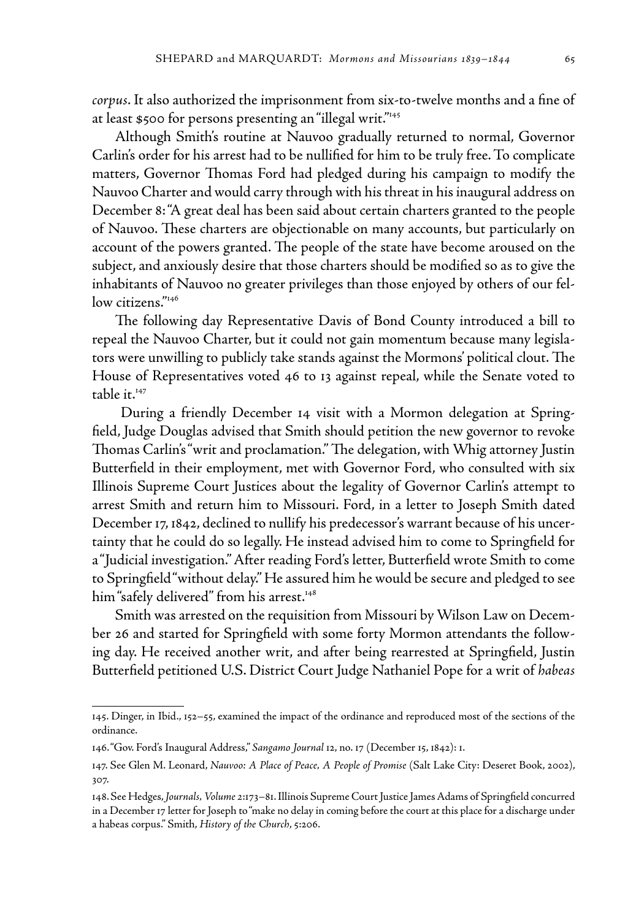*corpus*. It also authorized the imprisonment from six-to-twelve months and a fine of at least $500 for persons presenting an "illegal writ."[145]

Although Smith's routine at Nauvoo gradually returned to normal, Governor Carlin's order for his arrest had to be nullified for him to be truly free. To complicate matters, Governor Thomas Ford had pledged during his campaign to modify the Nauvoo Charter and would carry through with his threat in his inaugural address on December 8: "A great deal has been said about certain charters granted to the people of Nauvoo. These charters are objectionable on many accounts, but particularly on account of the powers granted. The people of the state have become aroused on the subject, and anxiously desire that those charters should be modified so as to give the inhabitants of Nauvoo no greater privileges than those enjoyed by others of our fellow citizens."[146]

The following day Representative Davis of Bond County introduced a bill to repeal the Nauvoo Charter, but it could not gain momentum because many legislators were unwilling to publicly take stands against the Mormons' political clout. The House of Representatives voted 46 to 13 against repeal, while the Senate voted to table it.[147]

During a friendly December 14 visit with a Mormon delegation at Springfield, Judge Douglas advised that Smith should petition the new governor to revoke Thomas Carlin's "writ and proclamation." The delegation, with Whig attorney Justin Butterfield in their employment, met with Governor Ford, who consulted with six Illinois Supreme Court Justices about the legality of Governor Carlin's attempt to arrest Smith and return him to Missouri. Ford, in a letter to Joseph Smith dated December 17, 1842, declined to nullify his predecessor's warrant because of his uncertainty that he could do so legally. He instead advised him to come to Springfield for a "Judicial investigation." After reading Ford's letter, Butterfield wrote Smith to come to Springfield "without delay." He assured him he would be secure and pledged to see him "safely delivered" from his arrest.[148]

Smith was arrested on the requisition from Missouri by Wilson Law on December 26 and started for Springfield with some forty Mormon attendants the following day. He received another writ, and after being rearrested at Springfield, Justin Butterfield petitioned U.S. District Court Judge Nathaniel Pope for a writ of *habeas*

---

145. Dinger, in Ibid., 152–55, examined the impact of the ordinance and reproduced most of the sections of the ordinance.

146. "Gov. Ford's Inaugural Address," *Sangamo Journal* 12, no. 17 (December 15, 1842): 1.

147. See Glen M. Leonard, *Nauvoo: A Place of Peace, A People of Promise* (Salt Lake City: Deseret Book, 2002), 307.

148. See Hedges, *Journals, Volume* 2:173–81. Illinois Supreme Court Justice James Adams of Springfield concurred in a December 17 letter for Joseph to "make no delay in coming before the court at this place for a discharge under a habeas corpus." Smith, *History of the Church*, 5:206.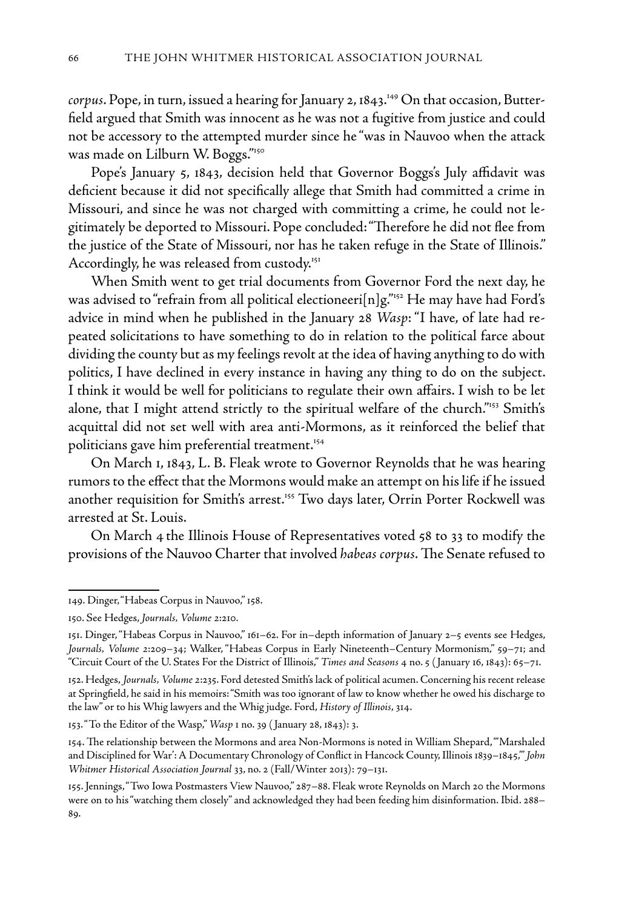*corpus*. Pope, in turn, issued a hearing for January 2, 1843.[149] On that occasion, Butterfield argued that Smith was innocent as he was not a fugitive from justice and could not be accessory to the attempted murder since he "was in Nauvoo when the attack was made on Lilburn W. Boggs."[150]

Pope's January 5, 1843, decision held that Governor Boggs's July affidavit was deficient because it did not specifically allege that Smith had committed a crime in Missouri, and since he was not charged with committing a crime, he could not legitimately be deported to Missouri. Pope concluded: "Therefore he did not flee from the justice of the State of Missouri, nor has he taken refuge in the State of Illinois." Accordingly, he was released from custody.[151]

When Smith went to get trial documents from Governor Ford the next day, he was advised to "refrain from all political electioneeri[n]g."[152] He may have had Ford's advice in mind when he published in the January 28 *Wasp*: "I have, of late had repeated solicitations to have something to do in relation to the political farce about dividing the county but as my feelings revolt at the idea of having anything to do with politics, I have declined in every instance in having any thing to do on the subject. I think it would be well for politicians to regulate their own affairs. I wish to be let alone, that I might attend strictly to the spiritual welfare of the church."[153] Smith's acquittal did not set well with area anti-Mormons, as it reinforced the belief that politicians gave him preferential treatment.[154]

On March 1, 1843, L. B. Fleak wrote to Governor Reynolds that he was hearing rumors to the effect that the Mormons would make an attempt on his life if he issued another requisition for Smith's arrest.[155] Two days later, Orrin Porter Rockwell was arrested at St. Louis.

On March 4 the Illinois House of Representatives voted 58 to 33 to modify the provisions of the Nauvoo Charter that involved *habeas corpus*. The Senate refused to

---

149. Dinger, "Habeas Corpus in Nauvoo," 158.

150. See Hedges, *Journals, Volume* 2:210.

151. Dinger, "Habeas Corpus in Nauvoo," 161–62. For in–depth information of January 2–5 events see Hedges, *Journals, Volume* 2:209–34; Walker, "Habeas Corpus in Early Nineteenth–Century Mormonism," 59–71; and "Circuit Court of the U. States For the District of Illinois," *Times and Seasons* 4 no. 5 (January 16, 1843): 65–71.

152. Hedges, *Journals, Volume* 2:235. Ford detested Smith's lack of political acumen. Concerning his recent release at Springfield, he said in his memoirs: "Smith was too ignorant of law to know whether he owed his discharge to the law" or to his Whig lawyers and the Whig judge. Ford, *History of Illinois*, 314.

153. "To the Editor of the Wasp," *Wasp* 1 no. 39 (January 28, 1843): 3.

154. The relationship between the Mormons and area Non-Mormons is noted in William Shepard, "'Marshaled and Disciplined for War': A Documentary Chronology of Conflict in Hancock County, Illinois 1839–1845,'" *John Whitmer Historical Association Journal* 33, no. 2 (Fall/Winter 2013): 79–131.

155. Jennings, "Two Iowa Postmasters View Nauvoo," 287–88. Fleak wrote Reynolds on March 20 the Mormons were on to his "watching them closely" and acknowledged they had been feeding him disinformation. Ibid. 288–89.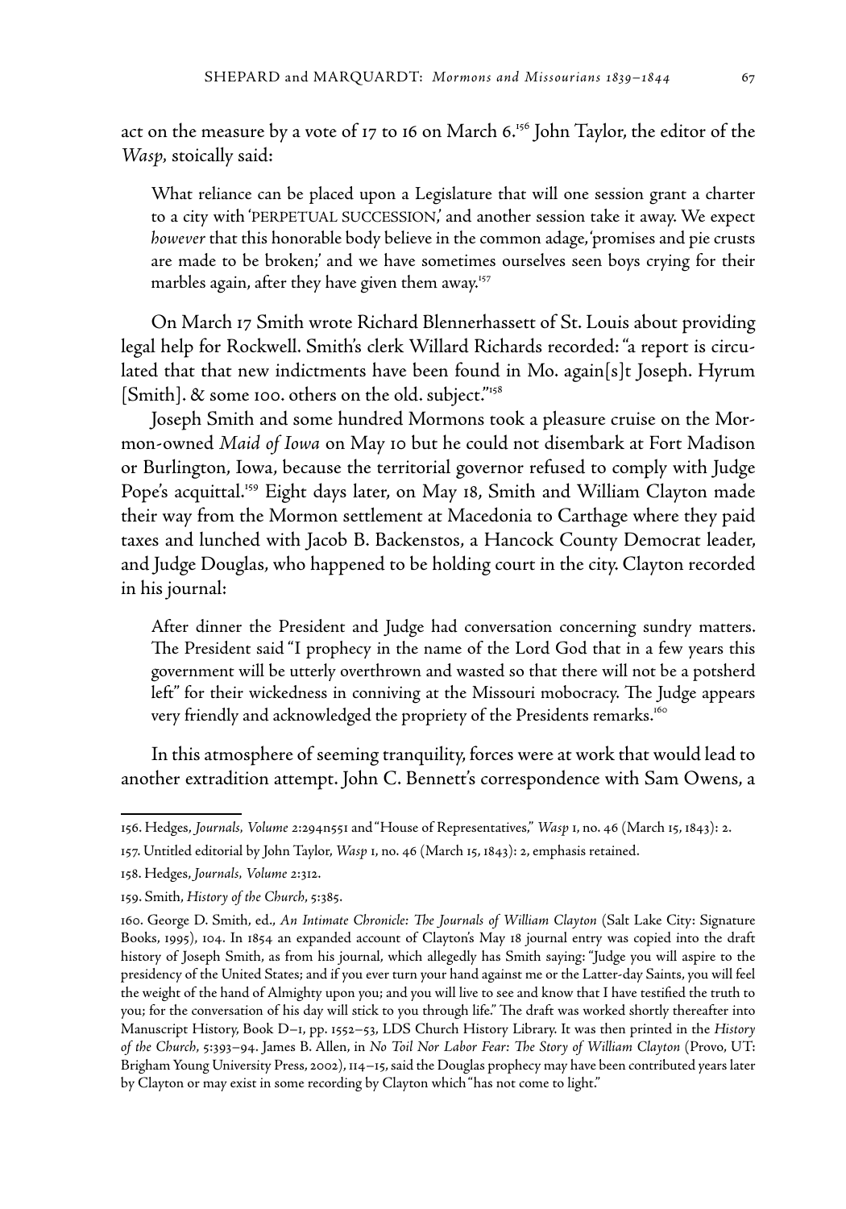act on the measure by a vote of 17 to 16 on March 6.[156] John Taylor, the editor of the *Wasp*, stoically said:

> What reliance can be placed upon a Legislature that will one session grant a charter to a city with 'PERPETUAL SUCCESSION,' and another session take it away. We expect *however* that this honorable body believe in the common adage, 'promises and pie crusts are made to be broken;' and we have sometimes ourselves seen boys crying for their marbles again, after they have given them away.[157]

On March 17 Smith wrote Richard Blennerhassett of St. Louis about providing legal help for Rockwell. Smith's clerk Willard Richards recorded: "a report is circulated that that new indictments have been found in Mo. again[s]t Joseph. Hyrum [Smith]. & some 100. others on the old. subject."[158]

Joseph Smith and some hundred Mormons took a pleasure cruise on the Mormon-owned *Maid of Iowa* on May 10 but he could not disembark at Fort Madison or Burlington, Iowa, because the territorial governor refused to comply with Judge Pope's acquittal.[159] Eight days later, on May 18, Smith and William Clayton made their way from the Mormon settlement at Macedonia to Carthage where they paid taxes and lunched with Jacob B. Backenstos, a Hancock County Democrat leader, and Judge Douglas, who happened to be holding court in the city. Clayton recorded in his journal:

> After dinner the President and Judge had conversation concerning sundry matters. The President said "I prophecy in the name of the Lord God that in a few years this government will be utterly overthrown and wasted so that there will not be a potsherd left" for their wickedness in conniving at the Missouri mobocracy. The Judge appears very friendly and acknowledged the propriety of the Presidents remarks.[160]

In this atmosphere of seeming tranquility, forces were at work that would lead to another extradition attempt. John C. Bennett's correspondence with Sam Owens, a

---

156. Hedges, *Journals, Volume* 2:294n551 and "House of Representatives," *Wasp* 1, no. 46 (March 15, 1843): 2.

157. Untitled editorial by John Taylor, *Wasp* 1, no. 46 (March 15, 1843): 2, emphasis retained.

158. Hedges, *Journals, Volume* 2:312.

159. Smith, *History of the Church*, 5:385.

160. George D. Smith, ed., *An Intimate Chronicle: The Journals of William Clayton* (Salt Lake City: Signature Books, 1995), 104. In 1854 an expanded account of Clayton's May 18 journal entry was copied into the draft history of Joseph Smith, as from his journal, which allegedly has Smith saying: "Judge you will aspire to the presidency of the United States; and if you ever turn your hand against me or the Latter-day Saints, you will feel the weight of the hand of Almighty upon you; and you will live to see and know that I have testified the truth to you; for the conversation of his day will stick to you through life." The draft was worked shortly thereafter into Manuscript History, Book D–1, pp. 1552–53, LDS Church History Library. It was then printed in the *History of the Church*, 5:393–94. James B. Allen, in *No Toil Nor Labor Fear: The Story of William Clayton* (Provo, UT: Brigham Young University Press, 2002), 114–15, said the Douglas prophecy may have been contributed years later by Clayton or may exist in some recording by Clayton which "has not come to light."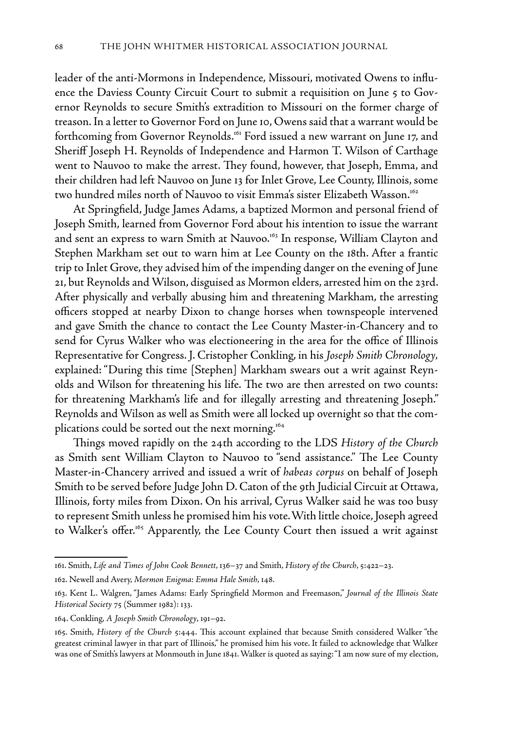leader of the anti-Mormons in Independence, Missouri, motivated Owens to influence the Daviess County Circuit Court to submit a requisition on June 5 to Governor Reynolds to secure Smith's extradition to Missouri on the former charge of treason. In a letter to Governor Ford on June 10, Owens said that a warrant would be forthcoming from Governor Reynolds.[161] Ford issued a new warrant on June 17, and Sheriff Joseph H. Reynolds of Independence and Harmon T. Wilson of Carthage went to Nauvoo to make the arrest. They found, however, that Joseph, Emma, and their children had left Nauvoo on June 13 for Inlet Grove, Lee County, Illinois, some two hundred miles north of Nauvoo to visit Emma's sister Elizabeth Wasson.[162]

At Springfield, Judge James Adams, a baptized Mormon and personal friend of Joseph Smith, learned from Governor Ford about his intention to issue the warrant and sent an express to warn Smith at Nauvoo.[163] In response, William Clayton and Stephen Markham set out to warn him at Lee County on the 18th. After a frantic trip to Inlet Grove, they advised him of the impending danger on the evening of June 21, but Reynolds and Wilson, disguised as Mormon elders, arrested him on the 23rd. After physically and verbally abusing him and threatening Markham, the arresting officers stopped at nearby Dixon to change horses when townspeople intervened and gave Smith the chance to contact the Lee County Master-in-Chancery and to send for Cyrus Walker who was electioneering in the area for the office of Illinois Representative for Congress. J. Cristopher Conkling, in his *Joseph Smith Chronology*, explained: "During this time [Stephen] Markham swears out a writ against Reynolds and Wilson for threatening his life. The two are then arrested on two counts: for threatening Markham's life and for illegally arresting and threatening Joseph." Reynolds and Wilson as well as Smith were all locked up overnight so that the complications could be sorted out the next morning.[164]

Things moved rapidly on the 24th according to the LDS *History of the Church* as Smith sent William Clayton to Nauvoo to "send assistance." The Lee County Master-in-Chancery arrived and issued a writ of *habeas corpus* on behalf of Joseph Smith to be served before Judge John D. Caton of the 9th Judicial Circuit at Ottawa, Illinois, forty miles from Dixon. On his arrival, Cyrus Walker said he was too busy to represent Smith unless he promised him his vote. With little choice, Joseph agreed to Walker's offer.[165] Apparently, the Lee County Court then issued a writ against

---

161. Smith, *Life and Times of John Cook Bennett*, 136–37 and Smith, *History of the Church*, 5:422–23.

162. Newell and Avery, *Mormon Enigma: Emma Hale Smith*, 148.

163. Kent L. Walgren, "James Adams: Early Springfield Mormon and Freemason," *Journal of the Illinois State Historical Society* 75 (Summer 1982): 133.

164. Conkling, *A Joseph Smith Chronology*, 191–92.

165. Smith, *History of the Church* 5:444. This account explained that because Smith considered Walker "the greatest criminal lawyer in that part of Illinois," he promised him his vote. It failed to acknowledge that Walker was one of Smith's lawyers at Monmouth in June 1841. Walker is quoted as saying: "I am now sure of my election,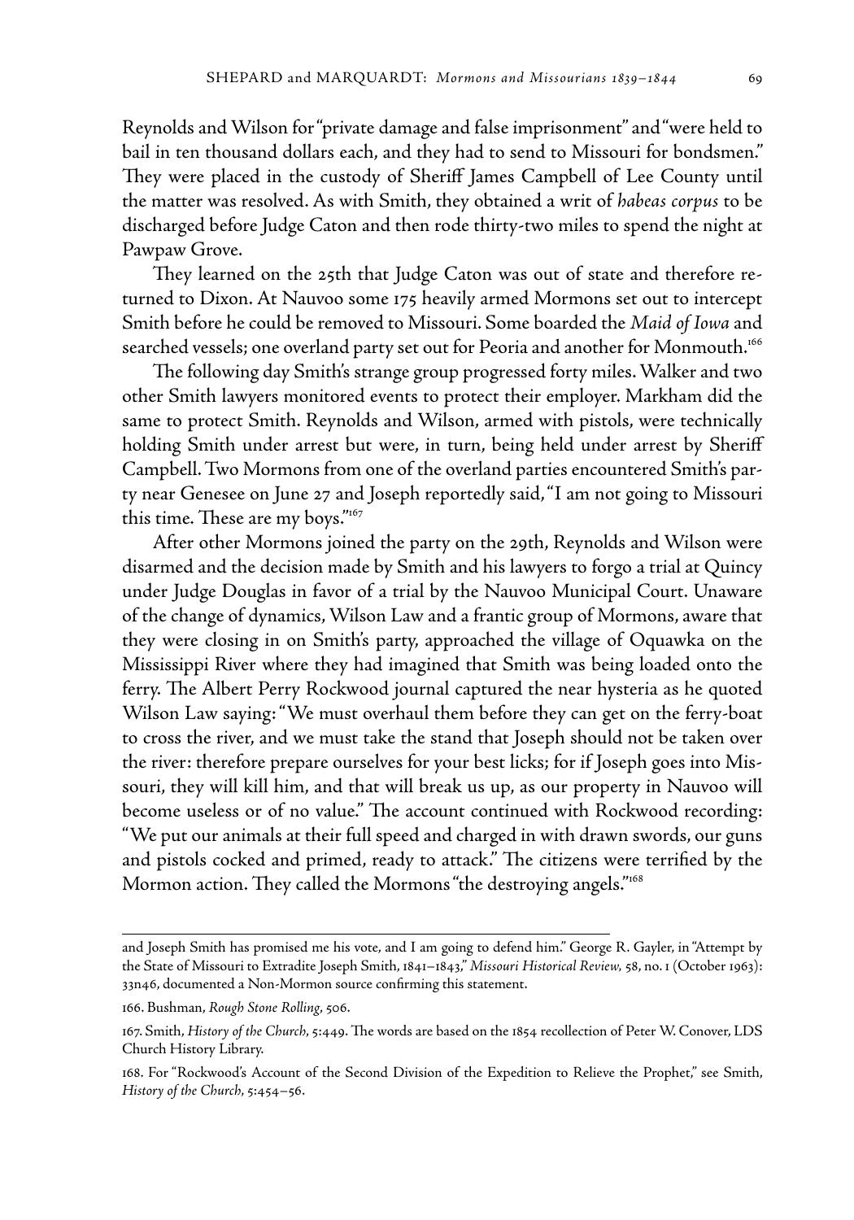Reynolds and Wilson for "private damage and false imprisonment" and "were held to bail in ten thousand dollars each, and they had to send to Missouri for bondsmen." They were placed in the custody of Sheriff James Campbell of Lee County until the matter was resolved. As with Smith, they obtained a writ of *habeas corpus* to be discharged before Judge Caton and then rode thirty-two miles to spend the night at Pawpaw Grove.

They learned on the 25th that Judge Caton was out of state and therefore returned to Dixon. At Nauvoo some 175 heavily armed Mormons set out to intercept Smith before he could be removed to Missouri. Some boarded the *Maid of Iowa* and searched vessels; one overland party set out for Peoria and another for Monmouth.[166]

The following day Smith's strange group progressed forty miles. Walker and two other Smith lawyers monitored events to protect their employer. Markham did the same to protect Smith. Reynolds and Wilson, armed with pistols, were technically holding Smith under arrest but were, in turn, being held under arrest by Sheriff Campbell. Two Mormons from one of the overland parties encountered Smith's party near Genesee on June 27 and Joseph reportedly said, "I am not going to Missouri this time. These are my boys."[167]

After other Mormons joined the party on the 29th, Reynolds and Wilson were disarmed and the decision made by Smith and his lawyers to forgo a trial at Quincy under Judge Douglas in favor of a trial by the Nauvoo Municipal Court. Unaware of the change of dynamics, Wilson Law and a frantic group of Mormons, aware that they were closing in on Smith's party, approached the village of Oquawka on the Mississippi River where they had imagined that Smith was being loaded onto the ferry. The Albert Perry Rockwood journal captured the near hysteria as he quoted Wilson Law saying: "We must overhaul them before they can get on the ferry-boat to cross the river, and we must take the stand that Joseph should not be taken over the river: therefore prepare ourselves for your best licks; for if Joseph goes into Missouri, they will kill him, and that will break us up, as our property in Nauvoo will become useless or of no value." The account continued with Rockwood recording: "We put our animals at their full speed and charged in with drawn swords, our guns and pistols cocked and primed, ready to attack." The citizens were terrified by the Mormon action. They called the Mormons "the destroying angels."[168]

---

and Joseph Smith has promised me his vote, and I am going to defend him." George R. Gayler, in "Attempt by the State of Missouri to Extradite Joseph Smith, 1841–1843," *Missouri Historical Review*, 58, no. 1 (October 1963): 33n46, documented a Non-Mormon source confirming this statement.

166. Bushman, *Rough Stone Rolling*, 506.

167. Smith, *History of the Church*, 5:449. The words are based on the 1854 recollection of Peter W. Conover, LDS Church History Library.

168. For "Rockwood's Account of the Second Division of the Expedition to Relieve the Prophet," see Smith, *History of the Church*, 5:454–56.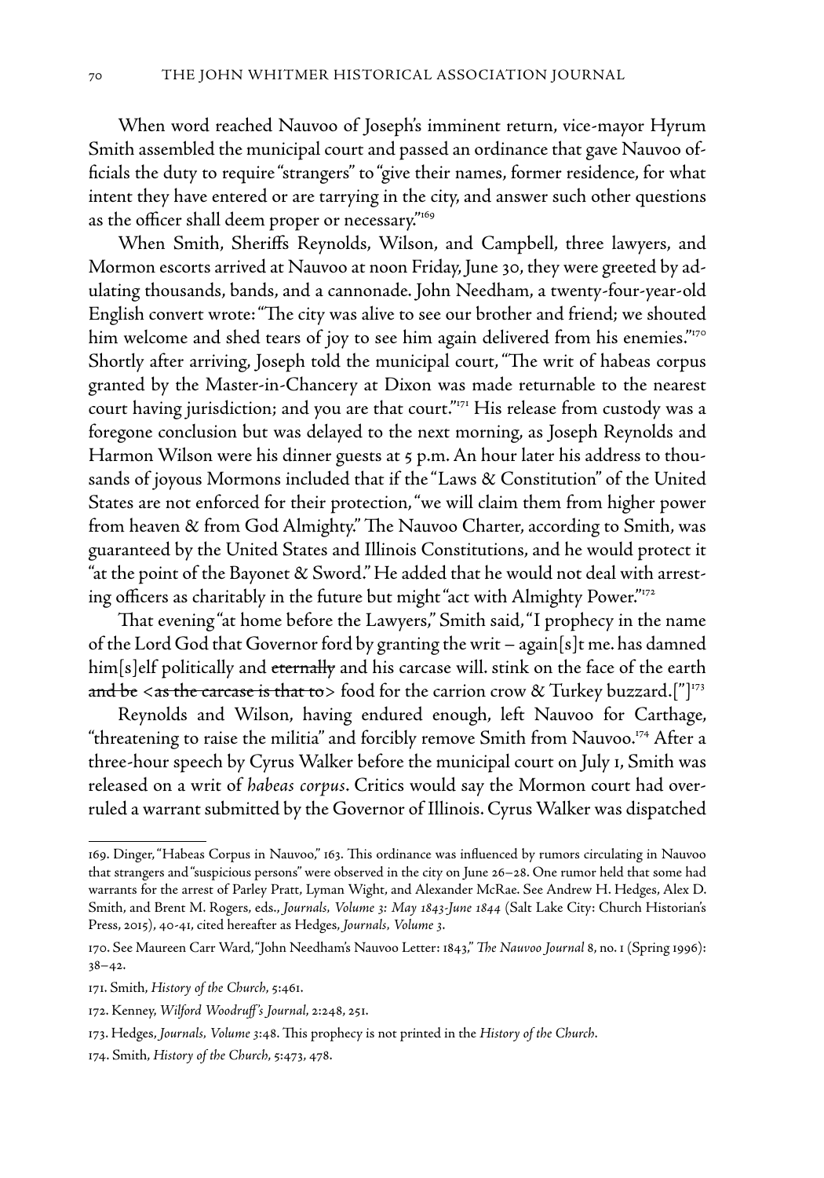When word reached Nauvoo of Joseph's imminent return, vice-mayor Hyrum Smith assembled the municipal court and passed an ordinance that gave Nauvoo officials the duty to require "strangers" to "give their names, former residence, for what intent they have entered or are tarrying in the city, and answer such other questions as the officer shall deem proper or necessary."[169]

When Smith, Sheriffs Reynolds, Wilson, and Campbell, three lawyers, and Mormon escorts arrived at Nauvoo at noon Friday, June 30, they were greeted by adulating thousands, bands, and a cannonade. John Needham, a twenty-four-year-old English convert wrote: "The city was alive to see our brother and friend; we shouted him welcome and shed tears of joy to see him again delivered from his enemies."[170] Shortly after arriving, Joseph told the municipal court, "The writ of habeas corpus granted by the Master-in-Chancery at Dixon was made returnable to the nearest court having jurisdiction; and you are that court."[171] His release from custody was a foregone conclusion but was delayed to the next morning, as Joseph Reynolds and Harmon Wilson were his dinner guests at 5 p.m. An hour later his address to thousands of joyous Mormons included that if the "Laws & Constitution" of the United States are not enforced for their protection, "we will claim them from higher power from heaven & from God Almighty." The Nauvoo Charter, according to Smith, was guaranteed by the United States and Illinois Constitutions, and he would protect it "at the point of the Bayonet & Sword." He added that he would not deal with arresting officers as charitably in the future but might "act with Almighty Power."[172]

That evening "at home before the Lawyers," Smith said, "I prophecy in the name of the Lord God that Governor ford by granting the writ – again[s]t me. has damned him[s]elf politically and ~~eternally~~ and his carcase will. stink on the face of the earth ~~and be~~ <~~as the carcase is that to~~> food for the carrion crow & Turkey buzzard.["][173]

Reynolds and Wilson, having endured enough, left Nauvoo for Carthage, "threatening to raise the militia" and forcibly remove Smith from Nauvoo.[174] After a three-hour speech by Cyrus Walker before the municipal court on July 1, Smith was released on a writ of *habeas corpus*. Critics would say the Mormon court had overruled a warrant submitted by the Governor of Illinois. Cyrus Walker was dispatched

---

169. Dinger, "Habeas Corpus in Nauvoo," 163. This ordinance was influenced by rumors circulating in Nauvoo that strangers and "suspicious persons" were observed in the city on June 26–28. One rumor held that some had warrants for the arrest of Parley Pratt, Lyman Wight, and Alexander McRae. See Andrew H. Hedges, Alex D. Smith, and Brent M. Rogers, eds., *Journals, Volume 3: May 1843-June 1844* (Salt Lake City: Church Historian's Press, 2015), 40-41, cited hereafter as Hedges, *Journals, Volume 3*.

170. See Maureen Carr Ward, "John Needham's Nauvoo Letter: 1843," *The Nauvoo Journal* 8, no. 1 (Spring 1996): 38–42.

171. Smith, *History of the Church*, 5:461.

172. Kenney, *Wilford Woodruff's Journal*, 2:248, 251.

173. Hedges, *Journals, Volume 3*:48. This prophecy is not printed in the *History of the Church*.

174. Smith, *History of the Church*, 5:473, 478.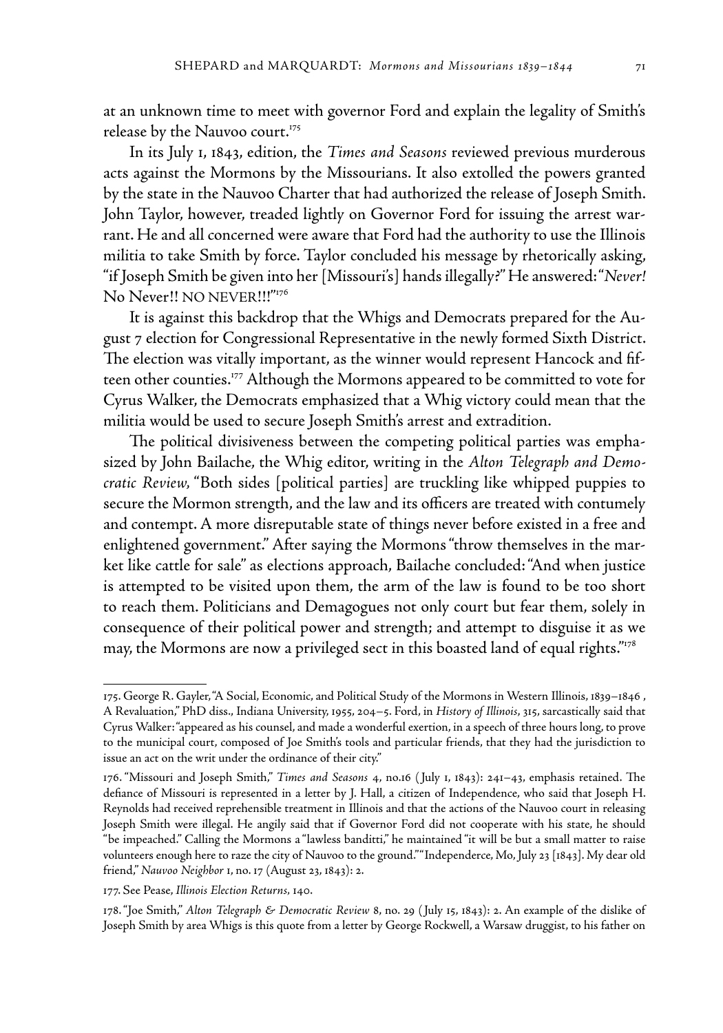at an unknown time to meet with governor Ford and explain the legality of Smith's release by the Nauvoo court.[175]

In its July 1, 1843, edition, the *Times and Seasons* reviewed previous murderous acts against the Mormons by the Missourians. It also extolled the powers granted by the state in the Nauvoo Charter that had authorized the release of Joseph Smith. John Taylor, however, treaded lightly on Governor Ford for issuing the arrest warrant. He and all concerned were aware that Ford had the authority to use the Illinois militia to take Smith by force. Taylor concluded his message by rhetorically asking, "if Joseph Smith be given into her [Missouri's] hands illegally?" He answered: "*Never!* No Never!! NO NEVER!!!"[176]

It is against this backdrop that the Whigs and Democrats prepared for the August 7 election for Congressional Representative in the newly formed Sixth District. The election was vitally important, as the winner would represent Hancock and fifteen other counties.[177] Although the Mormons appeared to be committed to vote for Cyrus Walker, the Democrats emphasized that a Whig victory could mean that the militia would be used to secure Joseph Smith's arrest and extradition.

The political divisiveness between the competing political parties was emphasized by John Bailache, the Whig editor, writing in the *Alton Telegraph and Democratic Review*, "Both sides [political parties] are truckling like whipped puppies to secure the Mormon strength, and the law and its officers are treated with contumely and contempt. A more disreputable state of things never before existed in a free and enlightened government." After saying the Mormons "throw themselves in the market like cattle for sale" as elections approach, Bailache concluded: "And when justice is attempted to be visited upon them, the arm of the law is found to be too short to reach them. Politicians and Demagogues not only court but fear them, solely in consequence of their political power and strength; and attempt to disguise it as we may, the Mormons are now a privileged sect in this boasted land of equal rights."[178]

---

175. George R. Gayler, "A Social, Economic, and Political Study of the Mormons in Western Illinois, 1839–1846 , A Revaluation," PhD diss., Indiana University, 1955, 204–5. Ford, in *History of Illinois*, 315, sarcastically said that Cyrus Walker: "appeared as his counsel, and made a wonderful exertion, in a speech of three hours long, to prove to the municipal court, composed of Joe Smith's tools and particular friends, that they had the jurisdiction to issue an act on the writ under the ordinance of their city."

176. "Missouri and Joseph Smith," *Times and Seasons* 4, no.16 ( July 1, 1843): 241–43, emphasis retained. The defiance of Missouri is represented in a letter by J. Hall, a citizen of Independence, who said that Joseph H. Reynolds had received reprehensible treatment in Illinois and that the actions of the Nauvoo court in releasing Joseph Smith were illegal. He angily said that if Governor Ford did not cooperate with his state, he should "be impeached." Calling the Mormons a "lawless banditti," he maintained "it will be but a small matter to raise volunteers enough here to raze the city of Nauvoo to the ground." "Independerce, Mo, July 23 [1843]. My dear old friend," *Nauvoo Neighbor* 1, no. 17 (August 23, 1843): 2.

177. See Pease, *Illinois Election Returns*, 140.

178. "Joe Smith," *Alton Telegraph & Democratic Review* 8, no. 29 ( July 15, 1843): 2. An example of the dislike of Joseph Smith by area Whigs is this quote from a letter by George Rockwell, a Warsaw druggist, to his father on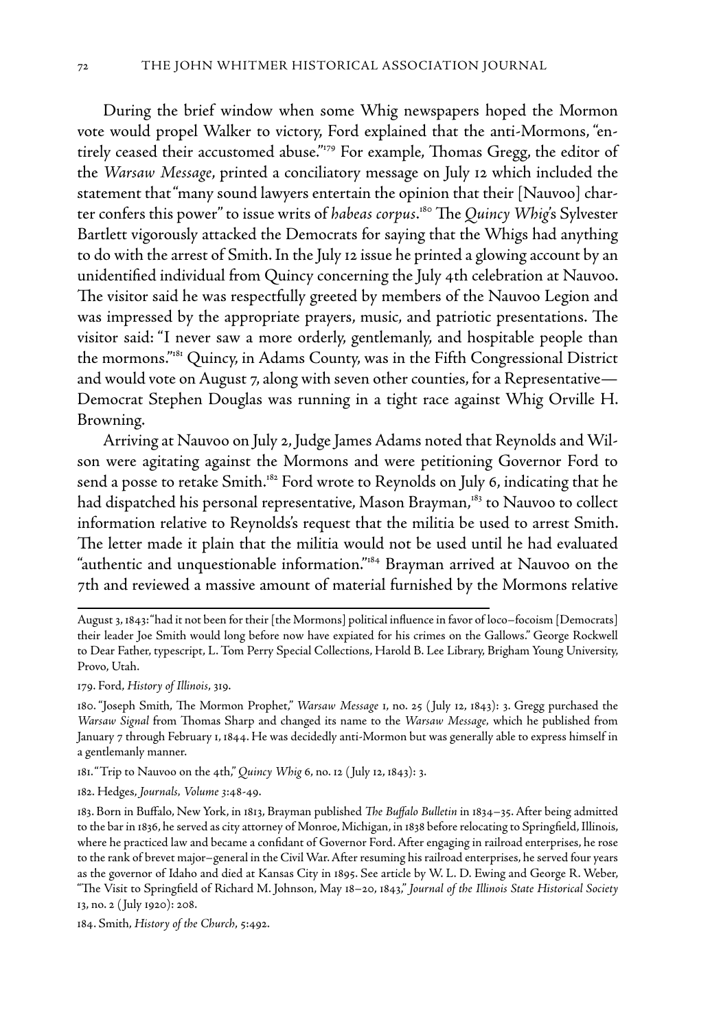During the brief window when some Whig newspapers hoped the Mormon vote would propel Walker to victory, Ford explained that the anti-Mormons, "entirely ceased their accustomed abuse."[179] For example, Thomas Gregg, the editor of the *Warsaw Message*, printed a conciliatory message on July 12 which included the statement that "many sound lawyers entertain the opinion that their [Nauvoo] charter confers this power" to issue writs of *habeas corpus*.[180] The *Quincy Whig*'s Sylvester Bartlett vigorously attacked the Democrats for saying that the Whigs had anything to do with the arrest of Smith. In the July 12 issue he printed a glowing account by an unidentified individual from Quincy concerning the July 4th celebration at Nauvoo. The visitor said he was respectfully greeted by members of the Nauvoo Legion and was impressed by the appropriate prayers, music, and patriotic presentations. The visitor said: "I never saw a more orderly, gentlemanly, and hospitable people than the mormons."[181] Quincy, in Adams County, was in the Fifth Congressional District and would vote on August 7, along with seven other counties, for a Representative—Democrat Stephen Douglas was running in a tight race against Whig Orville H. Browning.

Arriving at Nauvoo on July 2, Judge James Adams noted that Reynolds and Wilson were agitating against the Mormons and were petitioning Governor Ford to send a posse to retake Smith.[182] Ford wrote to Reynolds on July 6, indicating that he had dispatched his personal representative, Mason Brayman,[183] to Nauvoo to collect information relative to Reynolds's request that the militia be used to arrest Smith. The letter made it plain that the militia would not be used until he had evaluated "authentic and unquestionable information."[184] Brayman arrived at Nauvoo on the 7th and reviewed a massive amount of material furnished by the Mormons relative

---

August 3, 1843: "had it not been for their [the Mormons] political influence in favor of loco–focoism [Democrats] their leader Joe Smith would long before now have expiated for his crimes on the Gallows." George Rockwell to Dear Father, typescript, L. Tom Perry Special Collections, Harold B. Lee Library, Brigham Young University, Provo, Utah.

179. Ford, *History of Illinois*, 319.

180. "Joseph Smith, The Mormon Prophet," *Warsaw Message* 1, no. 25 (July 12, 1843): 3. Gregg purchased the *Warsaw Signal* from Thomas Sharp and changed its name to the *Warsaw Message*, which he published from January 7 through February 1, 1844. He was decidedly anti-Mormon but was generally able to express himself in a gentlemanly manner.

181. "Trip to Nauvoo on the 4th," *Quincy Whig* 6, no. 12 (July 12, 1843): 3.

182. Hedges, *Journals, Volume 3*:48-49.

183. Born in Buffalo, New York, in 1813, Brayman published *The Buffalo Bulletin* in 1834–35. After being admitted to the bar in 1836, he served as city attorney of Monroe, Michigan, in 1838 before relocating to Springfield, Illinois, where he practiced law and became a confidant of Governor Ford. After engaging in railroad enterprises, he rose to the rank of brevet major–general in the Civil War. After resuming his railroad enterprises, he served four years as the governor of Idaho and died at Kansas City in 1895. See article by W. L. D. Ewing and George R. Weber, "The Visit to Springfield of Richard M. Johnson, May 18–20, 1843," *Journal of the Illinois State Historical Society* 13, no. 2 (July 1920): 208.

184. Smith, *History of the Church*, 5:492.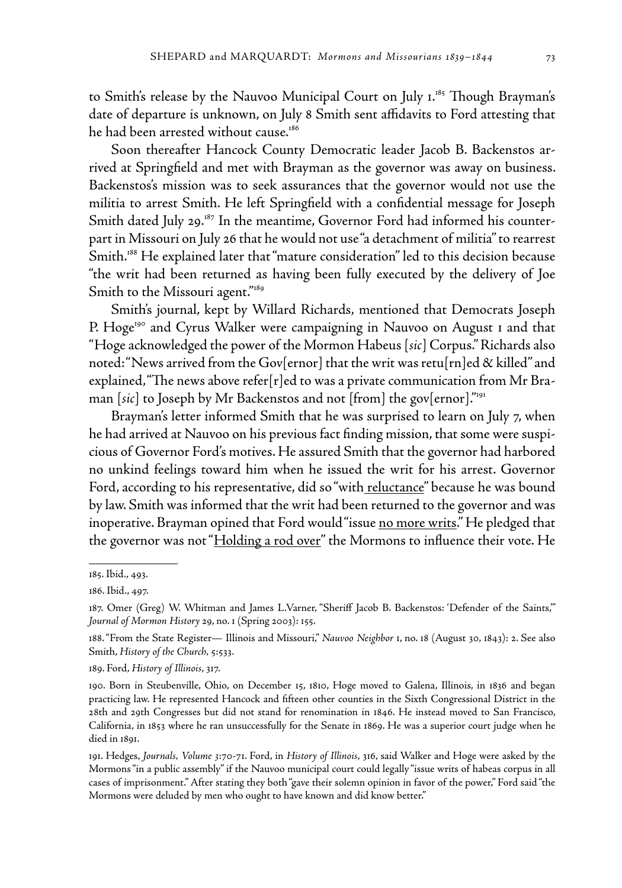to Smith's release by the Nauvoo Municipal Court on July 1.[185] Though Brayman's date of departure is unknown, on July 8 Smith sent affidavits to Ford attesting that he had been arrested without cause.[186]

Soon thereafter Hancock County Democratic leader Jacob B. Backenstos arrived at Springfield and met with Brayman as the governor was away on business. Backenstos's mission was to seek assurances that the governor would not use the militia to arrest Smith. He left Springfield with a confidential message for Joseph Smith dated July 29.[187] In the meantime, Governor Ford had informed his counterpart in Missouri on July 26 that he would not use "a detachment of militia" to rearrest Smith.[188] He explained later that "mature consideration" led to this decision because "the writ had been returned as having been fully executed by the delivery of Joe Smith to the Missouri agent."[189]

Smith's journal, kept by Willard Richards, mentioned that Democrats Joseph P. Hoge[190] and Cyrus Walker were campaigning in Nauvoo on August 1 and that "Hoge acknowledged the power of the Mormon Habeus [*sic*] Corpus." Richards also noted: "News arrived from the Gov[ernor] that the writ was retu[rn]ed & killed" and explained, "The news above refer[r]ed to was a private communication from Mr Braman [*sic*] to Joseph by Mr Backenstos and not [from] the gov[ernor]."[191]

Brayman's letter informed Smith that he was surprised to learn on July 7, when he had arrived at Nauvoo on his previous fact finding mission, that some were suspicious of Governor Ford's motives. He assured Smith that the governor had harbored no unkind feelings toward him when he issued the writ for his arrest. Governor Ford, according to his representative, did so "with <u>reluctance</u>" because he was bound by law. Smith was informed that the writ had been returned to the governor and was inoperative. Brayman opined that Ford would "issue <u>no more writs</u>." He pledged that the governor was not "<u>Holding a rod over</u>" the Mormons to influence their vote. He

---

185. Ibid., 493.

186. Ibid., 497.

187. Omer (Greg) W. Whitman and James L.Varner, "Sheriff Jacob B. Backenstos: 'Defender of the Saints,'" *Journal of Mormon History* 29, no. 1 (Spring 2003): 155.

188. "From the State Register— Illinois and Missouri," *Nauvoo Neighbor* 1, no. 18 (August 30, 1843): 2. See also Smith, *History of the Church,* 5:533.

189. Ford, *History of Illinois*, 317.

190. Born in Steubenville, Ohio, on December 15, 1810, Hoge moved to Galena, Illinois, in 1836 and began practicing law. He represented Hancock and fifteen other counties in the Sixth Congressional District in the 28th and 29th Congresses but did not stand for renomination in 1846. He instead moved to San Francisco, California, in 1853 where he ran unsuccessfully for the Senate in 1869. He was a superior court judge when he died in 1891.

191. Hedges, *Journals, Volume 3*:70-71. Ford, in *History of Illinois*, 316, said Walker and Hoge were asked by the Mormons "in a public assembly" if the Nauvoo municipal court could legally "issue writs of habeas corpus in all cases of imprisonment." After stating they both "gave their solemn opinion in favor of the power," Ford said "the Mormons were deluded by men who ought to have known and did know better."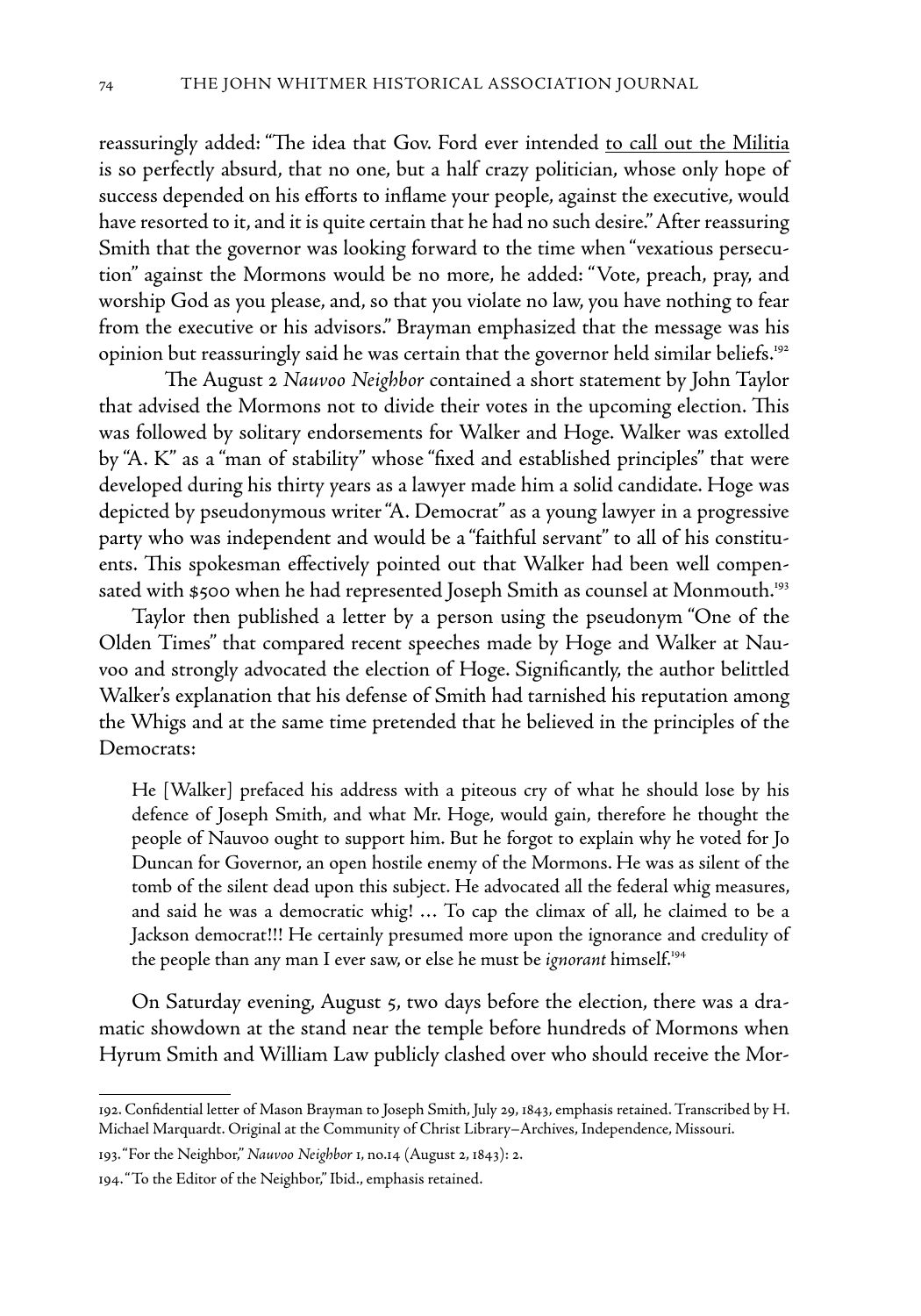reassuringly added: "The idea that Gov. Ford ever intended <u>to call out the Militia</u> is so perfectly absurd, that no one, but a half crazy politician, whose only hope of success depended on his efforts to inflame your people, against the executive, would have resorted to it, and it is quite certain that he had no such desire." After reassuring Smith that the governor was looking forward to the time when "vexatious persecution" against the Mormons would be no more, he added: "Vote, preach, pray, and worship God as you please, and, so that you violate no law, you have nothing to fear from the executive or his advisors." Brayman emphasized that the message was his opinion but reassuringly said he was certain that the governor held similar beliefs.[192]

The August 2 *Nauvoo Neighbor* contained a short statement by John Taylor that advised the Mormons not to divide their votes in the upcoming election. This was followed by solitary endorsements for Walker and Hoge. Walker was extolled by "A. K" as a "man of stability" whose "fixed and established principles" that were developed during his thirty years as a lawyer made him a solid candidate. Hoge was depicted by pseudonymous writer "A. Democrat" as a young lawyer in a progressive party who was independent and would be a "faithful servant" to all of his constituents. This spokesman effectively pointed out that Walker had been well compensated with $500 when he had represented Joseph Smith as counsel at Monmouth.[193]

Taylor then published a letter by a person using the pseudonym "One of the Olden Times" that compared recent speeches made by Hoge and Walker at Nauvoo and strongly advocated the election of Hoge. Significantly, the author belittled Walker's explanation that his defense of Smith had tarnished his reputation among the Whigs and at the same time pretended that he believed in the principles of the Democrats:

> He [Walker] prefaced his address with a piteous cry of what he should lose by his defence of Joseph Smith, and what Mr. Hoge, would gain, therefore he thought the people of Nauvoo ought to support him. But he forgot to explain why he voted for Jo Duncan for Governor, an open hostile enemy of the Mormons. He was as silent of the tomb of the silent dead upon this subject. He advocated all the federal whig measures, and said he was a democratic whig! … To cap the climax of all, he claimed to be a Jackson democrat!!! He certainly presumed more upon the ignorance and credulity of the people than any man I ever saw, or else he must be *ignorant* himself.[194]

On Saturday evening, August 5, two days before the election, there was a dramatic showdown at the stand near the temple before hundreds of Mormons when Hyrum Smith and William Law publicly clashed over who should receive the Mor-

---

192. Confidential letter of Mason Brayman to Joseph Smith, July 29, 1843, emphasis retained. Transcribed by H. Michael Marquardt. Original at the Community of Christ Library–Archives, Independence, Missouri.

193. "For the Neighbor," *Nauvoo Neighbor* 1, no.14 (August 2, 1843): 2.

194. "To the Editor of the Neighbor," Ibid., emphasis retained.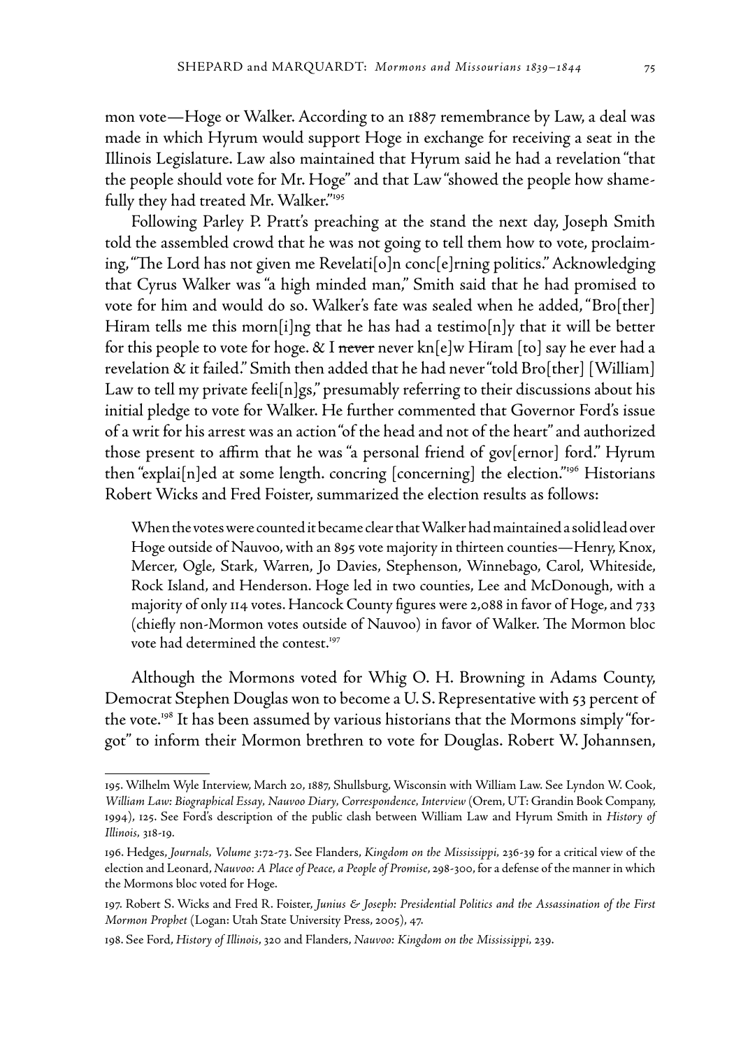mon vote—Hoge or Walker. According to an 1887 remembrance by Law, a deal was made in which Hyrum would support Hoge in exchange for receiving a seat in the Illinois Legislature. Law also maintained that Hyrum said he had a revelation "that the people should vote for Mr. Hoge" and that Law "showed the people how shamefully they had treated Mr. Walker."[195]

Following Parley P. Pratt's preaching at the stand the next day, Joseph Smith told the assembled crowd that he was not going to tell them how to vote, proclaiming, "The Lord has not given me Revelati[o]n conc[e]rning politics." Acknowledging that Cyrus Walker was "a high minded man," Smith said that he had promised to vote for him and would do so. Walker's fate was sealed when he added, "Bro[ther] Hiram tells me this morn[i]ng that he has had a testimo[n]y that it will be better for this people to vote for hoge. & I ~~never~~ never kn[e]w Hiram [to] say he ever had a revelation & it failed." Smith then added that he had never "told Bro[ther] [William] Law to tell my private feeli[n]gs," presumably referring to their discussions about his initial pledge to vote for Walker. He further commented that Governor Ford's issue of a writ for his arrest was an action "of the head and not of the heart" and authorized those present to affirm that he was "a personal friend of gov[ernor] ford." Hyrum then "explai[n]ed at some length. concring [concerning] the election."[196] Historians Robert Wicks and Fred Foister, summarized the election results as follows:

> When the votes were counted it became clear that Walker had maintained a solid lead over Hoge outside of Nauvoo, with an 895 vote majority in thirteen counties—Henry, Knox, Mercer, Ogle, Stark, Warren, Jo Davies, Stephenson, Winnebago, Carol, Whiteside, Rock Island, and Henderson. Hoge led in two counties, Lee and McDonough, with a majority of only 114 votes. Hancock County figures were 2,088 in favor of Hoge, and 733 (chiefly non-Mormon votes outside of Nauvoo) in favor of Walker. The Mormon bloc vote had determined the contest.[197]

Although the Mormons voted for Whig O. H. Browning in Adams County, Democrat Stephen Douglas won to become a U. S. Representative with 53 percent of the vote.[198] It has been assumed by various historians that the Mormons simply "forgot" to inform their Mormon brethren to vote for Douglas. Robert W. Johannsen,

---

195. Wilhelm Wyle Interview, March 20, 1887, Shullsburg, Wisconsin with William Law. See Lyndon W. Cook, *William Law: Biographical Essay, Nauvoo Diary, Correspondence, Interview* (Orem, UT: Grandin Book Company, 1994), 125. See Ford's description of the public clash between William Law and Hyrum Smith in *History of Illinois*, 318-19.

196. Hedges, *Journals, Volume 3*:72-73. See Flanders, *Kingdom on the Mississippi*, 236-39 for a critical view of the election and Leonard, *Nauvoo: A Place of Peace, a People of Promise*, 298-300, for a defense of the manner in which the Mormons bloc voted for Hoge.

197. Robert S. Wicks and Fred R. Foister, *Junius & Joseph: Presidential Politics and the Assassination of the First Mormon Prophet* (Logan: Utah State University Press, 2005), 47.

198. See Ford, *History of Illinois*, 320 and Flanders, *Nauvoo: Kingdom on the Mississippi*, 239.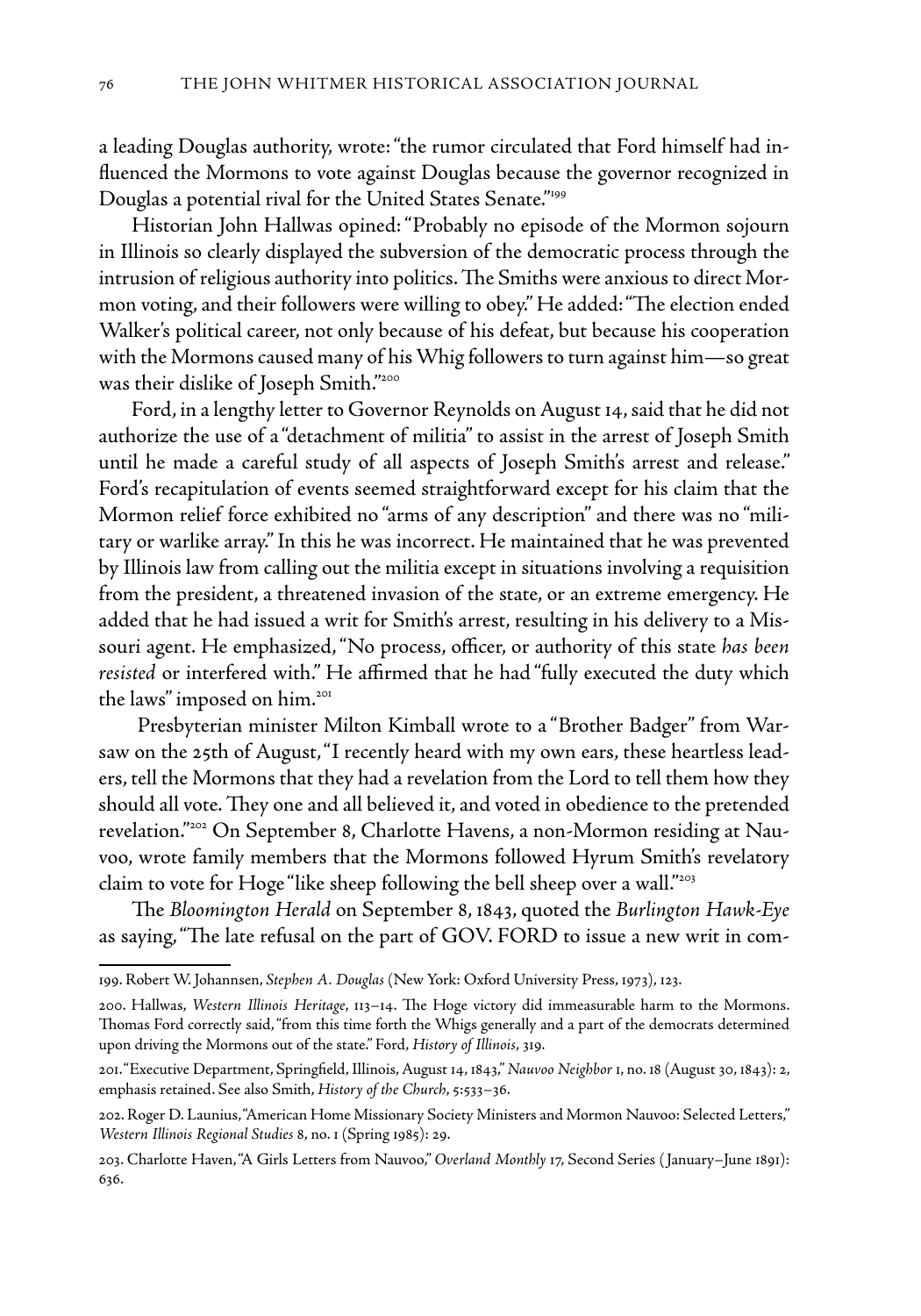a leading Douglas authority, wrote: "the rumor circulated that Ford himself had influenced the Mormons to vote against Douglas because the governor recognized in Douglas a potential rival for the United States Senate."[199]

Historian John Hallwas opined: "Probably no episode of the Mormon sojourn in Illinois so clearly displayed the subversion of the democratic process through the intrusion of religious authority into politics. The Smiths were anxious to direct Mormon voting, and their followers were willing to obey." He added: "The election ended Walker's political career, not only because of his defeat, but because his cooperation with the Mormons caused many of his Whig followers to turn against him—so great was their dislike of Joseph Smith."[200]

Ford, in a lengthy letter to Governor Reynolds on August 14, said that he did not authorize the use of a "detachment of militia" to assist in the arrest of Joseph Smith until he made a careful study of all aspects of Joseph Smith's arrest and release." Ford's recapitulation of events seemed straightforward except for his claim that the Mormon relief force exhibited no "arms of any description" and there was no "military or warlike array." In this he was incorrect. He maintained that he was prevented by Illinois law from calling out the militia except in situations involving a requisition from the president, a threatened invasion of the state, or an extreme emergency. He added that he had issued a writ for Smith's arrest, resulting in his delivery to a Missouri agent. He emphasized, "No process, officer, or authority of this state *has been resisted* or interfered with." He affirmed that he had "fully executed the duty which the laws" imposed on him.[201]

Presbyterian minister Milton Kimball wrote to a "Brother Badger" from Warsaw on the 25th of August, "I recently heard with my own ears, these heartless leaders, tell the Mormons that they had a revelation from the Lord to tell them how they should all vote. They one and all believed it, and voted in obedience to the pretended revelation."[202] On September 8, Charlotte Havens, a non-Mormon residing at Nauvoo, wrote family members that the Mormons followed Hyrum Smith's revelatory claim to vote for Hoge "like sheep following the bell sheep over a wall."[203]

The *Bloomington Herald* on September 8, 1843, quoted the *Burlington Hawk-Eye* as saying, "The late refusal on the part of GOV. FORD to issue a new writ in com-

---

199. Robert W. Johannsen, *Stephen A. Douglas* (New York: Oxford University Press, 1973), 123.

200. Hallwas, *Western Illinois Heritage*, 113–14. The Hoge victory did immeasurable harm to the Mormons. Thomas Ford correctly said, "from this time forth the Whigs generally and a part of the democrats determined upon driving the Mormons out of the state." Ford, *History of Illinois*, 319.

201. "Executive Department, Springfield, Illinois, August 14, 1843," *Nauvoo Neighbor* 1, no. 18 (August 30, 1843): 2, emphasis retained. See also Smith, *History of the Church*, 5:533–36.

202. Roger D. Launius, "American Home Missionary Society Ministers and Mormon Nauvoo: Selected Letters," *Western Illinois Regional Studies* 8, no. 1 (Spring 1985): 29.

203. Charlotte Haven, "A Girls Letters from Nauvoo," *Overland Monthly* 17, Second Series (January–June 1891): 636.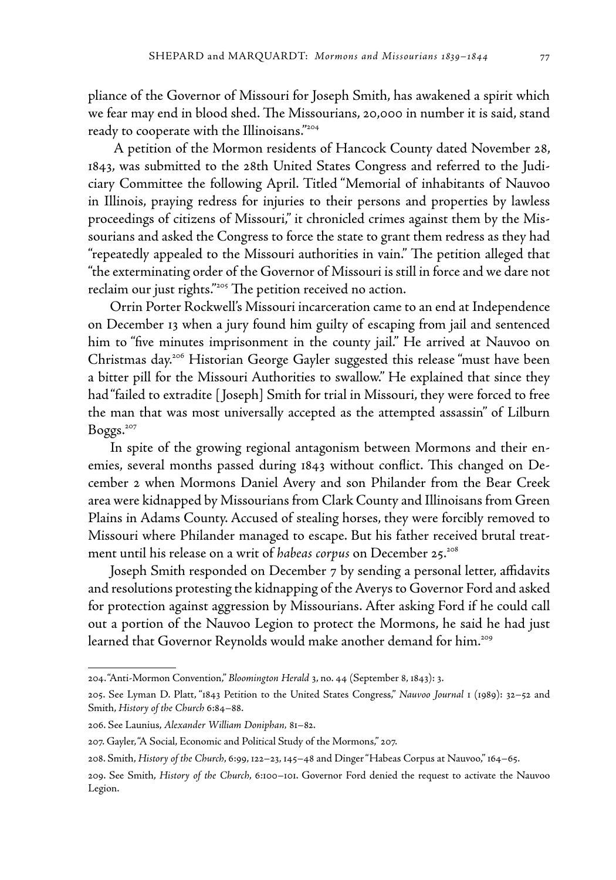pliance of the Governor of Missouri for Joseph Smith, has awakened a spirit which we fear may end in blood shed. The Missourians, 20,000 in number it is said, stand ready to cooperate with the Illinoisans."[204]

A petition of the Mormon residents of Hancock County dated November 28, 1843, was submitted to the 28th United States Congress and referred to the Judiciary Committee the following April. Titled "Memorial of inhabitants of Nauvoo in Illinois, praying redress for injuries to their persons and properties by lawless proceedings of citizens of Missouri," it chronicled crimes against them by the Missourians and asked the Congress to force the state to grant them redress as they had "repeatedly appealed to the Missouri authorities in vain." The petition alleged that "the exterminating order of the Governor of Missouri is still in force and we dare not reclaim our just rights."[205] The petition received no action.

Orrin Porter Rockwell's Missouri incarceration came to an end at Independence on December 13 when a jury found him guilty of escaping from jail and sentenced him to "five minutes imprisonment in the county jail." He arrived at Nauvoo on Christmas day.[206] Historian George Gayler suggested this release "must have been a bitter pill for the Missouri Authorities to swallow." He explained that since they had "failed to extradite [Joseph] Smith for trial in Missouri, they were forced to free the man that was most universally accepted as the attempted assassin" of Lilburn Boggs.[207]

In spite of the growing regional antagonism between Mormons and their enemies, several months passed during 1843 without conflict. This changed on December 2 when Mormons Daniel Avery and son Philander from the Bear Creek area were kidnapped by Missourians from Clark County and Illinoisans from Green Plains in Adams County. Accused of stealing horses, they were forcibly removed to Missouri where Philander managed to escape. But his father received brutal treatment until his release on a writ of *habeas corpus* on December 25.[208]

Joseph Smith responded on December 7 by sending a personal letter, affidavits and resolutions protesting the kidnapping of the Averys to Governor Ford and asked for protection against aggression by Missourians. After asking Ford if he could call out a portion of the Nauvoo Legion to protect the Mormons, he said he had just learned that Governor Reynolds would make another demand for him.[209]

---

204. "Anti-Mormon Convention," *Bloomington Herald* 3, no. 44 (September 8, 1843): 3.

205. See Lyman D. Platt, "1843 Petition to the United States Congress," *Nauvoo Journal* 1 (1989): 32–52 and Smith, *History of the Church* 6:84–88.

206. See Launius, *Alexander William Doniphan*, 81–82.

207. Gayler, "A Social, Economic and Political Study of the Mormons," 207.

208. Smith, *History of the Church*, 6:99, 122–23, 145–48 and Dinger "Habeas Corpus at Nauvoo," 164–65.

209. See Smith, *History of the Church*, 6:100–101. Governor Ford denied the request to activate the Nauvoo Legion.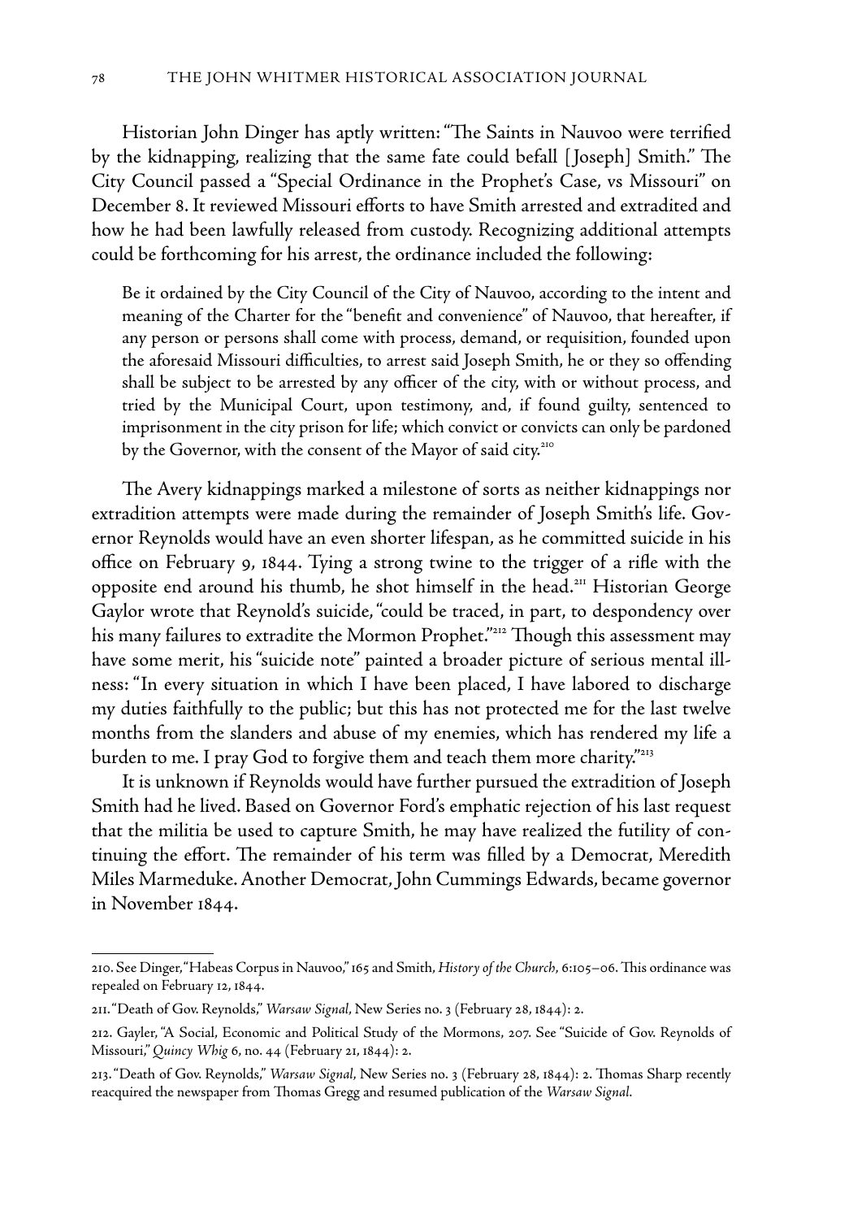Historian John Dinger has aptly written: "The Saints in Nauvoo were terrified by the kidnapping, realizing that the same fate could befall [Joseph] Smith." The City Council passed a "Special Ordinance in the Prophet's Case, vs Missouri" on December 8. It reviewed Missouri efforts to have Smith arrested and extradited and how he had been lawfully released from custody. Recognizing additional attempts could be forthcoming for his arrest, the ordinance included the following:

> Be it ordained by the City Council of the City of Nauvoo, according to the intent and meaning of the Charter for the "benefit and convenience" of Nauvoo, that hereafter, if any person or persons shall come with process, demand, or requisition, founded upon the aforesaid Missouri difficulties, to arrest said Joseph Smith, he or they so offending shall be subject to be arrested by any officer of the city, with or without process, and tried by the Municipal Court, upon testimony, and, if found guilty, sentenced to imprisonment in the city prison for life; which convict or convicts can only be pardoned by the Governor, with the consent of the Mayor of said city.[210]

The Avery kidnappings marked a milestone of sorts as neither kidnappings nor extradition attempts were made during the remainder of Joseph Smith's life. Governor Reynolds would have an even shorter lifespan, as he committed suicide in his office on February 9, 1844. Tying a strong twine to the trigger of a rifle with the opposite end around his thumb, he shot himself in the head.[211] Historian George Gaylor wrote that Reynold's suicide, "could be traced, in part, to despondency over his many failures to extradite the Mormon Prophet."[212] Though this assessment may have some merit, his "suicide note" painted a broader picture of serious mental illness: "In every situation in which I have been placed, I have labored to discharge my duties faithfully to the public; but this has not protected me for the last twelve months from the slanders and abuse of my enemies, which has rendered my life a burden to me. I pray God to forgive them and teach them more charity."[213]

It is unknown if Reynolds would have further pursued the extradition of Joseph Smith had he lived. Based on Governor Ford's emphatic rejection of his last request that the militia be used to capture Smith, he may have realized the futility of continuing the effort. The remainder of his term was filled by a Democrat, Meredith Miles Marmeduke. Another Democrat, John Cummings Edwards, became governor in November 1844.

---

210. See Dinger, "Habeas Corpus in Nauvoo," 165 and Smith, *History of the Church*, 6:105–06. This ordinance was repealed on February 12, 1844.

211. "Death of Gov. Reynolds," *Warsaw Signal*, New Series no. 3 (February 28, 1844): 2.

212. Gayler, "A Social, Economic and Political Study of the Mormons, 207. See "Suicide of Gov. Reynolds of Missouri," *Quincy Whig* 6, no. 44 (February 21, 1844): 2.

213. "Death of Gov. Reynolds," *Warsaw Signal*, New Series no. 3 (February 28, 1844): 2. Thomas Sharp recently reacquired the newspaper from Thomas Gregg and resumed publication of the *Warsaw Signal*.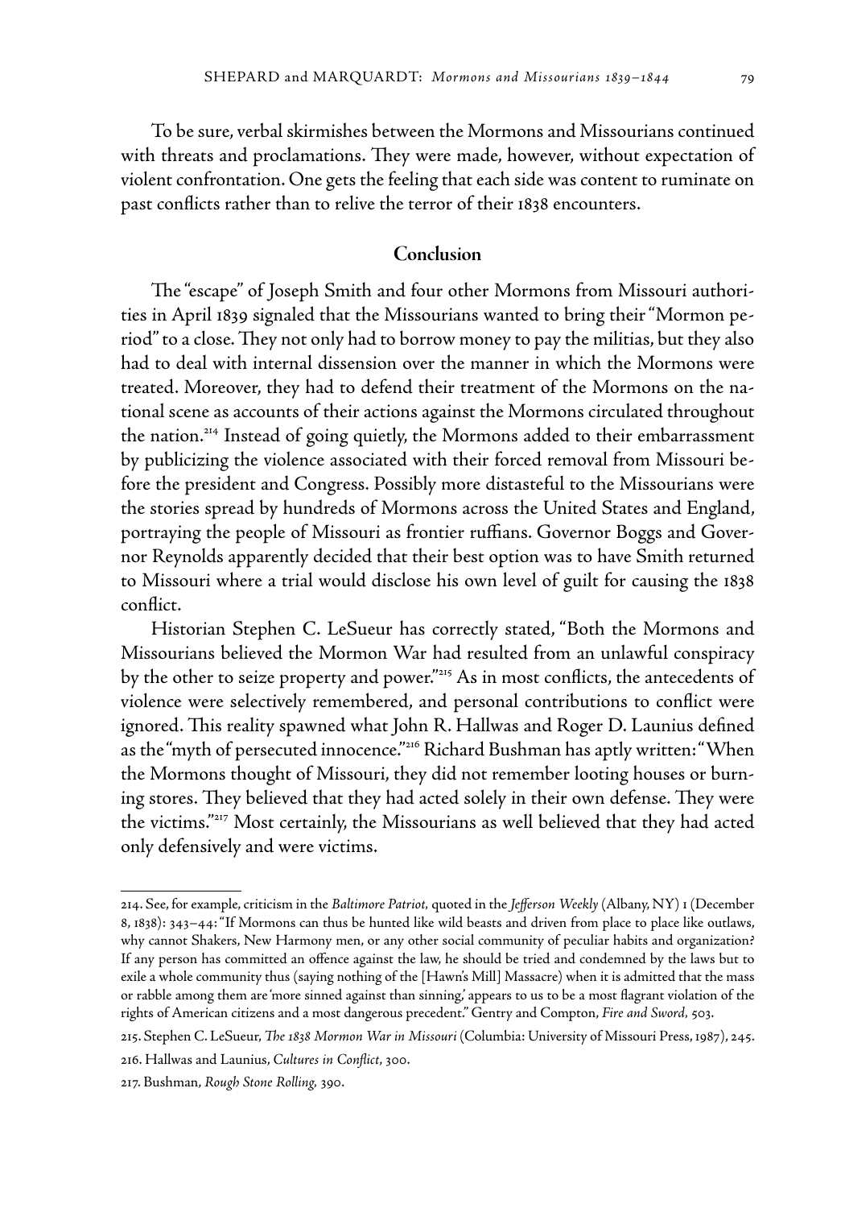To be sure, verbal skirmishes between the Mormons and Missourians continued with threats and proclamations. They were made, however, without expectation of violent confrontation. One gets the feeling that each side was content to ruminate on past conflicts rather than to relive the terror of their 1838 encounters.

## Conclusion

The "escape" of Joseph Smith and four other Mormons from Missouri authorities in April 1839 signaled that the Missourians wanted to bring their "Mormon period" to a close. They not only had to borrow money to pay the militias, but they also had to deal with internal dissension over the manner in which the Mormons were treated. Moreover, they had to defend their treatment of the Mormons on the national scene as accounts of their actions against the Mormons circulated throughout the nation.[214] Instead of going quietly, the Mormons added to their embarrassment by publicizing the violence associated with their forced removal from Missouri before the president and Congress. Possibly more distasteful to the Missourians were the stories spread by hundreds of Mormons across the United States and England, portraying the people of Missouri as frontier ruffians. Governor Boggs and Governor Reynolds apparently decided that their best option was to have Smith returned to Missouri where a trial would disclose his own level of guilt for causing the 1838 conflict.

Historian Stephen C. LeSueur has correctly stated, "Both the Mormons and Missourians believed the Mormon War had resulted from an unlawful conspiracy by the other to seize property and power."[215] As in most conflicts, the antecedents of violence were selectively remembered, and personal contributions to conflict were ignored. This reality spawned what John R. Hallwas and Roger D. Launius defined as the "myth of persecuted innocence."[216] Richard Bushman has aptly written: "When the Mormons thought of Missouri, they did not remember looting houses or burning stores. They believed that they had acted solely in their own defense. They were the victims."[217] Most certainly, the Missourians as well believed that they had acted only defensively and were victims.

---

214. See, for example, criticism in the *Baltimore Patriot,* quoted in the *Jefferson Weekly* (Albany, NY) 1 (December 8, 1838): 343–44: "If Mormons can thus be hunted like wild beasts and driven from place to place like outlaws, why cannot Shakers, New Harmony men, or any other social community of peculiar habits and organization? If any person has committed an offence against the law, he should be tried and condemned by the laws but to exile a whole community thus (saying nothing of the [Hawn's Mill] Massacre) when it is admitted that the mass or rabble among them are 'more sinned against than sinning,' appears to us to be a most flagrant violation of the rights of American citizens and a most dangerous precedent." Gentry and Compton, *Fire and Sword,* 503.

215. Stephen C. LeSueur, *The 1838 Mormon War in Missouri* (Columbia: University of Missouri Press, 1987), 245.

216. Hallwas and Launius, *Cultures in Conflict,* 300.

217. Bushman, *Rough Stone Rolling,* 390.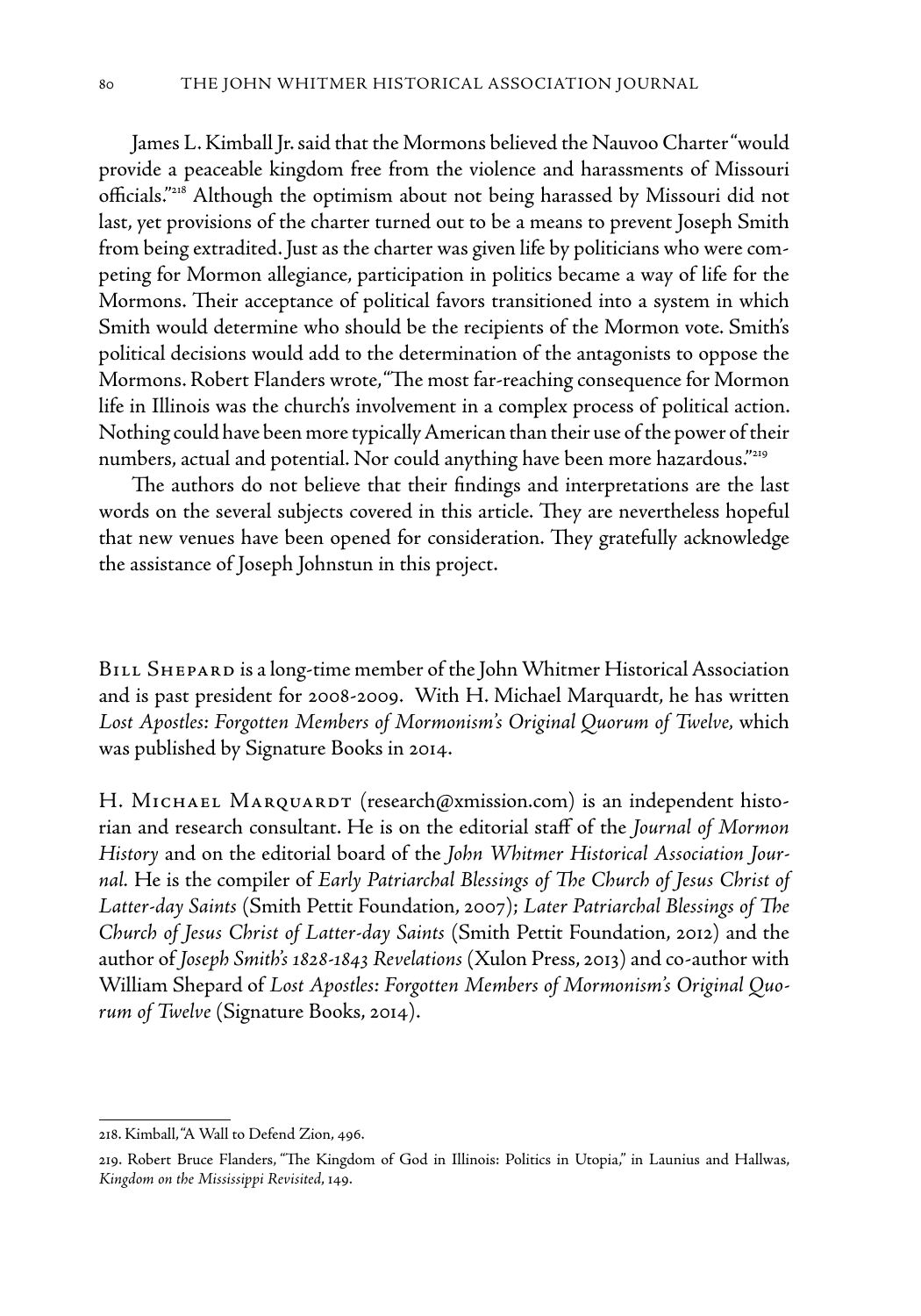James L. Kimball Jr. said that the Mormons believed the Nauvoo Charter "would provide a peaceable kingdom free from the violence and harassments of Missouri officials."[218] Although the optimism about not being harassed by Missouri did not last, yet provisions of the charter turned out to be a means to prevent Joseph Smith from being extradited. Just as the charter was given life by politicians who were competing for Mormon allegiance, participation in politics became a way of life for the Mormons. Their acceptance of political favors transitioned into a system in which Smith would determine who should be the recipients of the Mormon vote. Smith's political decisions would add to the determination of the antagonists to oppose the Mormons. Robert Flanders wrote, "The most far-reaching consequence for Mormon life in Illinois was the church's involvement in a complex process of political action. Nothing could have been more typically American than their use of the power of their numbers, actual and potential. Nor could anything have been more hazardous."[219]

The authors do not believe that their findings and interpretations are the last words on the several subjects covered in this article. They are nevertheless hopeful that new venues have been opened for consideration. They gratefully acknowledge the assistance of Joseph Johnstun in this project.

Bill Shepard is a long-time member of the John Whitmer Historical Association and is past president for 2008-2009. With H. Michael Marquardt, he has written *Lost Apostles: Forgotten Members of Mormonism's Original Quorum of Twelve*, which was published by Signature Books in 2014.

H. Michael Marquardt (research@xmission.com) is an independent historian and research consultant. He is on the editorial staff of the *Journal of Mormon History* and on the editorial board of the *John Whitmer Historical Association Journal*. He is the compiler of *Early Patriarchal Blessings of The Church of Jesus Christ of Latter-day Saints* (Smith Pettit Foundation, 2007); *Later Patriarchal Blessings of The Church of Jesus Christ of Latter-day Saints* (Smith Pettit Foundation, 2012) and the author of *Joseph Smith's 1828-1843 Revelations* (Xulon Press, 2013) and co-author with William Shepard of *Lost Apostles: Forgotten Members of Mormonism's Original Quorum of Twelve* (Signature Books, 2014).

---

218. Kimball, "A Wall to Defend Zion, 496.

219. Robert Bruce Flanders, "The Kingdom of God in Illinois: Politics in Utopia," in Launius and Hallwas, *Kingdom on the Mississippi Revisited*, 149.